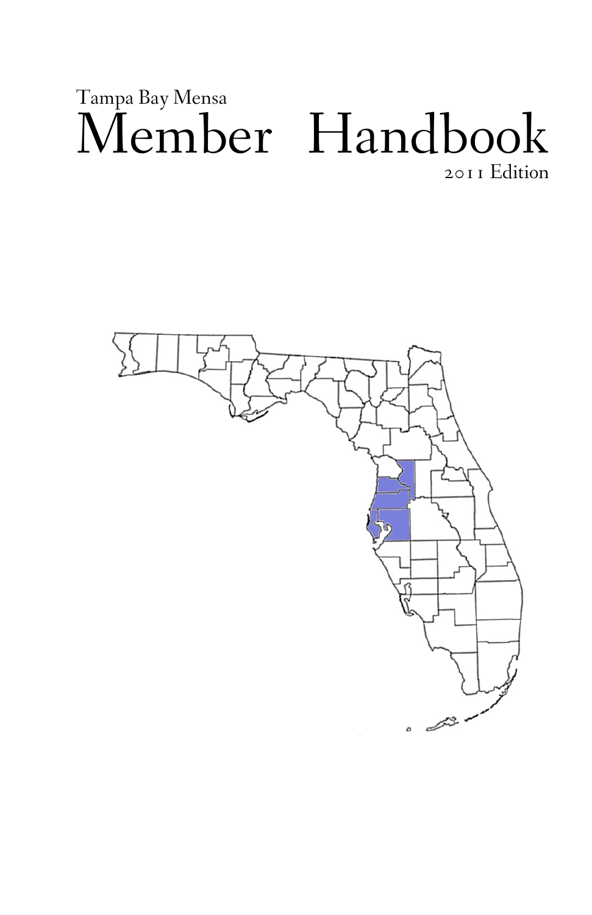Tampa Bay Mensa

# Member Handbook

2011 Edition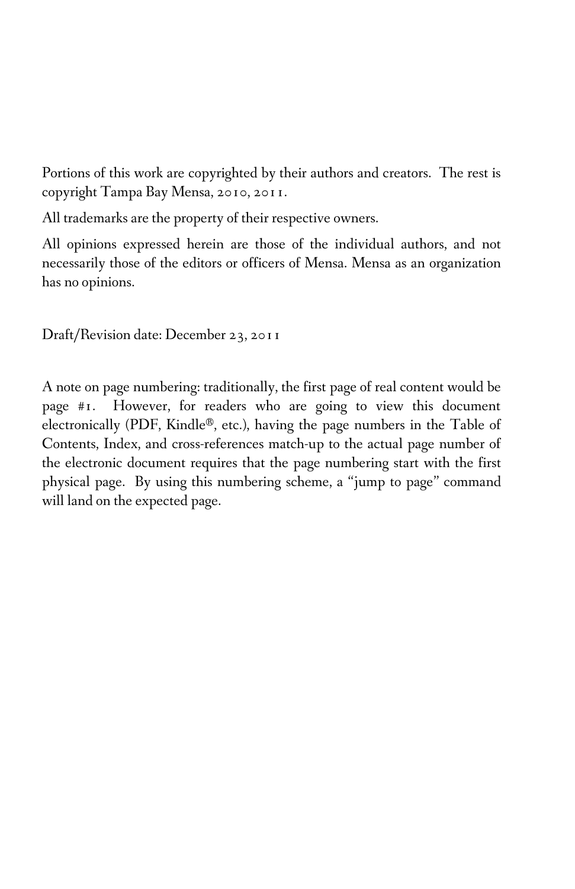Portions of this work are copyrighted by their authors and creators. The rest is copyright Tampa Bay Mensa, 2010, 2011.

All trademarks are the property of their respective owners.

All opinions expressed herein are those of the individual authors, and not necessarily those of the editors or officers of Mensa. Mensa as an organization has no opinions.

Draft/Revision date: December 23, 2011

A note on page numbering: traditionally, the first page of real content would be page #1. However, for readers who are going to view this document electronically (PDF, Kindle®, etc.), having the page numbers in the Table of Contents, Index, and cross-references match-up to the actual page number of the electronic document requires that the page numbering start with the first physical page. By using this numbering scheme, a "jump to page" command will land on the expected page.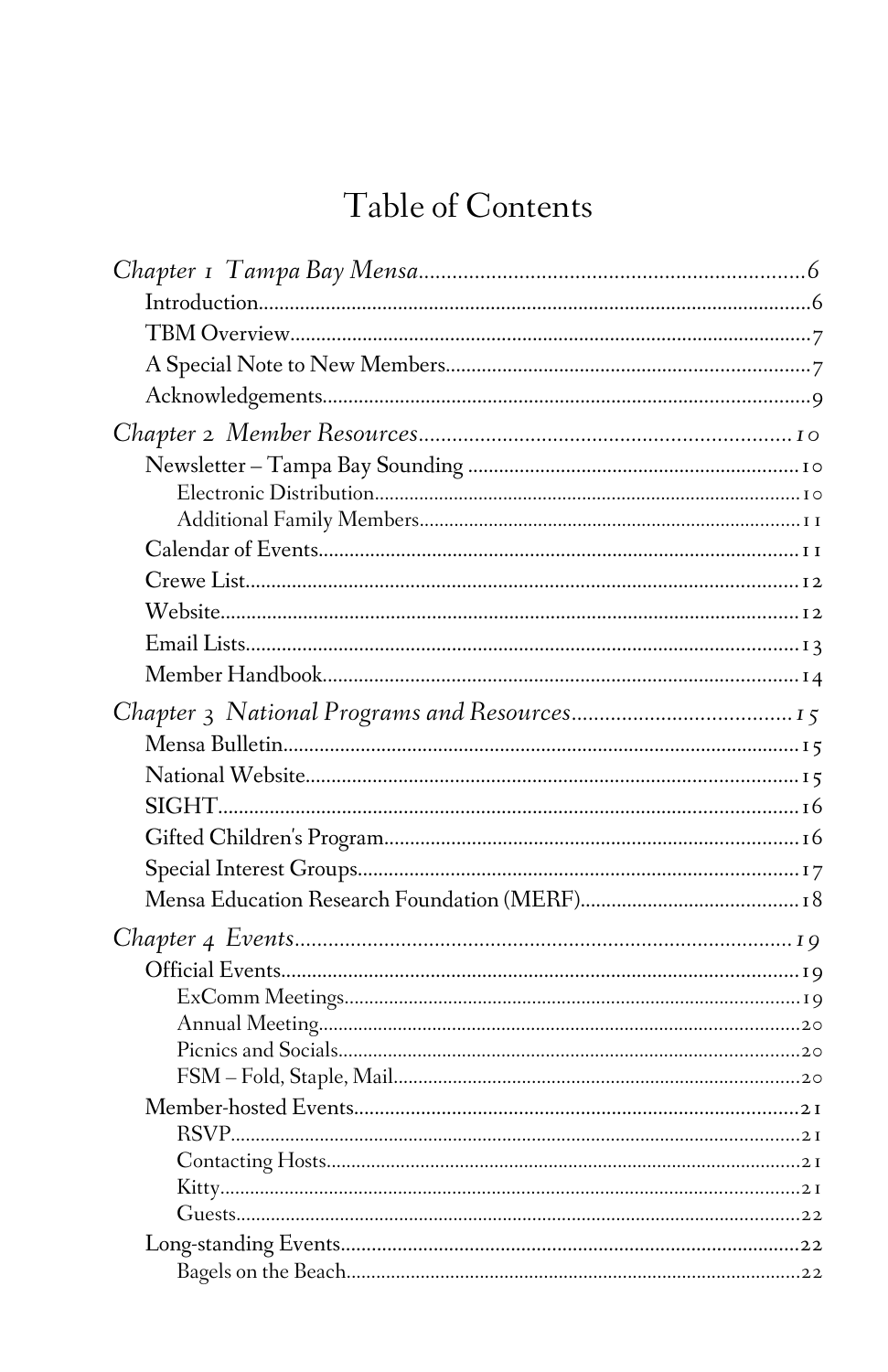# Table of Contents

*Chapter 1 Tampa Bay Mensa* ..... 6

- Introduction ..... 6
- TBM Overview ..... 7
- A Special Note to New Members ..... 7
- Acknowledgements ..... 9

*Chapter 2 Member Resources* ..... 10

- Newsletter – Tampa Bay Sounding ..... 10
  - Electronic Distribution ..... 10
  - Additional Family Members ..... 11
- Calendar of Events ..... 11
- Crewe List ..... 12
- Website ..... 12
- Email Lists ..... 13
- Member Handbook ..... 14

*Chapter 3 National Programs and Resources* ..... 15

- Mensa Bulletin ..... 15
- National Website ..... 15
- SIGHT ..... 16
- Gifted Children's Program ..... 16
- Special Interest Groups ..... 17
- Mensa Education Research Foundation (MERF) ..... 18

*Chapter 4 Events* ..... 19

- Official Events ..... 19
  - ExComm Meetings ..... 19
  - Annual Meeting ..... 20
  - Picnics and Socials ..... 20
  - FSM – Fold, Staple, Mail ..... 20
- Member-hosted Events ..... 21
  - RSVP ..... 21
  - Contacting Hosts ..... 21
  - Kitty ..... 21
  - Guests ..... 22
- Long-standing Events ..... 22
  - Bagels on the Beach ..... 22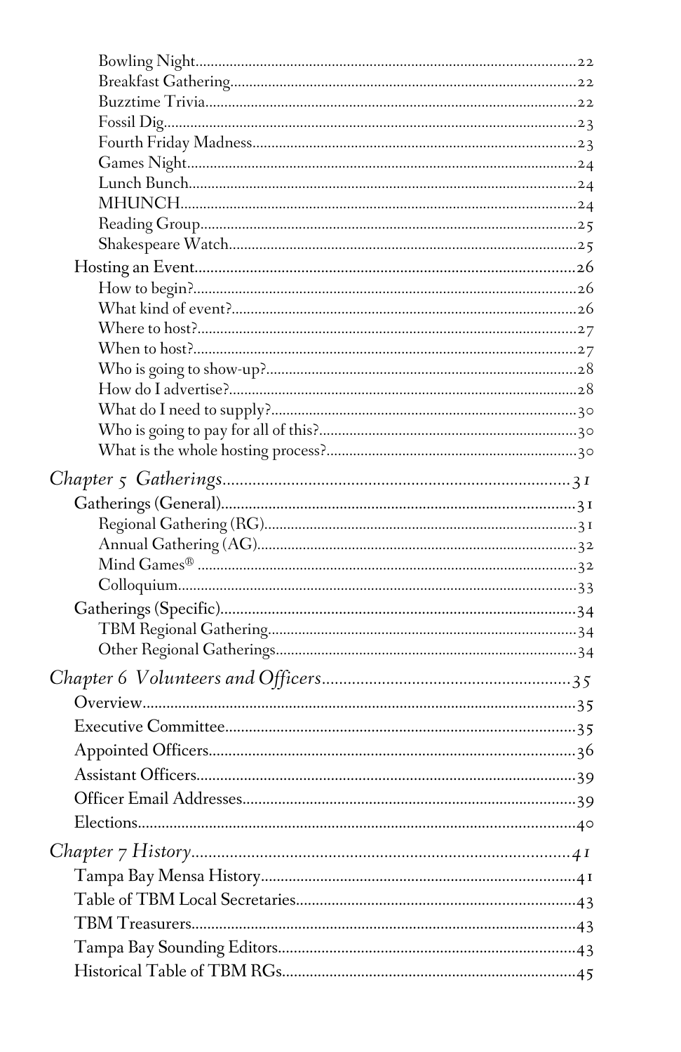- Bowling Night........................................................................................22
- Breakfast Gathering...............................................................................22
- Buzztime Trivia.....................................................................................22
- Fossil Dig.............................................................................................23
- Fourth Friday Madness..........................................................................23
- Games Night.........................................................................................24
- Lunch Bunch.........................................................................................24
- MHUNCH..............................................................................................24
- Reading Group.......................................................................................25
- Shakespeare Watch................................................................................25

Hosting an Event..........................................................................................26

- How to begin?........................................................................................26
- What kind of event?................................................................................26
- Where to host?.......................................................................................27
- When to host?........................................................................................27
- Who is going to show-up?.......................................................................28
- How do I advertise?................................................................................28
- What do I need to supply?.......................................................................30
- Who is going to pay for all of this?..........................................................30
- What is the whole hosting process?.........................................................30

*Chapter 5 Gatherings*..................................................................................31

Gatherings (General)......................................................................................31

- Regional Gathering (RG).........................................................................31
- Annual Gathering (AG)............................................................................32
- Mind Games® .........................................................................................32
- Colloquium.............................................................................................33

Gatherings (Specific).......................................................................................34

- TBM Regional Gathering..........................................................................34
- Other Regional Gatherings........................................................................34

*Chapter 6 Volunteers and Officers*...............................................................35

Overview.......................................................................................................35

Executive Committee......................................................................................35

Appointed Officers.........................................................................................36

Assistant Officers...........................................................................................39

Officer Email Addresses..................................................................................39

Elections.......................................................................................................40

*Chapter 7 History*........................................................................................41

Tampa Bay Mensa History................................................................................41

Table of TBM Local Secretaries........................................................................43

TBM Treasurers..............................................................................................43

Tampa Bay Sounding Editors............................................................................43

Historical Table of TBM RGs............................................................................45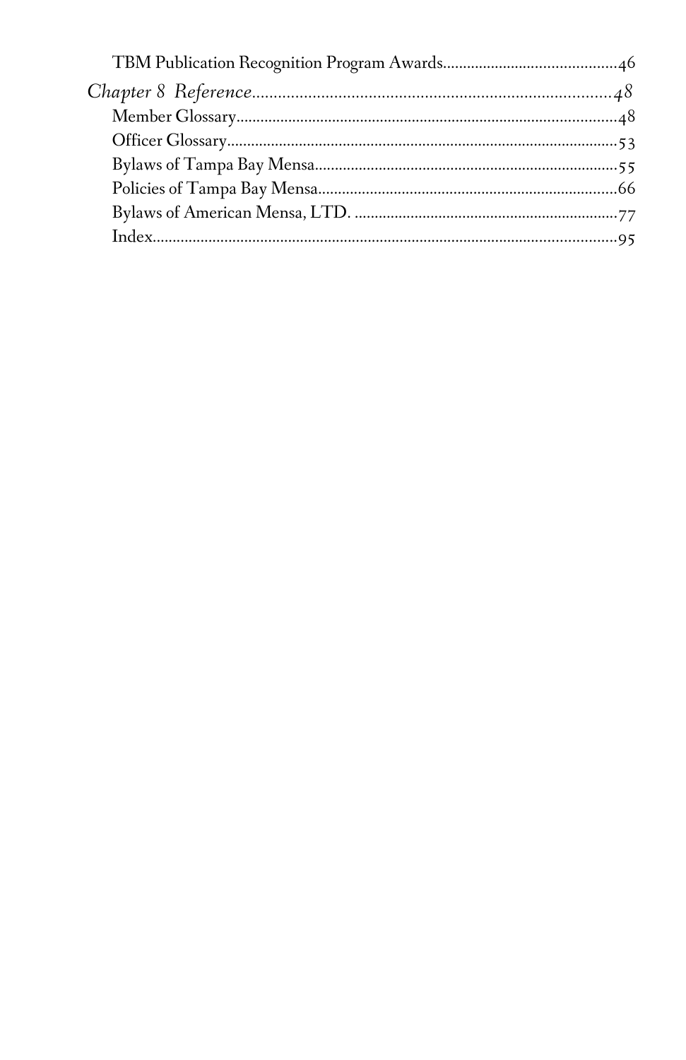TBM Publication Recognition Program Awards..........46

*Chapter 8 Reference..........48*

Member Glossary..........48

Officer Glossary..........53

Bylaws of Tampa Bay Mensa..........55

Policies of Tampa Bay Mensa..........66

Bylaws of American Mensa, LTD. ..........77

Index..........95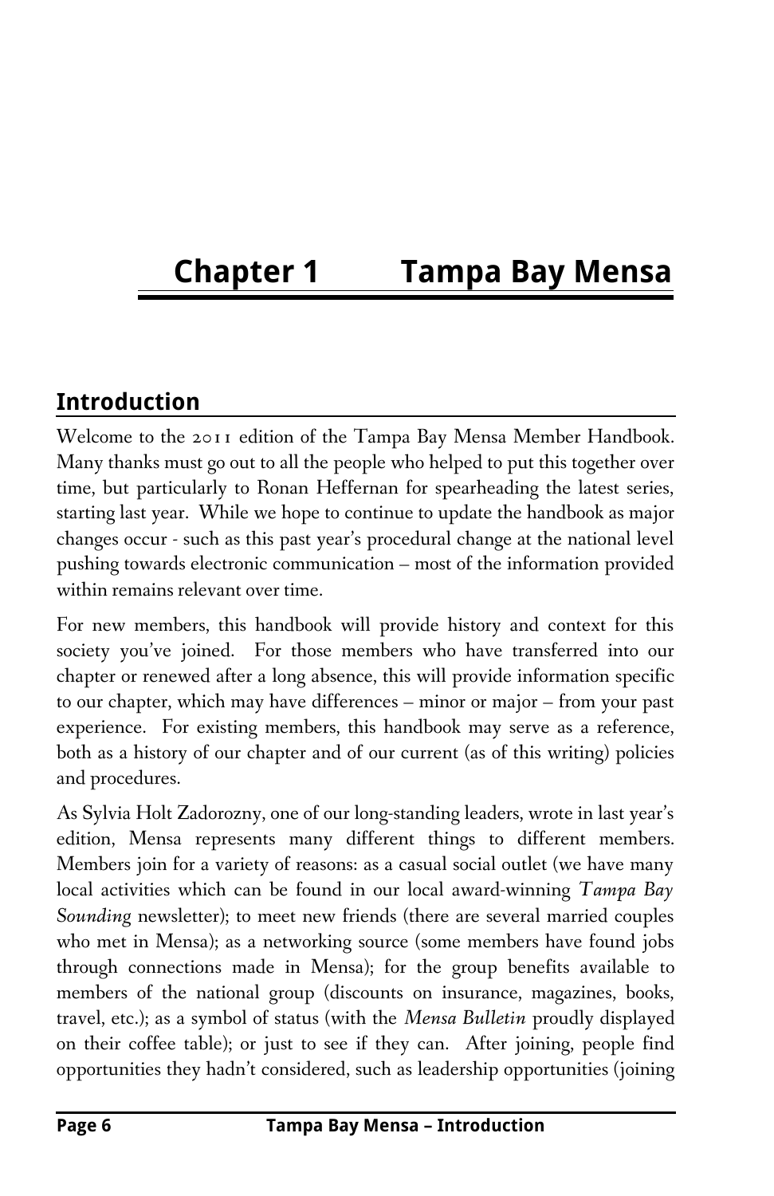# Chapter 1 Tampa Bay Mensa

## Introduction

Welcome to the 2011 edition of the Tampa Bay Mensa Member Handbook. Many thanks must go out to all the people who helped to put this together over time, but particularly to Ronan Heffernan for spearheading the latest series, starting last year. While we hope to continue to update the handbook as major changes occur - such as this past year's procedural change at the national level pushing towards electronic communication – most of the information provided within remains relevant over time.

For new members, this handbook will provide history and context for this society you've joined. For those members who have transferred into our chapter or renewed after a long absence, this will provide information specific to our chapter, which may have differences – minor or major – from your past experience. For existing members, this handbook may serve as a reference, both as a history of our chapter and of our current (as of this writing) policies and procedures.

As Sylvia Holt Zadorozny, one of our long-standing leaders, wrote in last year's edition, Mensa represents many different things to different members. Members join for a variety of reasons: as a casual social outlet (we have many local activities which can be found in our local award-winning *Tampa Bay Sounding* newsletter); to meet new friends (there are several married couples who met in Mensa); as a networking source (some members have found jobs through connections made in Mensa); for the group benefits available to members of the national group (discounts on insurance, magazines, books, travel, etc.); as a symbol of status (with the *Mensa Bulletin* proudly displayed on their coffee table); or just to see if they can. After joining, people find opportunities they hadn't considered, such as leadership opportunities (joining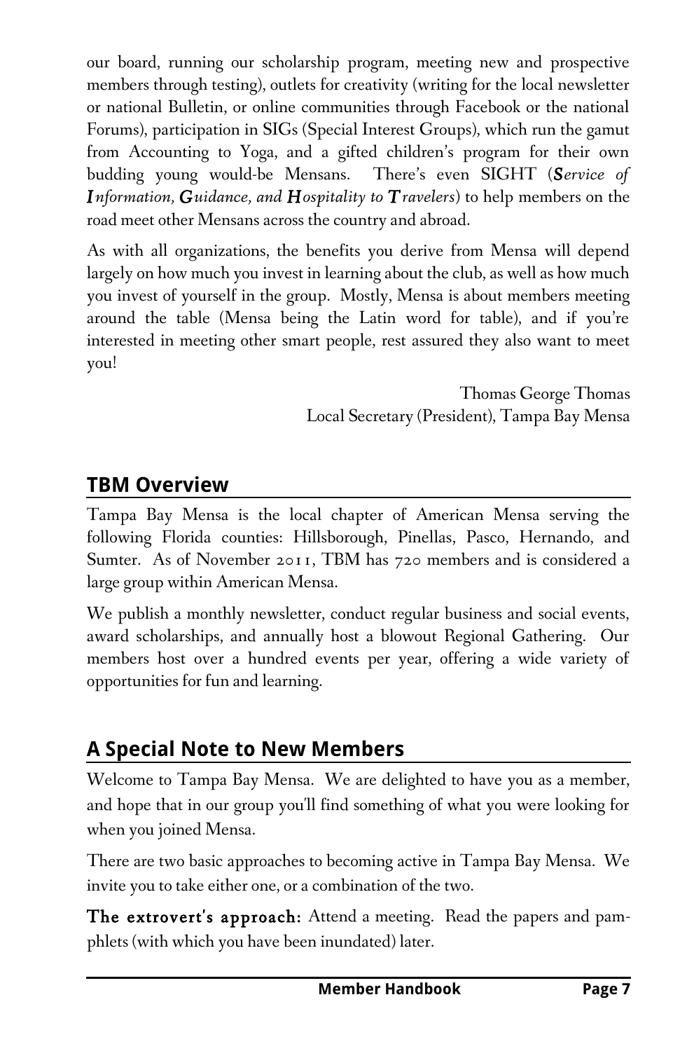our board, running our scholarship program, meeting new and prospective members through testing), outlets for creativity (writing for the local newsletter or national Bulletin, or online communities through Facebook or the national Forums), participation in SIGs (Special Interest Groups), which run the gamut from Accounting to Yoga, and a gifted children's program for their own budding young would-be Mensans. There's even SIGHT (***S**ervice of **I**nformation, **G**uidance, and **H**ospitality to **T**ravelers*) to help members on the road meet other Mensans across the country and abroad.

As with all organizations, the benefits you derive from Mensa will depend largely on how much you invest in learning about the club, as well as how much you invest of yourself in the group. Mostly, Mensa is about members meeting around the table (Mensa being the Latin word for table), and if you're interested in meeting other smart people, rest assured they also want to meet you!

Thomas George Thomas
Local Secretary (President), Tampa Bay Mensa

## TBM Overview

Tampa Bay Mensa is the local chapter of American Mensa serving the following Florida counties: Hillsborough, Pinellas, Pasco, Hernando, and Sumter. As of November 2011, TBM has 720 members and is considered a large group within American Mensa.

We publish a monthly newsletter, conduct regular business and social events, award scholarships, and annually host a blowout Regional Gathering. Our members host over a hundred events per year, offering a wide variety of opportunities for fun and learning.

## A Special Note to New Members

Welcome to Tampa Bay Mensa. We are delighted to have you as a member, and hope that in our group you'll find something of what you were looking for when you joined Mensa.

There are two basic approaches to becoming active in Tampa Bay Mensa. We invite you to take either one, or a combination of the two.

**The extrovert's approach:** Attend a meeting. Read the papers and pamphlets (with which you have been inundated) later.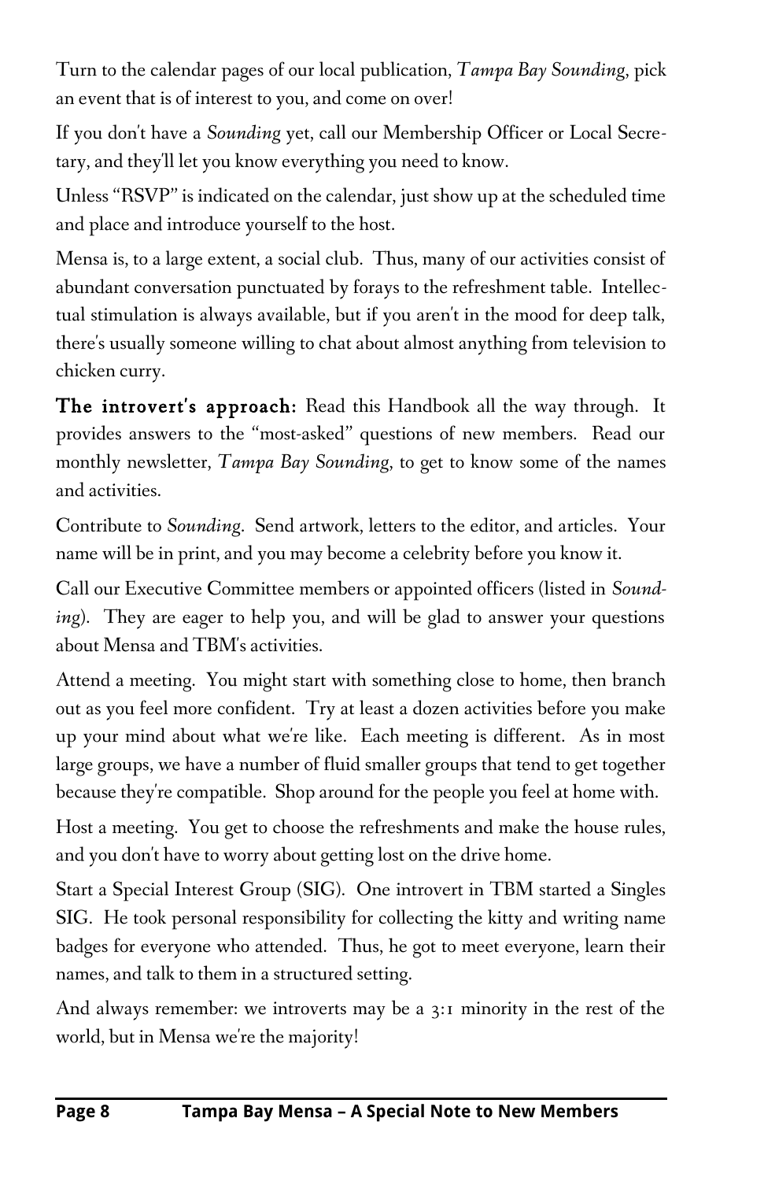Turn to the calendar pages of our local publication, *Tampa Bay Sounding*, pick an event that is of interest to you, and come on over!

If you don't have a *Sounding* yet, call our Membership Officer or Local Secretary, and they'll let you know everything you need to know.

Unless "RSVP" is indicated on the calendar, just show up at the scheduled time and place and introduce yourself to the host.

Mensa is, to a large extent, a social club. Thus, many of our activities consist of abundant conversation punctuated by forays to the refreshment table. Intellectual stimulation is always available, but if you aren't in the mood for deep talk, there's usually someone willing to chat about almost anything from television to chicken curry.

**The introvert's approach:** Read this Handbook all the way through. It provides answers to the "most-asked" questions of new members. Read our monthly newsletter, *Tampa Bay Sounding*, to get to know some of the names and activities.

Contribute to *Sounding*. Send artwork, letters to the editor, and articles. Your name will be in print, and you may become a celebrity before you know it.

Call our Executive Committee members or appointed officers (listed in *Sounding*). They are eager to help you, and will be glad to answer your questions about Mensa and TBM's activities.

Attend a meeting. You might start with something close to home, then branch out as you feel more confident. Try at least a dozen activities before you make up your mind about what we're like. Each meeting is different. As in most large groups, we have a number of fluid smaller groups that tend to get together because they're compatible. Shop around for the people you feel at home with.

Host a meeting. You get to choose the refreshments and make the house rules, and you don't have to worry about getting lost on the drive home.

Start a Special Interest Group (SIG). One introvert in TBM started a Singles SIG. He took personal responsibility for collecting the kitty and writing name badges for everyone who attended. Thus, he got to meet everyone, learn their names, and talk to them in a structured setting.

And always remember: we introverts may be a 3:1 minority in the rest of the world, but in Mensa we're the majority!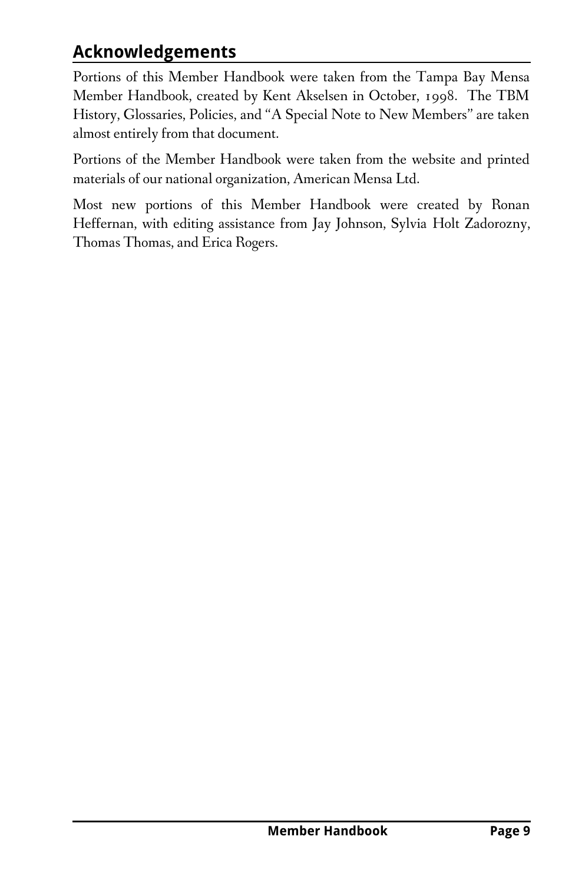## Acknowledgements

Portions of this Member Handbook were taken from the Tampa Bay Mensa Member Handbook, created by Kent Akselsen in October, 1998. The TBM History, Glossaries, Policies, and "A Special Note to New Members" are taken almost entirely from that document.

Portions of the Member Handbook were taken from the website and printed materials of our national organization, American Mensa Ltd.

Most new portions of this Member Handbook were created by Ronan Heffernan, with editing assistance from Jay Johnson, Sylvia Holt Zadorozny, Thomas Thomas, and Erica Rogers.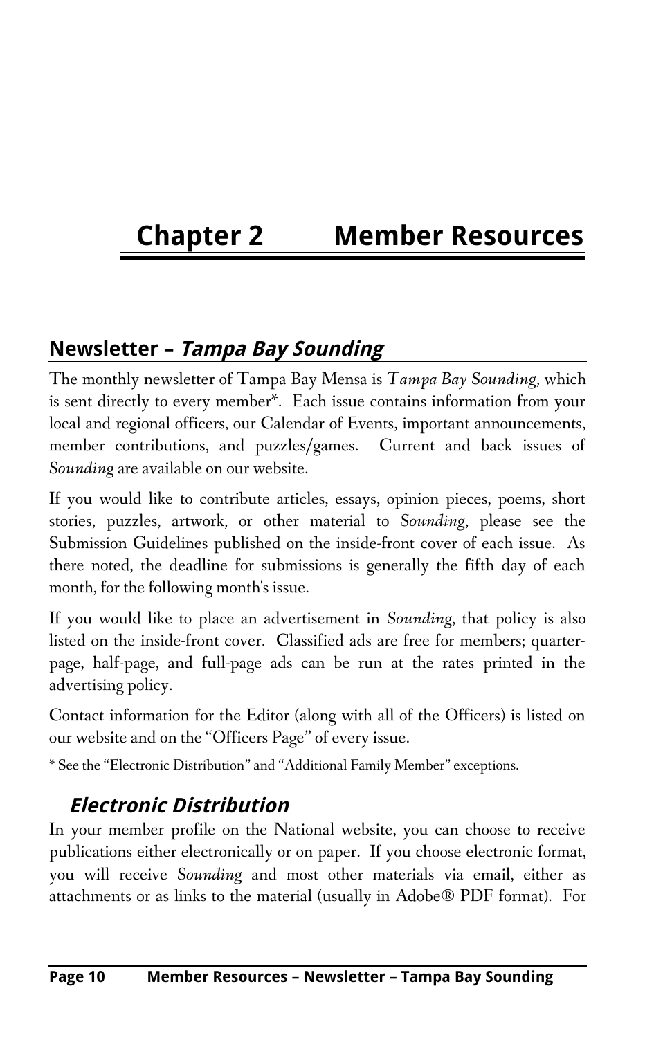# Chapter 2 Member Resources

## Newsletter – *Tampa Bay Sounding*

The monthly newsletter of Tampa Bay Mensa is *Tampa Bay Sounding*, which is sent directly to every member*. Each issue contains information from your local and regional officers, our Calendar of Events, important announcements, member contributions, and puzzles/games. Current and back issues of *Sounding* are available on our website.

If you would like to contribute articles, essays, opinion pieces, poems, short stories, puzzles, artwork, or other material to *Sounding*, please see the Submission Guidelines published on the inside-front cover of each issue. As there noted, the deadline for submissions is generally the fifth day of each month, for the following month's issue.

If you would like to place an advertisement in *Sounding*, that policy is also listed on the inside-front cover. Classified ads are free for members; quarter-page, half-page, and full-page ads can be run at the rates printed in the advertising policy.

Contact information for the Editor (along with all of the Officers) is listed on our website and on the "Officers Page" of every issue.

* See the "Electronic Distribution" and "Additional Family Member" exceptions.

### *Electronic Distribution*

In your member profile on the National website, you can choose to receive publications either electronically or on paper. If you choose electronic format, you will receive *Sounding* and most other materials via email, either as attachments or as links to the material (usually in Adobe® PDF format). For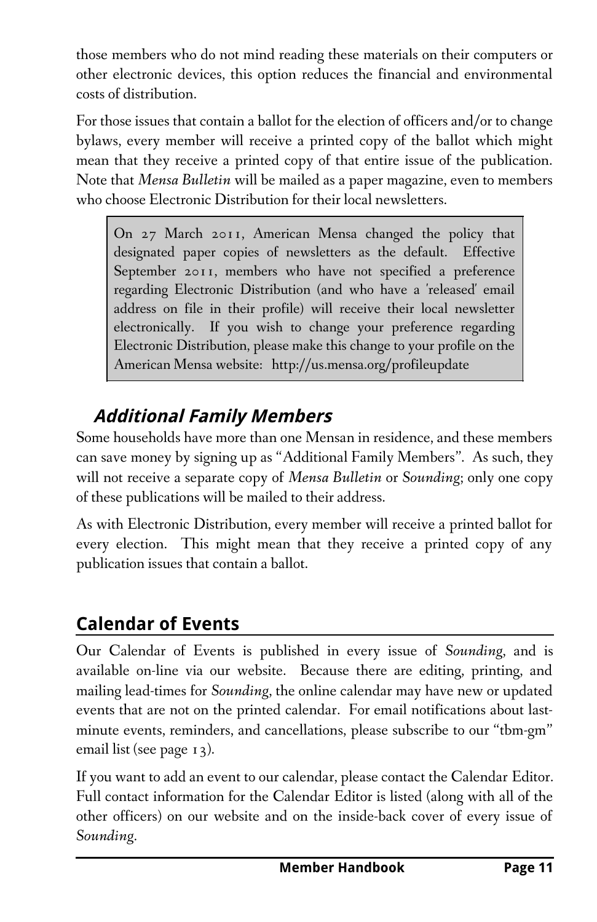those members who do not mind reading these materials on their computers or other electronic devices, this option reduces the financial and environmental costs of distribution.

For those issues that contain a ballot for the election of officers and/or to change bylaws, every member will receive a printed copy of the ballot which might mean that they receive a printed copy of that entire issue of the publication. Note that *Mensa Bulletin* will be mailed as a paper magazine, even to members who choose Electronic Distribution for their local newsletters.

> On 27 March 2011, American Mensa changed the policy that designated paper copies of newsletters as the default. Effective September 2011, members who have not specified a preference regarding Electronic Distribution (and who have a 'released' email address on file in their profile) will receive their local newsletter electronically. If you wish to change your preference regarding Electronic Distribution, please make this change to your profile on the American Mensa website: http://us.mensa.org/profileupdate

### *Additional Family Members*

Some households have more than one Mensan in residence, and these members can save money by signing up as "Additional Family Members". As such, they will not receive a separate copy of *Mensa Bulletin* or *Sounding*; only one copy of these publications will be mailed to their address.

As with Electronic Distribution, every member will receive a printed ballot for every election. This might mean that they receive a printed copy of any publication issues that contain a ballot.

## Calendar of Events

Our Calendar of Events is published in every issue of *Sounding*, and is available on-line via our website. Because there are editing, printing, and mailing lead-times for *Sounding*, the online calendar may have new or updated events that are not on the printed calendar. For email notifications about last-minute events, reminders, and cancellations, please subscribe to our "tbm-gm" email list (see page 13).

If you want to add an event to our calendar, please contact the Calendar Editor. Full contact information for the Calendar Editor is listed (along with all of the other officers) on our website and on the inside-back cover of every issue of *Sounding*.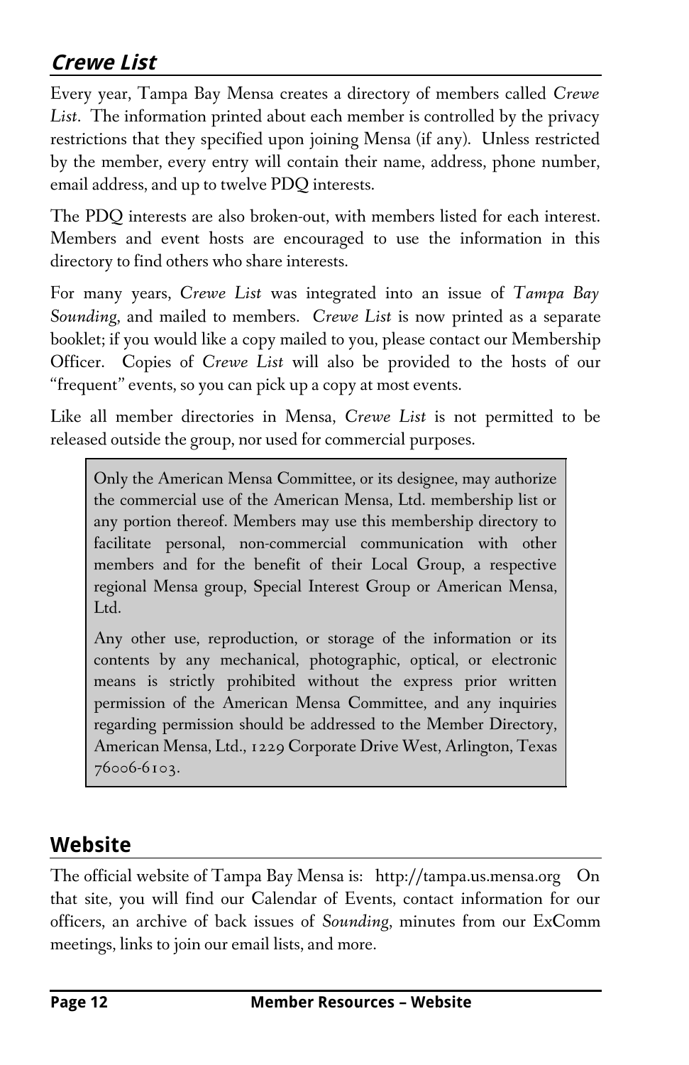## *Crewe List*

Every year, Tampa Bay Mensa creates a directory of members called *Crewe List*. The information printed about each member is controlled by the privacy restrictions that they specified upon joining Mensa (if any). Unless restricted by the member, every entry will contain their name, address, phone number, email address, and up to twelve PDQ interests.

The PDQ interests are also broken-out, with members listed for each interest. Members and event hosts are encouraged to use the information in this directory to find others who share interests.

For many years, *Crewe List* was integrated into an issue of *Tampa Bay Sounding*, and mailed to members. *Crewe List* is now printed as a separate booklet; if you would like a copy mailed to you, please contact our Membership Officer. Copies of *Crewe List* will also be provided to the hosts of our "frequent" events, so you can pick up a copy at most events.

Like all member directories in Mensa, *Crewe List* is not permitted to be released outside the group, nor used for commercial purposes.

> Only the American Mensa Committee, or its designee, may authorize the commercial use of the American Mensa, Ltd. membership list or any portion thereof. Members may use this membership directory to facilitate personal, non-commercial communication with other members and for the benefit of their Local Group, a respective regional Mensa group, Special Interest Group or American Mensa, Ltd.
>
> Any other use, reproduction, or storage of the information or its contents by any mechanical, photographic, optical, or electronic means is strictly prohibited without the express prior written permission of the American Mensa Committee, and any inquiries regarding permission should be addressed to the Member Directory, American Mensa, Ltd., 1229 Corporate Drive West, Arlington, Texas 76006-6103.

## Website

The official website of Tampa Bay Mensa is: http://tampa.us.mensa.org On that site, you will find our Calendar of Events, contact information for our officers, an archive of back issues of *Sounding*, minutes from our ExComm meetings, links to join our email lists, and more.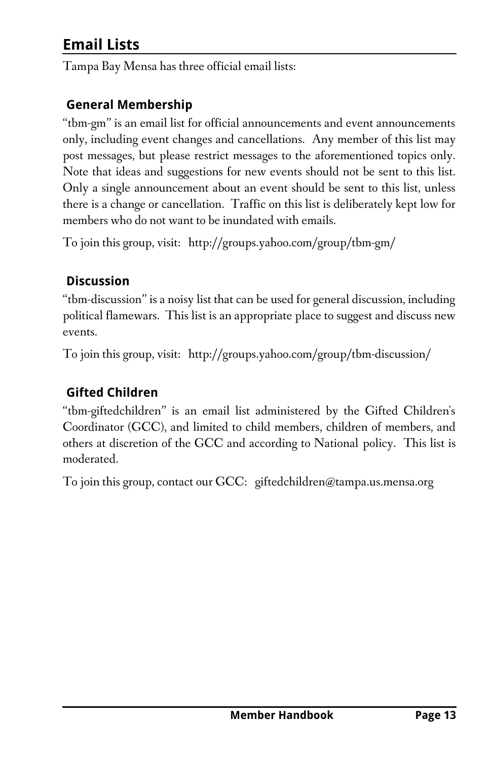## Email Lists

Tampa Bay Mensa has three official email lists:

### General Membership

“tbm-gm” is an email list for official announcements and event announcements only, including event changes and cancellations. Any member of this list may post messages, but please restrict messages to the aforementioned topics only. Note that ideas and suggestions for new events should not be sent to this list. Only a single announcement about an event should be sent to this list, unless there is a change or cancellation. Traffic on this list is deliberately kept low for members who do not want to be inundated with emails.

To join this group, visit: http://groups.yahoo.com/group/tbm-gm/

### Discussion

“tbm-discussion” is a noisy list that can be used for general discussion, including political flamewars. This list is an appropriate place to suggest and discuss new events.

To join this group, visit: http://groups.yahoo.com/group/tbm-discussion/

### Gifted Children

“tbm-giftedchildren” is an email list administered by the Gifted Children's Coordinator (GCC), and limited to child members, children of members, and others at discretion of the GCC and according to National policy. This list is moderated.

To join this group, contact our GCC: giftedchildren@tampa.us.mensa.org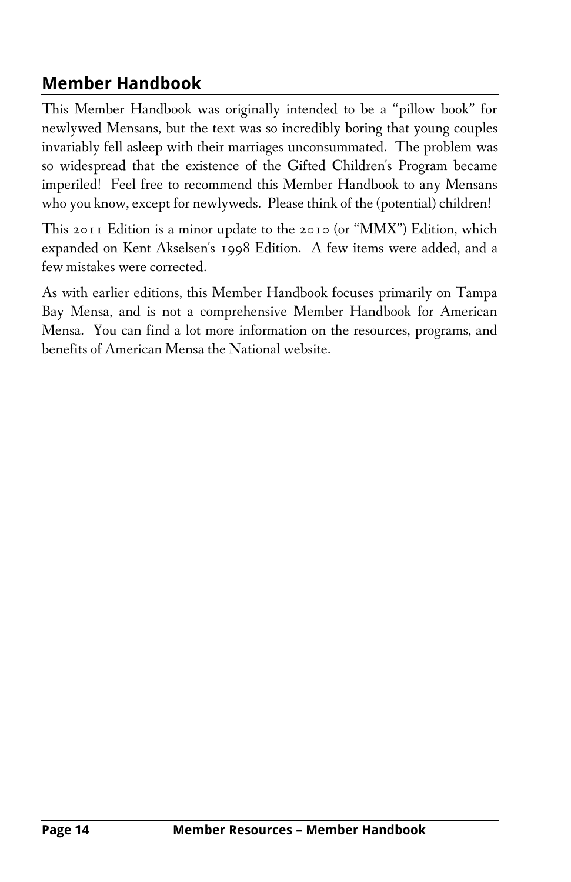## Member Handbook

This Member Handbook was originally intended to be a "pillow book" for newlywed Mensans, but the text was so incredibly boring that young couples invariably fell asleep with their marriages unconsummated. The problem was so widespread that the existence of the Gifted Children's Program became imperiled! Feel free to recommend this Member Handbook to any Mensans who you know, except for newlyweds. Please think of the (potential) children!

This 2011 Edition is a minor update to the 2010 (or "MMX") Edition, which expanded on Kent Akselsen's 1998 Edition. A few items were added, and a few mistakes were corrected.

As with earlier editions, this Member Handbook focuses primarily on Tampa Bay Mensa, and is not a comprehensive Member Handbook for American Mensa. You can find a lot more information on the resources, programs, and benefits of American Mensa the National website.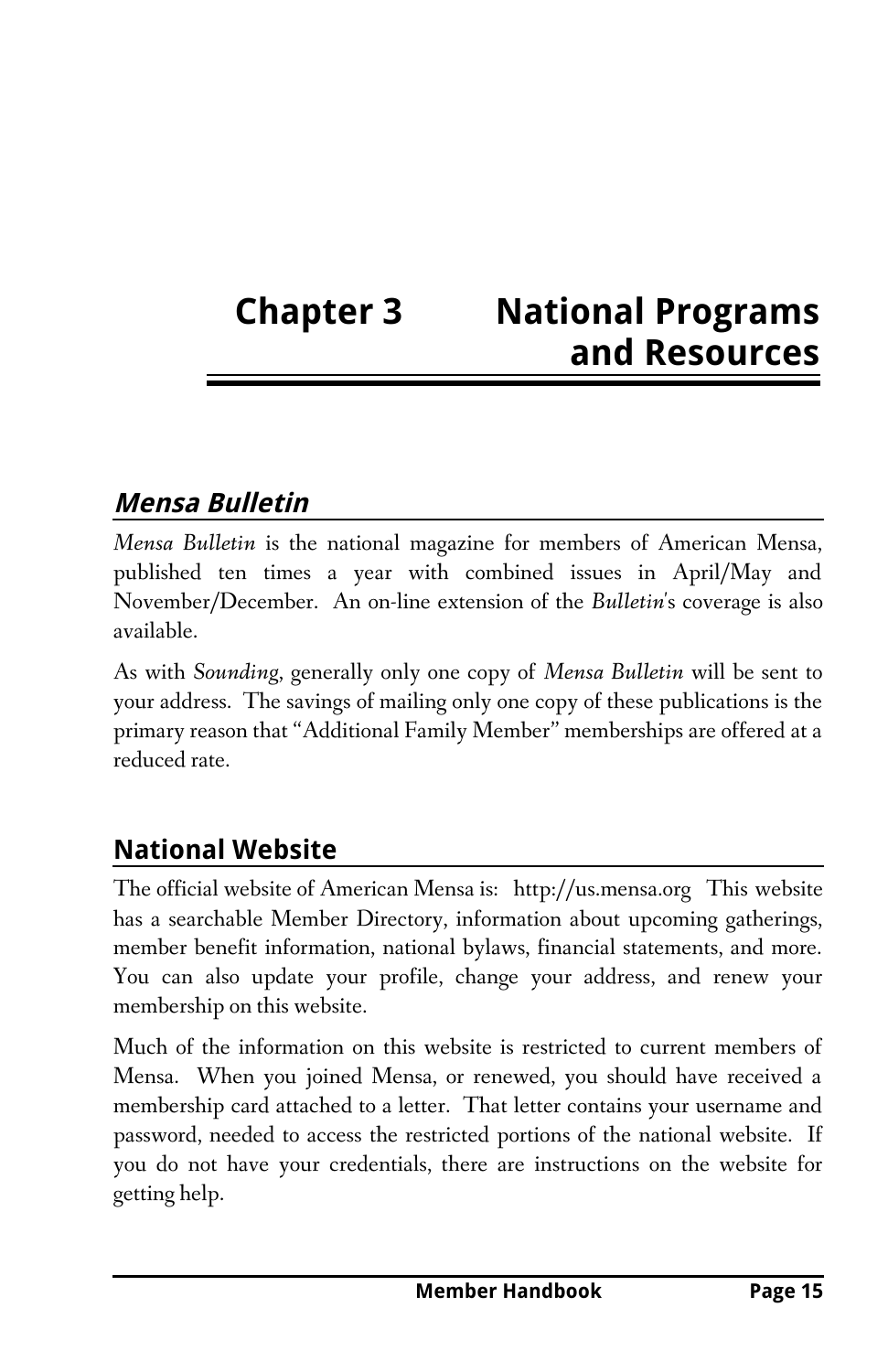# Chapter 3 National Programs and Resources

## *Mensa Bulletin*

*Mensa Bulletin* is the national magazine for members of American Mensa, published ten times a year with combined issues in April/May and November/December. An on-line extension of the *Bulletin*'s coverage is also available.

As with *Sounding*, generally only one copy of *Mensa Bulletin* will be sent to your address. The savings of mailing only one copy of these publications is the primary reason that "Additional Family Member" memberships are offered at a reduced rate.

## National Website

The official website of American Mensa is: http://us.mensa.org This website has a searchable Member Directory, information about upcoming gatherings, member benefit information, national bylaws, financial statements, and more. You can also update your profile, change your address, and renew your membership on this website.

Much of the information on this website is restricted to current members of Mensa. When you joined Mensa, or renewed, you should have received a membership card attached to a letter. That letter contains your username and password, needed to access the restricted portions of the national website. If you do not have your credentials, there are instructions on the website for getting help.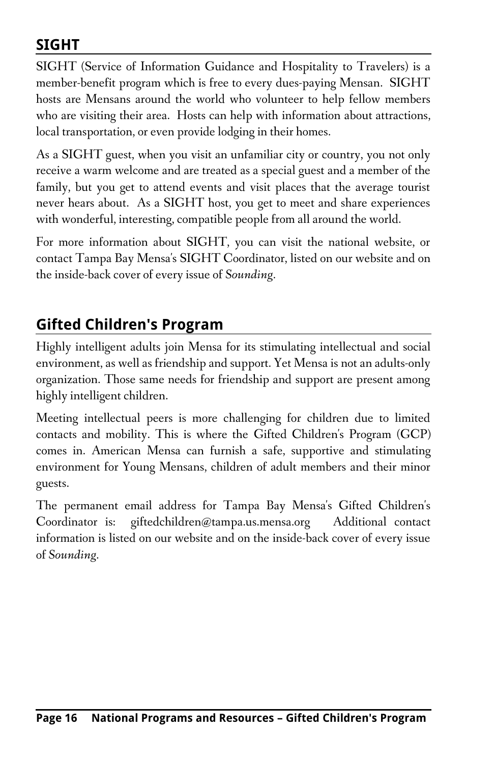## SIGHT

SIGHT (Service of Information Guidance and Hospitality to Travelers) is a member-benefit program which is free to every dues-paying Mensan. SIGHT hosts are Mensans around the world who volunteer to help fellow members who are visiting their area. Hosts can help with information about attractions, local transportation, or even provide lodging in their homes.

As a SIGHT guest, when you visit an unfamiliar city or country, you not only receive a warm welcome and are treated as a special guest and a member of the family, but you get to attend events and visit places that the average tourist never hears about. As a SIGHT host, you get to meet and share experiences with wonderful, interesting, compatible people from all around the world.

For more information about SIGHT, you can visit the national website, or contact Tampa Bay Mensa's SIGHT Coordinator, listed on our website and on the inside-back cover of every issue of *Sounding*.

## Gifted Children's Program

Highly intelligent adults join Mensa for its stimulating intellectual and social environment, as well as friendship and support. Yet Mensa is not an adults-only organization. Those same needs for friendship and support are present among highly intelligent children.

Meeting intellectual peers is more challenging for children due to limited contacts and mobility. This is where the Gifted Children's Program (GCP) comes in. American Mensa can furnish a safe, supportive and stimulating environment for Young Mensans, children of adult members and their minor guests.

The permanent email address for Tampa Bay Mensa's Gifted Children's Coordinator is: giftedchildren@tampa.us.mensa.org Additional contact information is listed on our website and on the inside-back cover of every issue of *Sounding*.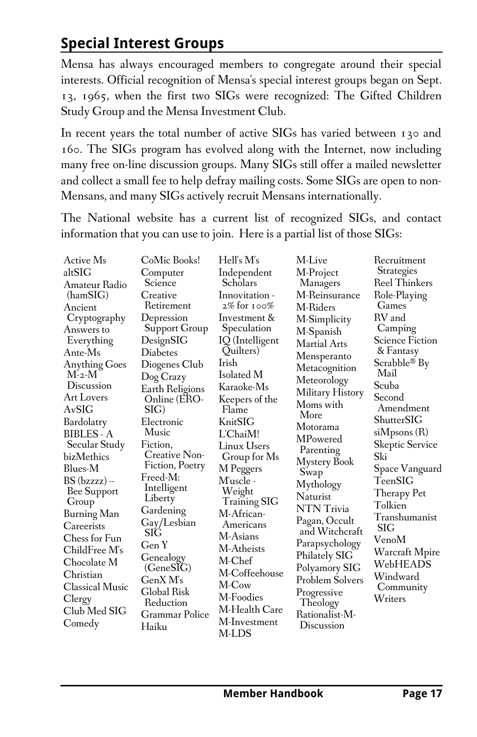## Special Interest Groups

Mensa has always encouraged members to congregate around their special interests. Official recognition of Mensa's special interest groups began on Sept. 13, 1965, when the first two SIGs were recognized: The Gifted Children Study Group and the Mensa Investment Club.

In recent years the total number of active SIGs has varied between 130 and 160. The SIGs program has evolved along with the Internet, now including many free on-line discussion groups. Many SIGs still offer a mailed newsletter and collect a small fee to help defray mailing costs. Some SIGs are open to non-Mensans, and many SIGs actively recruit Mensans internationally.

The National website has a current list of recognized SIGs, and contact information that you can use to join. Here is a partial list of those SIGs:

- Active Ms
- altSIG
- Amateur Radio (hamSIG)
- Ancient Cryptography
- Answers to Everything
- Ante-Ms
- Anything Goes M-2-M Discussion
- Art Lovers
- AvSIG
- Bardolatry
- BIBLES - A Secular Study
- bizMethics
- Blues-M
- BS (bzzzz) -- Bee Support Group
- Burning Man
- Careerists
- Chess for Fun
- ChildFree M's
- Chocolate M
- Christian
- Classical Music
- Clergy
- Club Med SIG
- Comedy
- CoMic Books!
- Computer Science
- Creative Retirement
- Depression Support Group
- DesignSIG
- Diabetes
- Diogenes Club
- Dog Crazy
- Earth Religions Online (ERO-SIG)
- Electronic Music
- Fiction, Creative Non-Fiction, Poetry
- Freed-M: Intelligent Liberty
- Gardening
- Gay/Lesbian SIG
- Gen Y
- Genealogy (GeneSIG)
- GenX M's
- Global Risk Reduction
- Grammar Police
- Haiku
- Hell's M's
- Independent Scholars
- Innovitation - 2% for 100%
- Investment & Speculation
- IQ (Intelligent Quilters)
- Irish
- Isolated M
- Karaoke-Ms
- Keepers of the Flame
- KnitSIG
- L'ChaiM!
- Linux Users Group for Ms
- M Peggers
- M'uscle - Weight Training SIG
- M-African-Americans
- M-Asians
- M-Atheists
- M-Chef
- M-Coffeehouse
- M-Cow
- M-Foodies
- M-Health Care
- M-Investment
- M-LDS
- M-Live
- M-Project Managers
- M-Reinsurance
- M-Riders
- M-Simplicity
- M-Spanish
- Martial Arts
- Mensperanto
- Metacognition
- Meteorology
- Military History
- Moms with More
- Motorama
- MPowered Parenting
- Mystery Book Swap
- Mythology
- Naturist
- NTN Trivia
- Pagan, Occult and Witchcraft
- Parapsychology
- Philately SIG
- Polyamory SIG
- Problem Solvers
- Progressive Theology
- Rationalist-M-Discussion
- Recruitment Strategies
- Reel Thinkers
- Role-Playing Games
- RV and Camping
- Science Fiction & Fantasy
- Scrabble® By Mail
- Scuba
- Second Amendment
- ShutterSIG
- siMpsons (R)
- Skeptic Service
- Ski
- Space Vanguard
- TeenSIG
- Therapy Pet
- Tolkien
- Transhumanist SIG
- VenoM
- Warcraft Mpire
- WebHEADS
- Windward Community
- Writers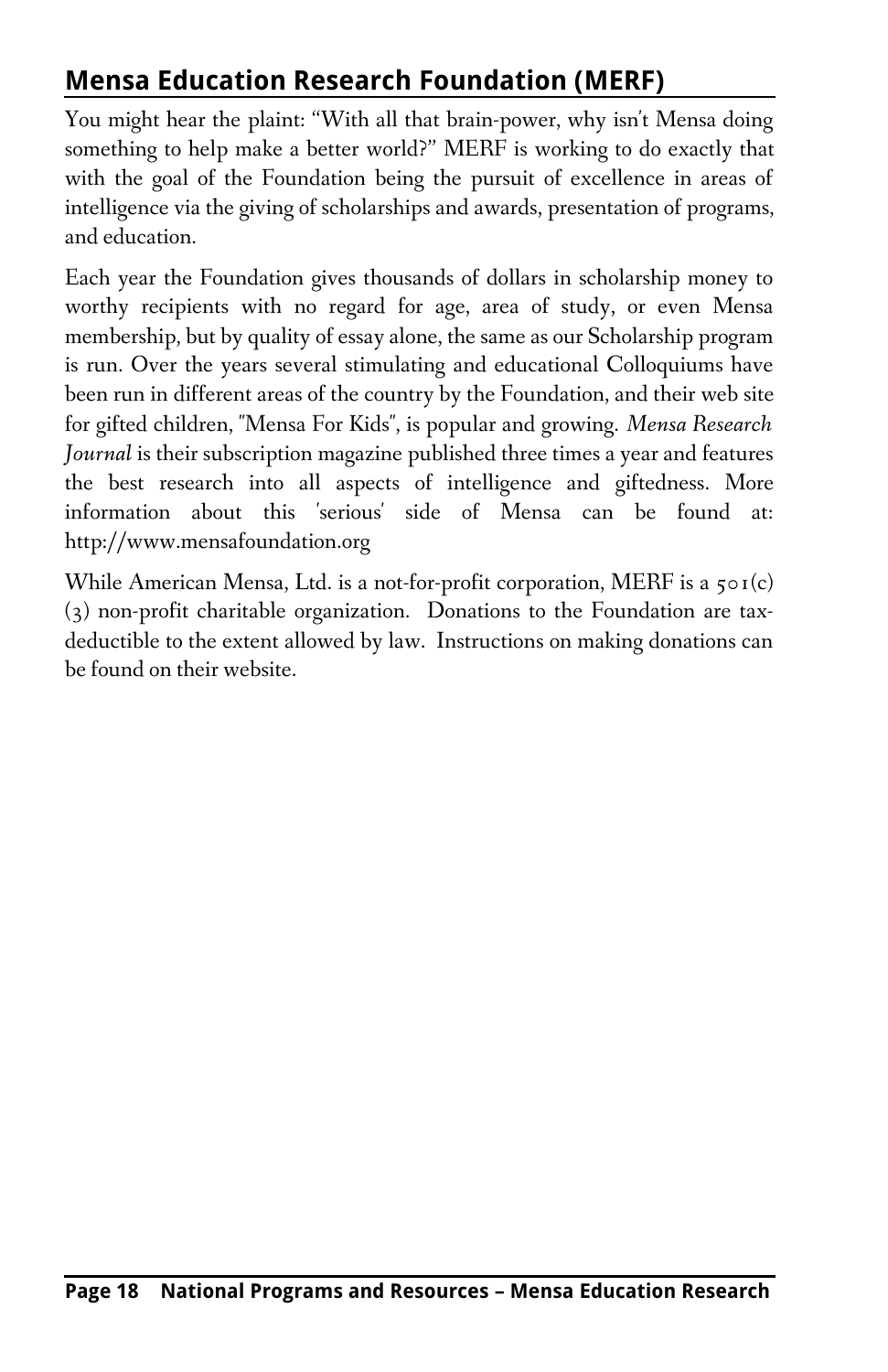## Mensa Education Research Foundation (MERF)

You might hear the plaint: "With all that brain-power, why isn't Mensa doing something to help make a better world?" MERF is working to do exactly that with the goal of the Foundation being the pursuit of excellence in areas of intelligence via the giving of scholarships and awards, presentation of programs, and education.

Each year the Foundation gives thousands of dollars in scholarship money to worthy recipients with no regard for age, area of study, or even Mensa membership, but by quality of essay alone, the same as our Scholarship program is run. Over the years several stimulating and educational Colloquiums have been run in different areas of the country by the Foundation, and their web site for gifted children, "Mensa For Kids", is popular and growing. *Mensa Research Journal* is their subscription magazine published three times a year and features the best research into all aspects of intelligence and giftedness. More information about this 'serious' side of Mensa can be found at: http://www.mensafoundation.org

While American Mensa, Ltd. is a not-for-profit corporation, MERF is a 501(c)(3) non-profit charitable organization. Donations to the Foundation are tax-deductible to the extent allowed by law. Instructions on making donations can be found on their website.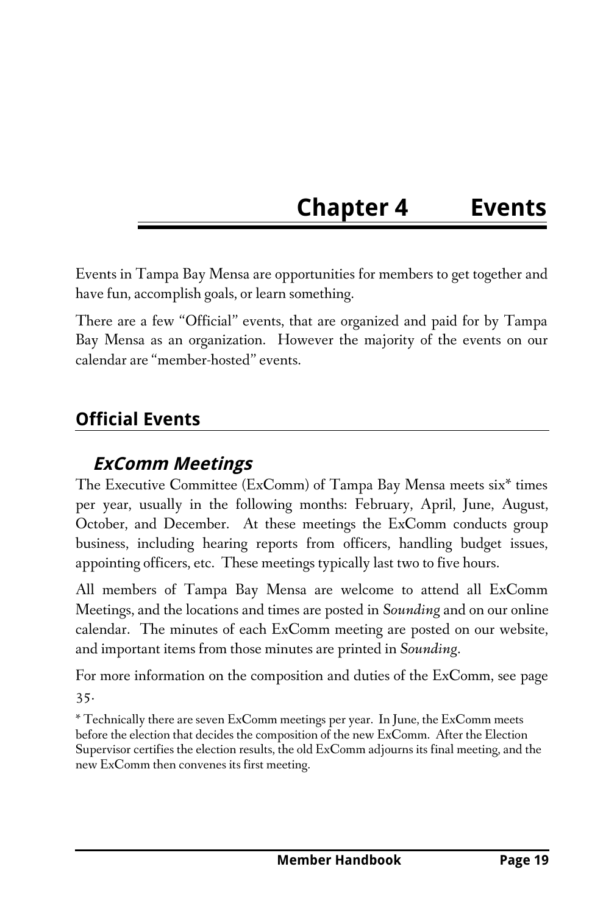# Chapter 4 Events

Events in Tampa Bay Mensa are opportunities for members to get together and have fun, accomplish goals, or learn something.

There are a few "Official" events, that are organized and paid for by Tampa Bay Mensa as an organization. However the majority of the events on our calendar are "member-hosted" events.

## Official Events

### *ExComm Meetings*

The Executive Committee (ExComm) of Tampa Bay Mensa meets six* times per year, usually in the following months: February, April, June, August, October, and December. At these meetings the ExComm conducts group business, including hearing reports from officers, handling budget issues, appointing officers, etc. These meetings typically last two to five hours.

All members of Tampa Bay Mensa are welcome to attend all ExComm Meetings, and the locations and times are posted in *Sounding* and on our online calendar. The minutes of each ExComm meeting are posted on our website, and important items from those minutes are printed in *Sounding*.

For more information on the composition and duties of the ExComm, see page 35.

* Technically there are seven ExComm meetings per year. In June, the ExComm meets before the election that decides the composition of the new ExComm. After the Election Supervisor certifies the election results, the old ExComm adjourns its final meeting, and the new ExComm then convenes its first meeting.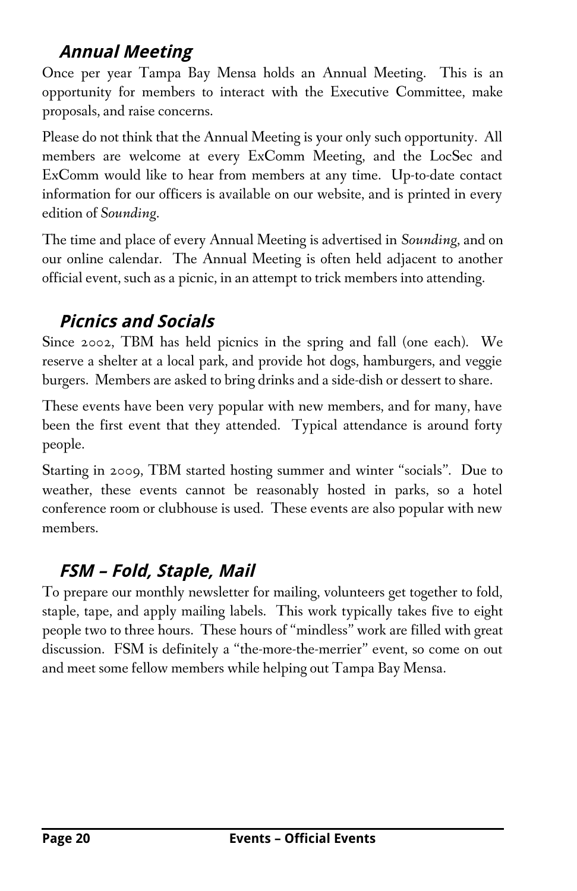## *Annual Meeting*

Once per year Tampa Bay Mensa holds an Annual Meeting. This is an opportunity for members to interact with the Executive Committee, make proposals, and raise concerns.

Please do not think that the Annual Meeting is your only such opportunity. All members are welcome at every ExComm Meeting, and the LocSec and ExComm would like to hear from members at any time. Up-to-date contact information for our officers is available on our website, and is printed in every edition of *Sounding*.

The time and place of every Annual Meeting is advertised in *Sounding*, and on our online calendar. The Annual Meeting is often held adjacent to another official event, such as a picnic, in an attempt to trick members into attending.

## *Picnics and Socials*

Since 2002, TBM has held picnics in the spring and fall (one each). We reserve a shelter at a local park, and provide hot dogs, hamburgers, and veggie burgers. Members are asked to bring drinks and a side-dish or dessert to share.

These events have been very popular with new members, and for many, have been the first event that they attended. Typical attendance is around forty people.

Starting in 2009, TBM started hosting summer and winter "socials". Due to weather, these events cannot be reasonably hosted in parks, so a hotel conference room or clubhouse is used. These events are also popular with new members.

## *FSM – Fold, Staple, Mail*

To prepare our monthly newsletter for mailing, volunteers get together to fold, staple, tape, and apply mailing labels. This work typically takes five to eight people two to three hours. These hours of "mindless" work are filled with great discussion. FSM is definitely a "the-more-the-merrier" event, so come on out and meet some fellow members while helping out Tampa Bay Mensa.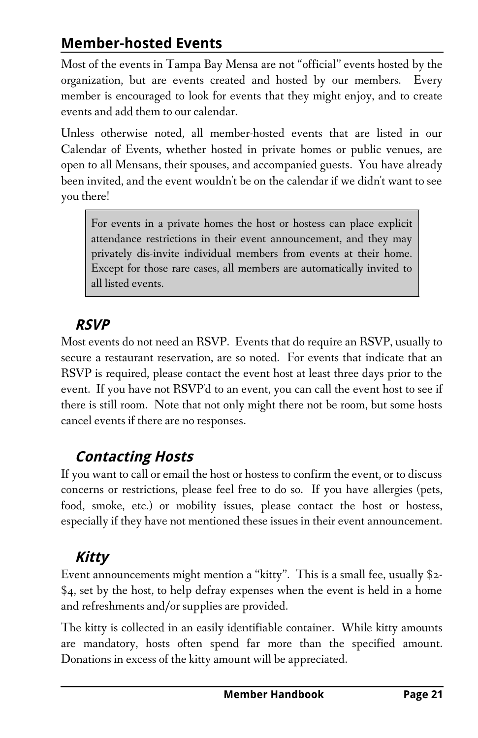## Member-hosted Events

Most of the events in Tampa Bay Mensa are not "official" events hosted by the organization, but are events created and hosted by our members. Every member is encouraged to look for events that they might enjoy, and to create events and add them to our calendar.

Unless otherwise noted, all member-hosted events that are listed in our Calendar of Events, whether hosted in private homes or public venues, are open to all Mensans, their spouses, and accompanied guests. You have already been invited, and the event wouldn't be on the calendar if we didn't want to see you there!

> For events in a private homes the host or hostess can place explicit attendance restrictions in their event announcement, and they may privately dis-invite individual members from events at their home. Except for those rare cases, all members are automatically invited to all listed events.

### *RSVP*

Most events do not need an RSVP. Events that do require an RSVP, usually to secure a restaurant reservation, are so noted. For events that indicate that an RSVP is required, please contact the event host at least three days prior to the event. If you have not RSVP'd to an event, you can call the event host to see if there is still room. Note that not only might there not be room, but some hosts cancel events if there are no responses.

### *Contacting Hosts*

If you want to call or email the host or hostess to confirm the event, or to discuss concerns or restrictions, please feel free to do so. If you have allergies (pets, food, smoke, etc.) or mobility issues, please contact the host or hostess, especially if they have not mentioned these issues in their event announcement.

### *Kitty*

Event announcements might mention a "kitty". This is a small fee, usually $2-$4, set by the host, to help defray expenses when the event is held in a home and refreshments and/or supplies are provided.

The kitty is collected in an easily identifiable container. While kitty amounts are mandatory, hosts often spend far more than the specified amount. Donations in excess of the kitty amount will be appreciated.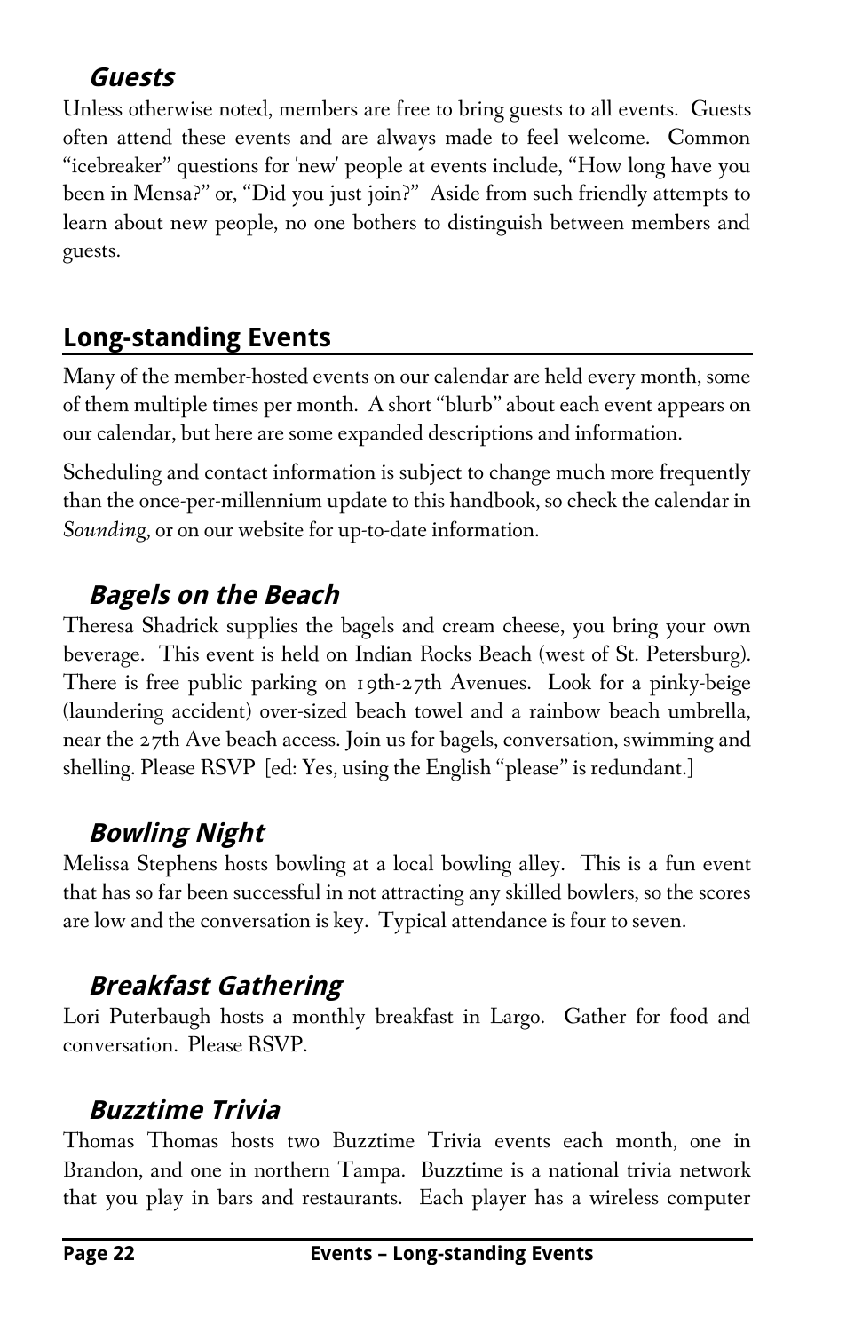### *Guests*

Unless otherwise noted, members are free to bring guests to all events. Guests often attend these events and are always made to feel welcome. Common "icebreaker" questions for 'new' people at events include, "How long have you been in Mensa?" or, "Did you just join?" Aside from such friendly attempts to learn about new people, no one bothers to distinguish between members and guests.

## Long-standing Events

Many of the member-hosted events on our calendar are held every month, some of them multiple times per month. A short "blurb" about each event appears on our calendar, but here are some expanded descriptions and information.

Scheduling and contact information is subject to change much more frequently than the once-per-millennium update to this handbook, so check the calendar in *Sounding*, or on our website for up-to-date information.

### *Bagels on the Beach*

Theresa Shadrick supplies the bagels and cream cheese, you bring your own beverage. This event is held on Indian Rocks Beach (west of St. Petersburg). There is free public parking on 19th-27th Avenues. Look for a pinky-beige (laundering accident) over-sized beach towel and a rainbow beach umbrella, near the 27th Ave beach access. Join us for bagels, conversation, swimming and shelling. Please RSVP [ed: Yes, using the English "please" is redundant.]

### *Bowling Night*

Melissa Stephens hosts bowling at a local bowling alley. This is a fun event that has so far been successful in not attracting any skilled bowlers, so the scores are low and the conversation is key. Typical attendance is four to seven.

### *Breakfast Gathering*

Lori Puterbaugh hosts a monthly breakfast in Largo. Gather for food and conversation. Please RSVP.

### *Buzztime Trivia*

Thomas Thomas hosts two Buzztime Trivia events each month, one in Brandon, and one in northern Tampa. Buzztime is a national trivia network that you play in bars and restaurants. Each player has a wireless computer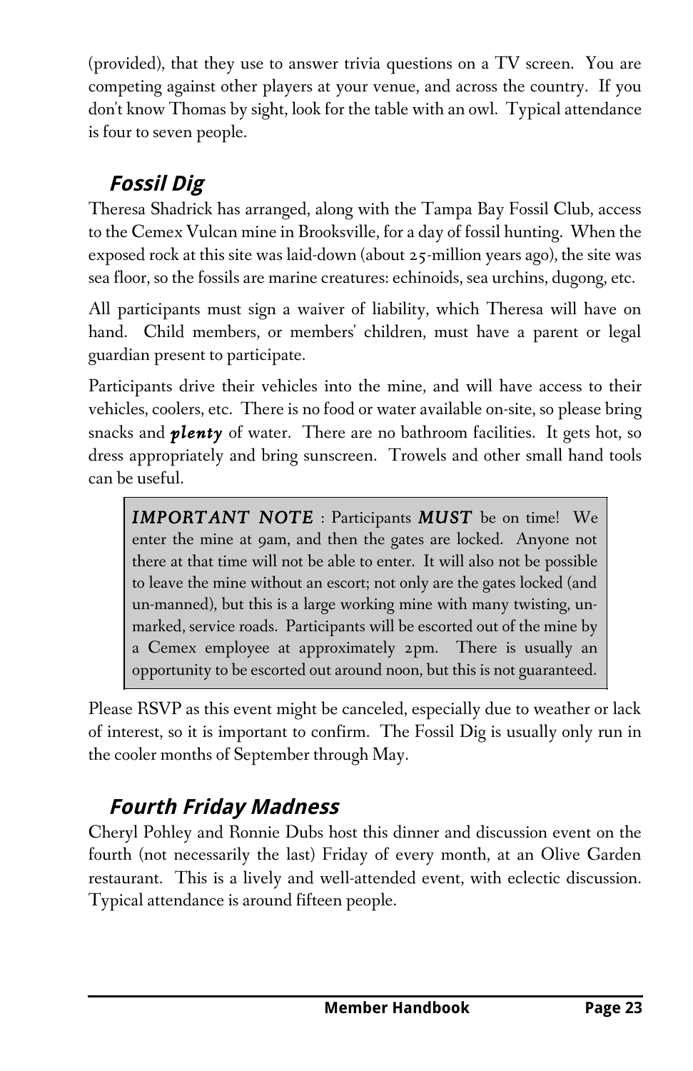(provided), that they use to answer trivia questions on a TV screen. You are competing against other players at your venue, and across the country. If you don't know Thomas by sight, look for the table with an owl. Typical attendance is four to seven people.

### *Fossil Dig*

Theresa Shadrick has arranged, along with the Tampa Bay Fossil Club, access to the Cemex Vulcan mine in Brooksville, for a day of fossil hunting. When the exposed rock at this site was laid-down (about 25-million years ago), the site was sea floor, so the fossils are marine creatures: echinoids, sea urchins, dugong, etc.

All participants must sign a waiver of liability, which Theresa will have on hand. Child members, or members' children, must have a parent or legal guardian present to participate.

Participants drive their vehicles into the mine, and will have access to their vehicles, coolers, etc. There is no food or water available on-site, so please bring snacks and ***plenty*** of water. There are no bathroom facilities. It gets hot, so dress appropriately and bring sunscreen. Trowels and other small hand tools can be useful.

> ***IMPORTANT NOTE*** : Participants ***MUST*** be on time! We enter the mine at 9am, and then the gates are locked. Anyone not there at that time will not be able to enter. It will also not be possible to leave the mine without an escort; not only are the gates locked (and un-manned), but this is a large working mine with many twisting, un-marked, service roads. Participants will be escorted out of the mine by a Cemex employee at approximately 2pm. There is usually an opportunity to be escorted out around noon, but this is not guaranteed.

Please RSVP as this event might be canceled, especially due to weather or lack of interest, so it is important to confirm. The Fossil Dig is usually only run in the cooler months of September through May.

### *Fourth Friday Madness*

Cheryl Pohley and Ronnie Dubs host this dinner and discussion event on the fourth (not necessarily the last) Friday of every month, at an Olive Garden restaurant. This is a lively and well-attended event, with eclectic discussion. Typical attendance is around fifteen people.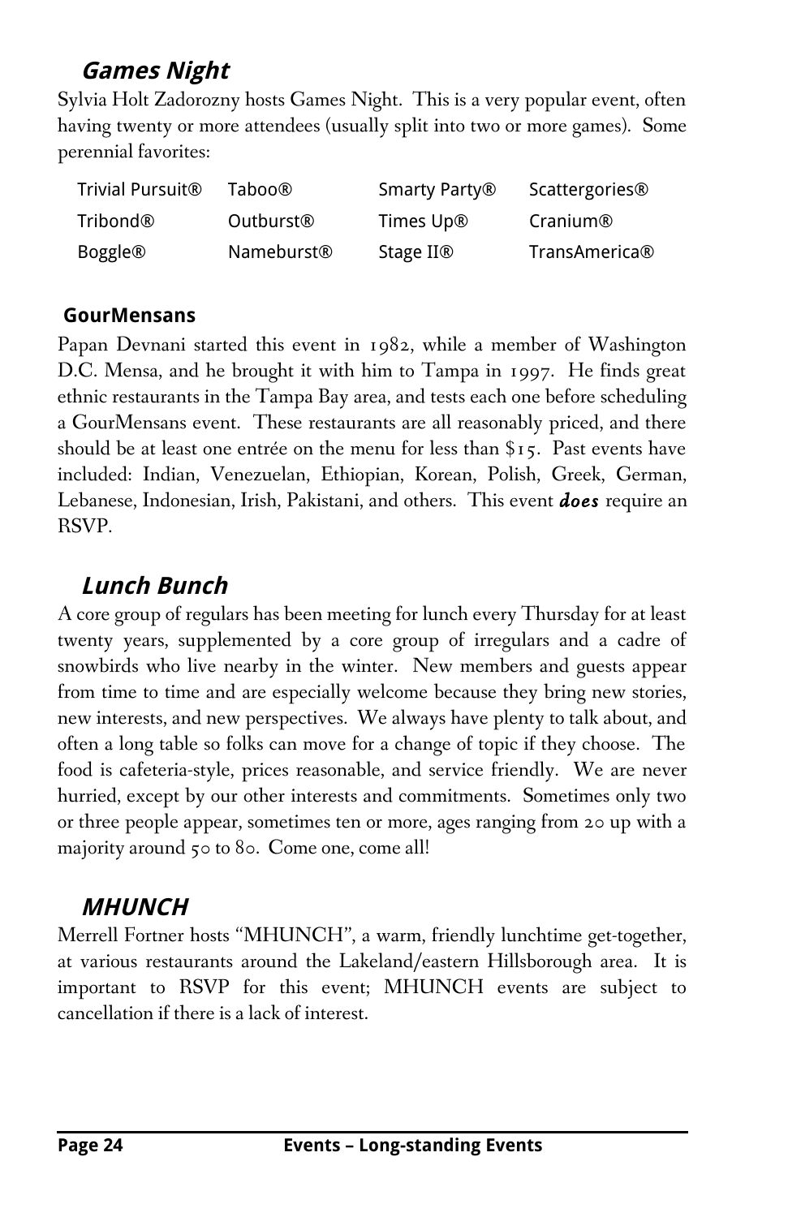## *Games Night*

Sylvia Holt Zadorozny hosts Games Night. This is a very popular event, often having twenty or more attendees (usually split into two or more games). Some perennial favorites:

| | | | |
|---|---|---|---|
| Trivial Pursuit® | Taboo® | Smarty Party® | Scattergories® |
| Tribond® | Outburst® | Times Up® | Cranium® |
| Boggle® | Nameburst® | Stage II® | TransAmerica® |

### GourMensans

Papan Devnani started this event in 1982, while a member of Washington D.C. Mensa, and he brought it with him to Tampa in 1997. He finds great ethnic restaurants in the Tampa Bay area, and tests each one before scheduling a GourMensans event. These restaurants are all reasonably priced, and there should be at least one entrée on the menu for less than $15. Past events have included: Indian, Venezuelan, Ethiopian, Korean, Polish, Greek, German, Lebanese, Indonesian, Irish, Pakistani, and others. This event ***does*** require an RSVP.

## *Lunch Bunch*

A core group of regulars has been meeting for lunch every Thursday for at least twenty years, supplemented by a core group of irregulars and a cadre of snowbirds who live nearby in the winter. New members and guests appear from time to time and are especially welcome because they bring new stories, new interests, and new perspectives. We always have plenty to talk about, and often a long table so folks can move for a change of topic if they choose. The food is cafeteria-style, prices reasonable, and service friendly. We are never hurried, except by our other interests and commitments. Sometimes only two or three people appear, sometimes ten or more, ages ranging from 20 up with a majority around 50 to 80. Come one, come all!

## *MHUNCH*

Merrell Fortner hosts "MHUNCH", a warm, friendly lunchtime get-together, at various restaurants around the Lakeland/eastern Hillsborough area. It is important to RSVP for this event; MHUNCH events are subject to cancellation if there is a lack of interest.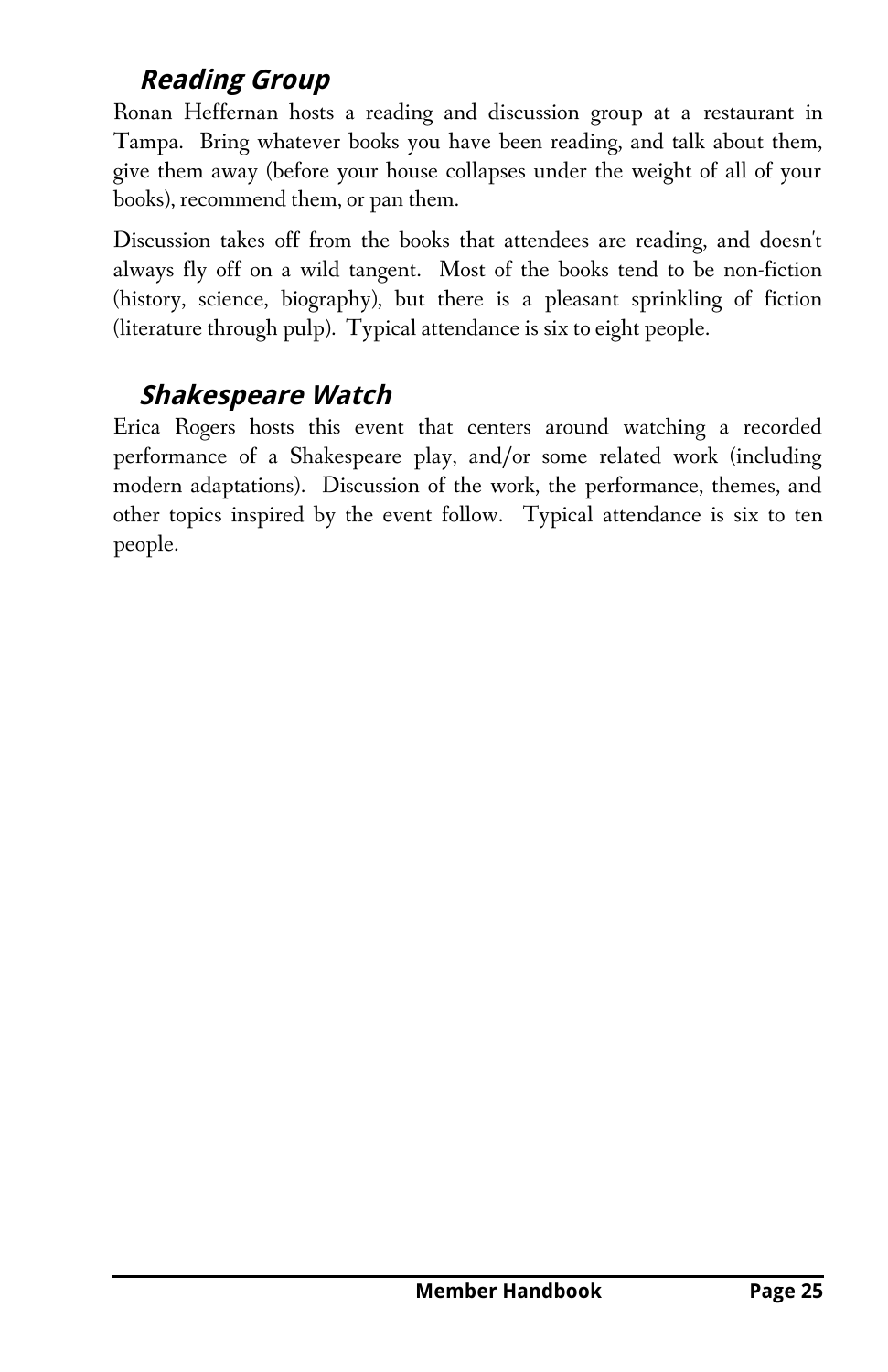### *Reading Group*

Ronan Heffernan hosts a reading and discussion group at a restaurant in Tampa. Bring whatever books you have been reading, and talk about them, give them away (before your house collapses under the weight of all of your books), recommend them, or pan them.

Discussion takes off from the books that attendees are reading, and doesn't always fly off on a wild tangent. Most of the books tend to be non-fiction (history, science, biography), but there is a pleasant sprinkling of fiction (literature through pulp). Typical attendance is six to eight people.

### *Shakespeare Watch*

Erica Rogers hosts this event that centers around watching a recorded performance of a Shakespeare play, and/or some related work (including modern adaptations). Discussion of the work, the performance, themes, and other topics inspired by the event follow. Typical attendance is six to ten people.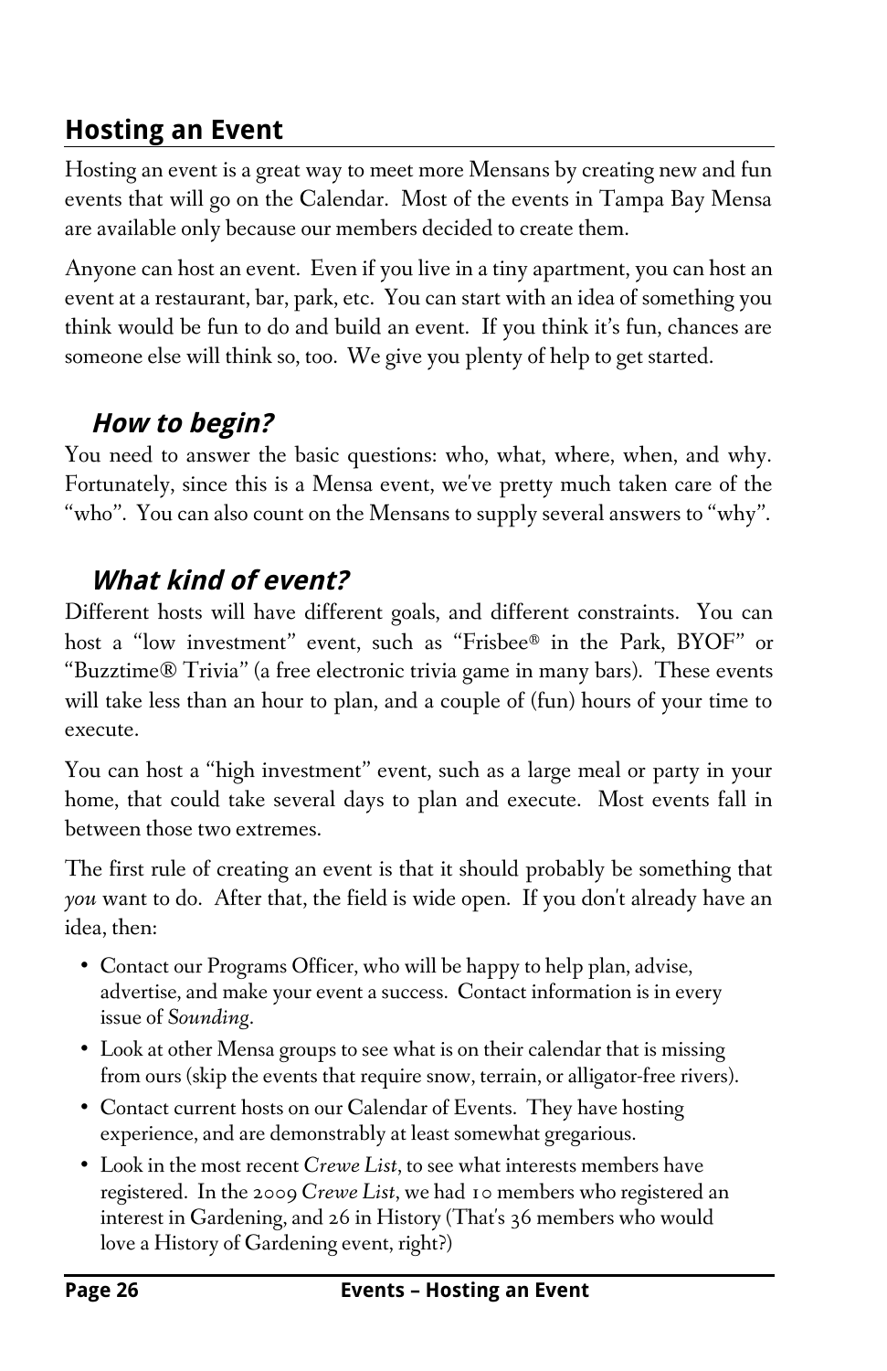## Hosting an Event

Hosting an event is a great way to meet more Mensans by creating new and fun events that will go on the Calendar. Most of the events in Tampa Bay Mensa are available only because our members decided to create them.

Anyone can host an event. Even if you live in a tiny apartment, you can host an event at a restaurant, bar, park, etc. You can start with an idea of something you think would be fun to do and build an event. If you think it's fun, chances are someone else will think so, too. We give you plenty of help to get started.

### *How to begin?*

You need to answer the basic questions: who, what, where, when, and why. Fortunately, since this is a Mensa event, we've pretty much taken care of the "who". You can also count on the Mensans to supply several answers to "why".

### *What kind of event?*

Different hosts will have different goals, and different constraints. You can host a "low investment" event, such as "Frisbee® in the Park, BYOF" or "Buzztime® Trivia" (a free electronic trivia game in many bars). These events will take less than an hour to plan, and a couple of (fun) hours of your time to execute.

You can host a "high investment" event, such as a large meal or party in your home, that could take several days to plan and execute. Most events fall in between those two extremes.

The first rule of creating an event is that it should probably be something that *you* want to do. After that, the field is wide open. If you don't already have an idea, then:

- Contact our Programs Officer, who will be happy to help plan, advise, advertise, and make your event a success. Contact information is in every issue of *Sounding*.
- Look at other Mensa groups to see what is on their calendar that is missing from ours (skip the events that require snow, terrain, or alligator-free rivers).
- Contact current hosts on our Calendar of Events. They have hosting experience, and are demonstrably at least somewhat gregarious.
- Look in the most recent *Crewe List*, to see what interests members have registered. In the 2009 *Crewe List*, we had 10 members who registered an interest in Gardening, and 26 in History (That's 36 members who would love a History of Gardening event, right?)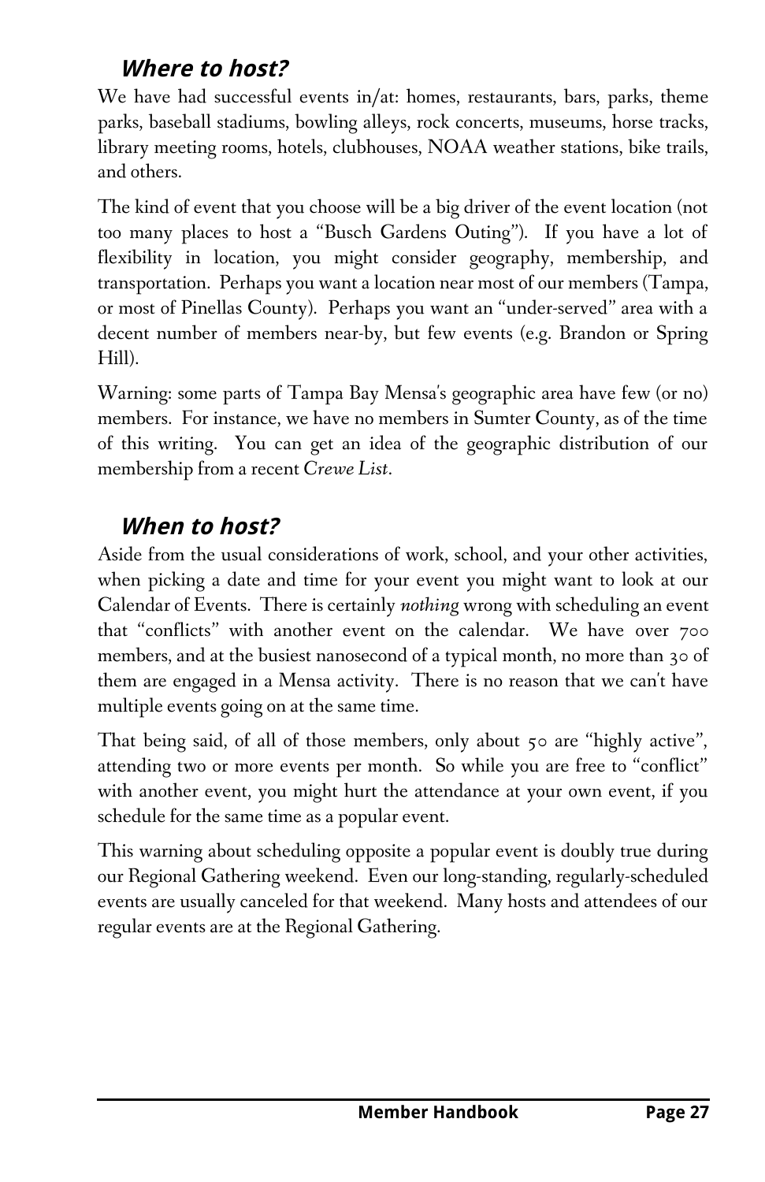## *Where to host?*

We have had successful events in/at: homes, restaurants, bars, parks, theme parks, baseball stadiums, bowling alleys, rock concerts, museums, horse tracks, library meeting rooms, hotels, clubhouses, NOAA weather stations, bike trails, and others.

The kind of event that you choose will be a big driver of the event location (not too many places to host a "Busch Gardens Outing"). If you have a lot of flexibility in location, you might consider geography, membership, and transportation. Perhaps you want a location near most of our members (Tampa, or most of Pinellas County). Perhaps you want an "under-served" area with a decent number of members near-by, but few events (e.g. Brandon or Spring Hill).

Warning: some parts of Tampa Bay Mensa's geographic area have few (or no) members. For instance, we have no members in Sumter County, as of the time of this writing. You can get an idea of the geographic distribution of our membership from a recent *Crewe List*.

## *When to host?*

Aside from the usual considerations of work, school, and your other activities, when picking a date and time for your event you might want to look at our Calendar of Events. There is certainly *nothing* wrong with scheduling an event that "conflicts" with another event on the calendar. We have over 700 members, and at the busiest nanosecond of a typical month, no more than 30 of them are engaged in a Mensa activity. There is no reason that we can't have multiple events going on at the same time.

That being said, of all of those members, only about 50 are "highly active", attending two or more events per month. So while you are free to "conflict" with another event, you might hurt the attendance at your own event, if you schedule for the same time as a popular event.

This warning about scheduling opposite a popular event is doubly true during our Regional Gathering weekend. Even our long-standing, regularly-scheduled events are usually canceled for that weekend. Many hosts and attendees of our regular events are at the Regional Gathering.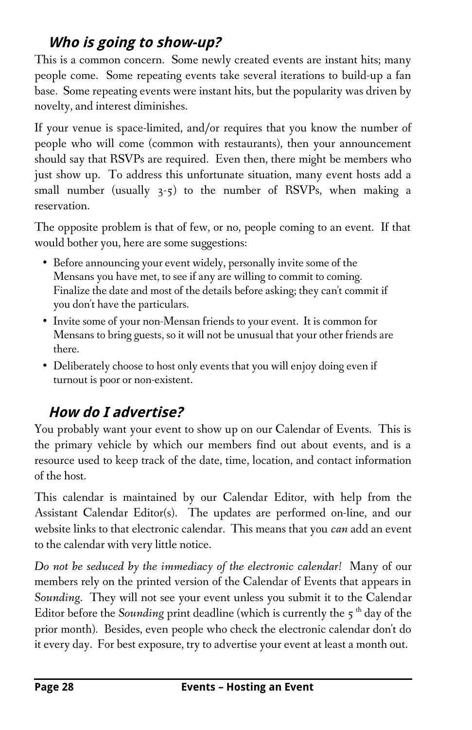## *Who is going to show-up?*

This is a common concern. Some newly created events are instant hits; many people come. Some repeating events take several iterations to build-up a fan base. Some repeating events were instant hits, but the popularity was driven by novelty, and interest diminishes.

If your venue is space-limited, and/or requires that you know the number of people who will come (common with restaurants), then your announcement should say that RSVPs are required. Even then, there might be members who just show up. To address this unfortunate situation, many event hosts add a small number (usually 3-5) to the number of RSVPs, when making a reservation.

The opposite problem is that of few, or no, people coming to an event. If that would bother you, here are some suggestions:

- Before announcing your event widely, personally invite some of the Mensans you have met, to see if any are willing to commit to coming. Finalize the date and most of the details before asking; they can't commit if you don't have the particulars.
- Invite some of your non-Mensan friends to your event. It is common for Mensans to bring guests, so it will not be unusual that your other friends are there.
- Deliberately choose to host only events that you will enjoy doing even if turnout is poor or non-existent.

## *How do I advertise?*

You probably want your event to show up on our Calendar of Events. This is the primary vehicle by which our members find out about events, and is a resource used to keep track of the date, time, location, and contact information of the host.

This calendar is maintained by our Calendar Editor, with help from the Assistant Calendar Editor(s). The updates are performed on-line, and our website links to that electronic calendar. This means that you *can* add an event to the calendar with very little notice.

*Do not be seduced by the immediacy of the electronic calendar!* Many of our members rely on the printed version of the Calendar of Events that appears in *Sounding*. They will not see your event unless you submit it to the Calendar Editor before the *Sounding* print deadline (which is currently the 5th day of the prior month). Besides, even people who check the electronic calendar don't do it every day. For best exposure, try to advertise your event at least a month out.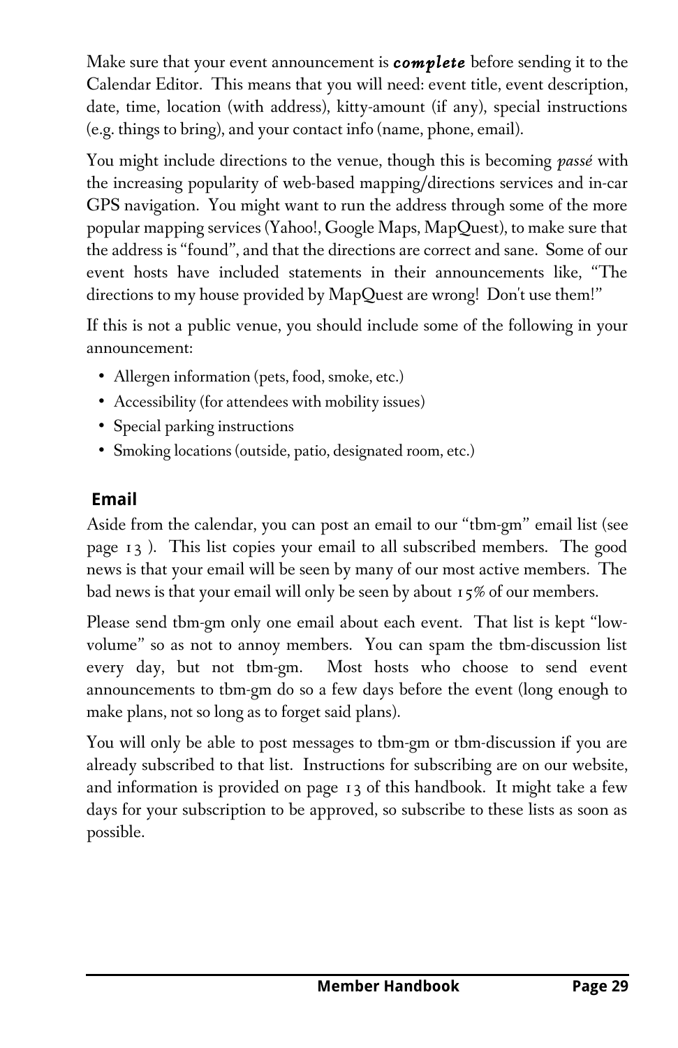Make sure that your event announcement is ***complete*** before sending it to the Calendar Editor. This means that you will need: event title, event description, date, time, location (with address), kitty-amount (if any), special instructions (e.g. things to bring), and your contact info (name, phone, email).

You might include directions to the venue, though this is becoming *passé* with the increasing popularity of web-based mapping/directions services and in-car GPS navigation. You might want to run the address through some of the more popular mapping services (Yahoo!, Google Maps, MapQuest), to make sure that the address is "found", and that the directions are correct and sane. Some of our event hosts have included statements in their announcements like, "The directions to my house provided by MapQuest are wrong! Don't use them!"

If this is not a public venue, you should include some of the following in your announcement:

- Allergen information (pets, food, smoke, etc.)
- Accessibility (for attendees with mobility issues)
- Special parking instructions
- Smoking locations (outside, patio, designated room, etc.)

## Email

Aside from the calendar, you can post an email to our "tbm-gm" email list (see page 13 ). This list copies your email to all subscribed members. The good news is that your email will be seen by many of our most active members. The bad news is that your email will only be seen by about 15% of our members.

Please send tbm-gm only one email about each event. That list is kept "low-volume" so as not to annoy members. You can spam the tbm-discussion list every day, but not tbm-gm. Most hosts who choose to send event announcements to tbm-gm do so a few days before the event (long enough to make plans, not so long as to forget said plans).

You will only be able to post messages to tbm-gm or tbm-discussion if you are already subscribed to that list. Instructions for subscribing are on our website, and information is provided on page 13 of this handbook. It might take a few days for your subscription to be approved, so subscribe to these lists as soon as possible.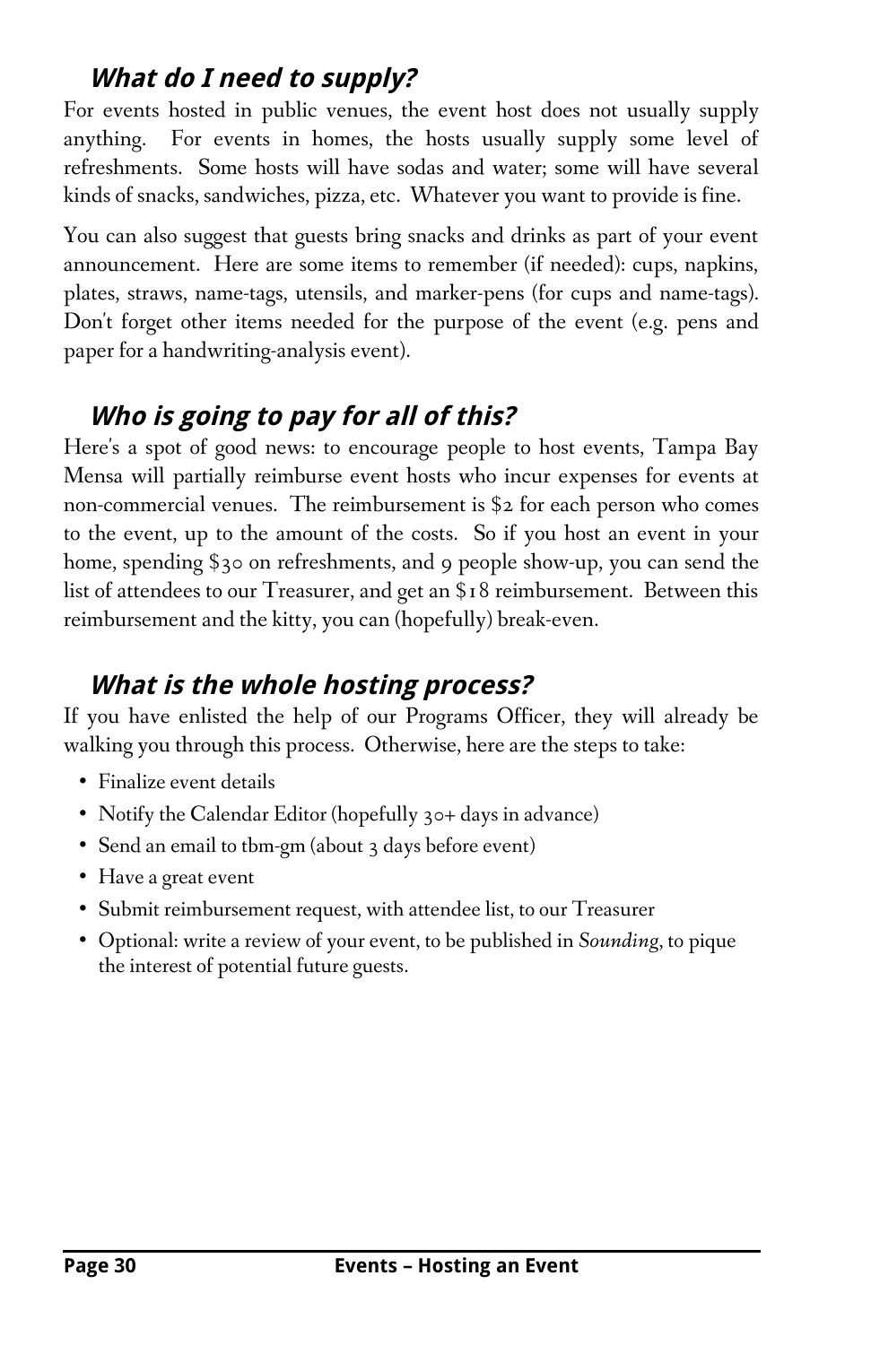## *What do I need to supply?*

For events hosted in public venues, the event host does not usually supply anything. For events in homes, the hosts usually supply some level of refreshments. Some hosts will have sodas and water; some will have several kinds of snacks, sandwiches, pizza, etc. Whatever you want to provide is fine.

You can also suggest that guests bring snacks and drinks as part of your event announcement. Here are some items to remember (if needed): cups, napkins, plates, straws, name-tags, utensils, and marker-pens (for cups and name-tags). Don't forget other items needed for the purpose of the event (e.g. pens and paper for a handwriting-analysis event).

## *Who is going to pay for all of this?*

Here's a spot of good news: to encourage people to host events, Tampa Bay Mensa will partially reimburse event hosts who incur expenses for events at non-commercial venues. The reimbursement is $2 for each person who comes to the event, up to the amount of the costs. So if you host an event in your home, spending $30 on refreshments, and 9 people show-up, you can send the list of attendees to our Treasurer, and get an $18 reimbursement. Between this reimbursement and the kitty, you can (hopefully) break-even.

## *What is the whole hosting process?*

If you have enlisted the help of our Programs Officer, they will already be walking you through this process. Otherwise, here are the steps to take:

- Finalize event details
- Notify the Calendar Editor (hopefully 30+ days in advance)
- Send an email to tbm-gm (about 3 days before event)
- Have a great event
- Submit reimbursement request, with attendee list, to our Treasurer
- Optional: write a review of your event, to be published in *Sounding*, to pique the interest of potential future guests.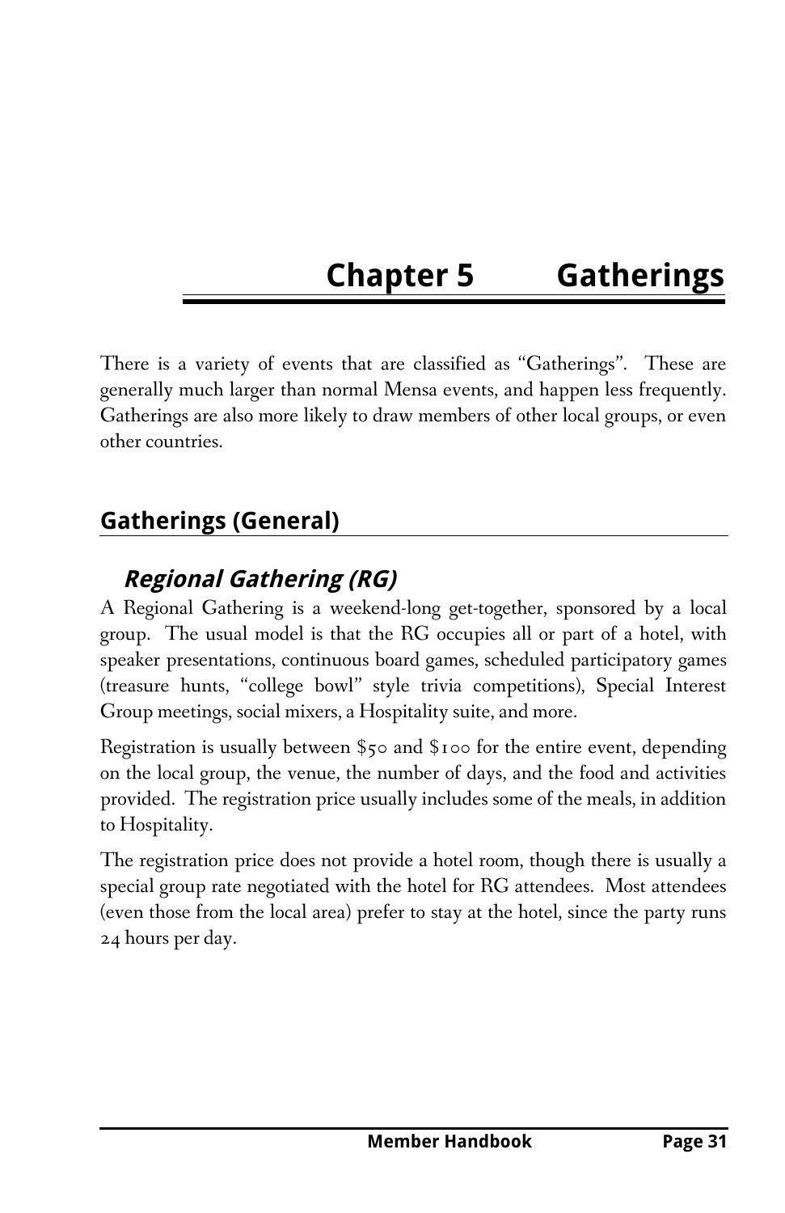# Chapter 5 Gatherings

There is a variety of events that are classified as “Gatherings”. These are generally much larger than normal Mensa events, and happen less frequently. Gatherings are also more likely to draw members of other local groups, or even other countries.

## Gatherings (General)

### *Regional Gathering (RG)*

A Regional Gathering is a weekend-long get-together, sponsored by a local group. The usual model is that the RG occupies all or part of a hotel, with speaker presentations, continuous board games, scheduled participatory games (treasure hunts, “college bowl” style trivia competitions), Special Interest Group meetings, social mixers, a Hospitality suite, and more.

Registration is usually between $50 and $100 for the entire event, depending on the local group, the venue, the number of days, and the food and activities provided. The registration price usually includes some of the meals, in addition to Hospitality.

The registration price does not provide a hotel room, though there is usually a special group rate negotiated with the hotel for RG attendees. Most attendees (even those from the local area) prefer to stay at the hotel, since the party runs 24 hours per day.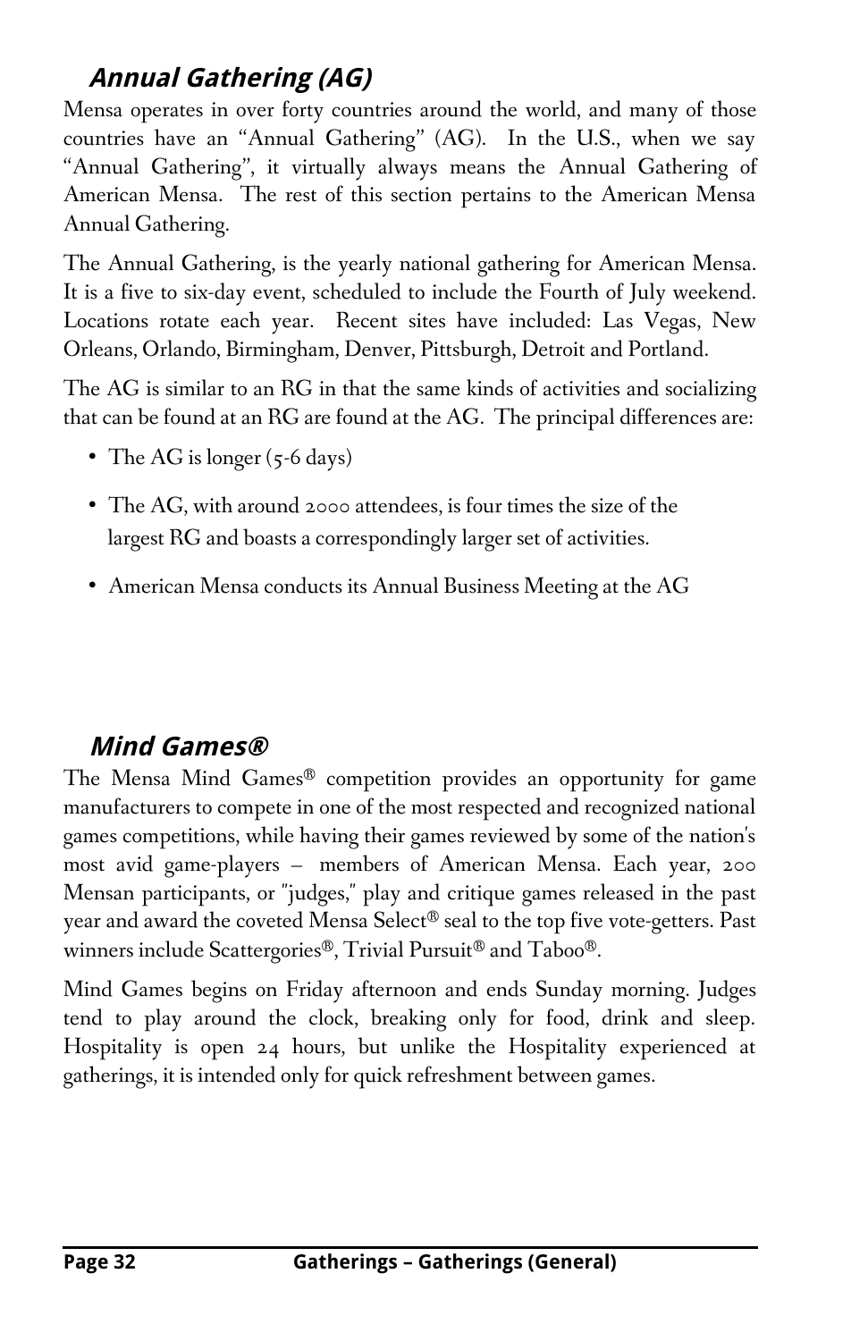### *Annual Gathering (AG)*

Mensa operates in over forty countries around the world, and many of those countries have an "Annual Gathering" (AG). In the U.S., when we say "Annual Gathering", it virtually always means the Annual Gathering of American Mensa. The rest of this section pertains to the American Mensa Annual Gathering.

The Annual Gathering, is the yearly national gathering for American Mensa. It is a five to six-day event, scheduled to include the Fourth of July weekend. Locations rotate each year. Recent sites have included: Las Vegas, New Orleans, Orlando, Birmingham, Denver, Pittsburgh, Detroit and Portland.

The AG is similar to an RG in that the same kinds of activities and socializing that can be found at an RG are found at the AG. The principal differences are:

- The AG is longer (5-6 days)
- The AG, with around 2000 attendees, is four times the size of the largest RG and boasts a correspondingly larger set of activities.
- American Mensa conducts its Annual Business Meeting at the AG

### *Mind Games®*

The Mensa Mind Games® competition provides an opportunity for game manufacturers to compete in one of the most respected and recognized national games competitions, while having their games reviewed by some of the nation's most avid game-players – members of American Mensa. Each year, 200 Mensan participants, or "judges," play and critique games released in the past year and award the coveted Mensa Select® seal to the top five vote-getters. Past winners include Scattergories®, Trivial Pursuit® and Taboo®.

Mind Games begins on Friday afternoon and ends Sunday morning. Judges tend to play around the clock, breaking only for food, drink and sleep. Hospitality is open 24 hours, but unlike the Hospitality experienced at gatherings, it is intended only for quick refreshment between games.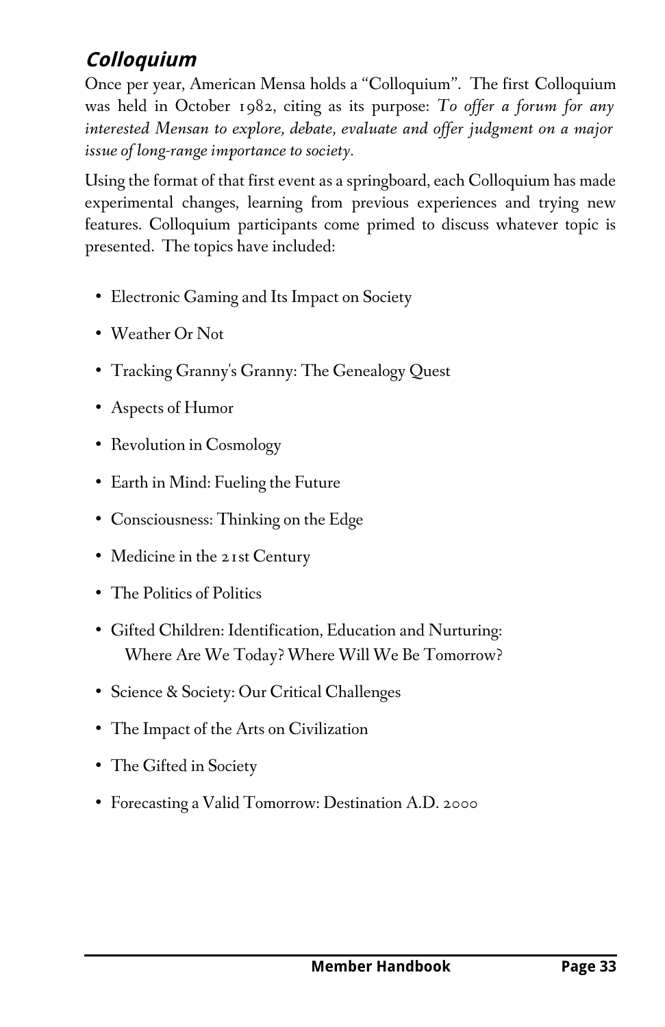## *Colloquium*

Once per year, American Mensa holds a "Colloquium". The first Colloquium was held in October 1982, citing as its purpose: *To offer a forum for any interested Mensan to explore, debate, evaluate and offer judgment on a major issue of long-range importance to society.*

Using the format of that first event as a springboard, each Colloquium has made experimental changes, learning from previous experiences and trying new features. Colloquium participants come primed to discuss whatever topic is presented. The topics have included:

- Electronic Gaming and Its Impact on Society
- Weather Or Not
- Tracking Granny's Granny: The Genealogy Quest
- Aspects of Humor
- Revolution in Cosmology
- Earth in Mind: Fueling the Future
- Consciousness: Thinking on the Edge
- Medicine in the 21st Century
- The Politics of Politics
- Gifted Children: Identification, Education and Nurturing: Where Are We Today? Where Will We Be Tomorrow?
- Science & Society: Our Critical Challenges
- The Impact of the Arts on Civilization
- The Gifted in Society
- Forecasting a Valid Tomorrow: Destination A.D. 2000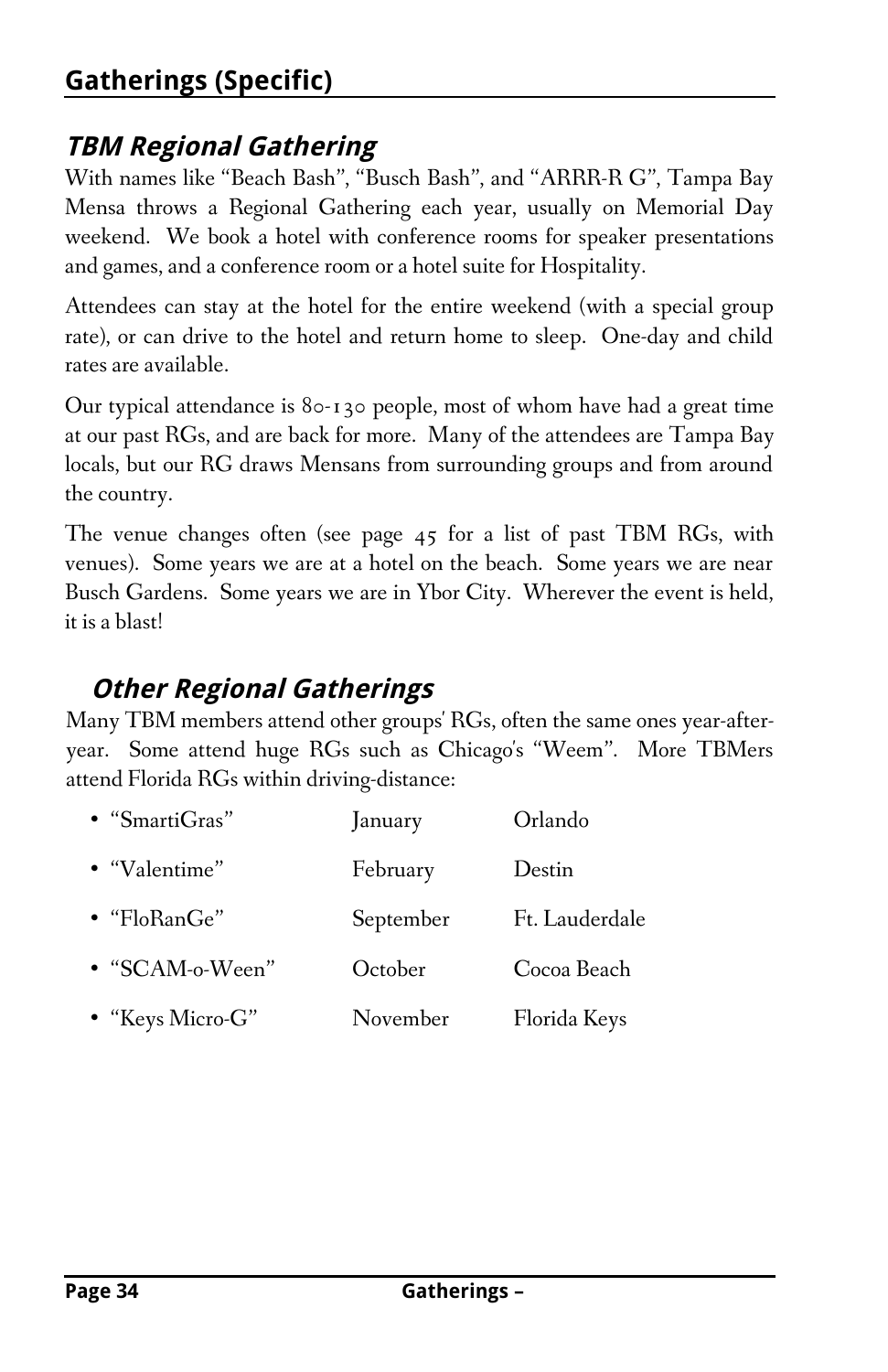## Gatherings (Specific)

### *TBM Regional Gathering*

With names like “Beach Bash”, “Busch Bash”, and “ARRR-R G”, Tampa Bay Mensa throws a Regional Gathering each year, usually on Memorial Day weekend. We book a hotel with conference rooms for speaker presentations and games, and a conference room or a hotel suite for Hospitality.

Attendees can stay at the hotel for the entire weekend (with a special group rate), or can drive to the hotel and return home to sleep. One-day and child rates are available.

Our typical attendance is 80-130 people, most of whom have had a great time at our past RGs, and are back for more. Many of the attendees are Tampa Bay locals, but our RG draws Mensans from surrounding groups and from around the country.

The venue changes often (see page 45 for a list of past TBM RGs, with venues). Some years we are at a hotel on the beach. Some years we are near Busch Gardens. Some years we are in Ybor City. Wherever the event is held, it is a blast!

### *Other Regional Gatherings*

Many TBM members attend other groups' RGs, often the same ones year-after-year. Some attend huge RGs such as Chicago's “Weem”. More TBMers attend Florida RGs within driving-distance:

| | | |
|---|---|---|
| • “SmartiGras” | January | Orlando |
| • “Valentime” | February | Destin |
| • “FloRanGe” | September | Ft. Lauderdale |
| • “SCAM-o-Ween” | October | Cocoa Beach |
| • “Keys Micro-G” | November | Florida Keys |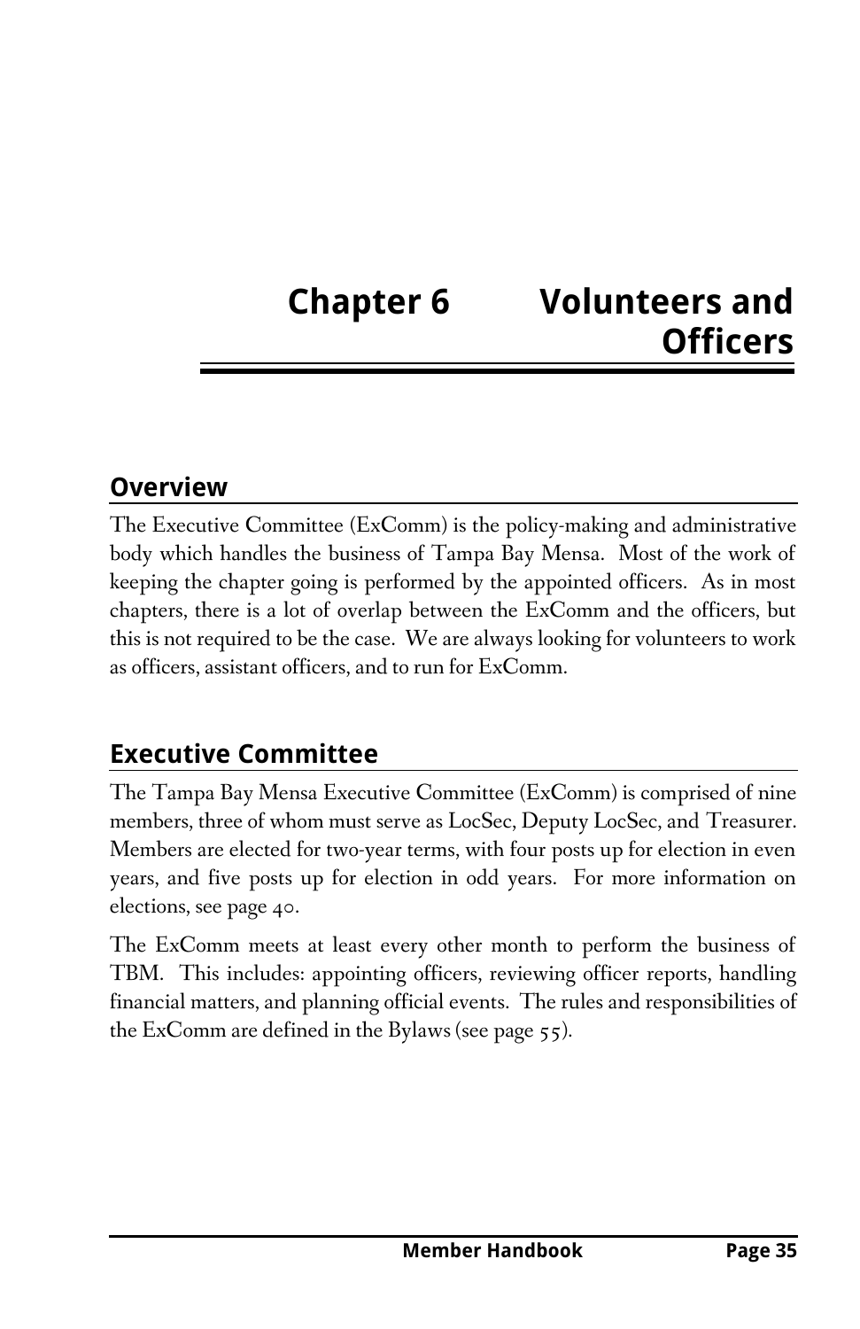# Chapter 6 Volunteers and Officers

## Overview

The Executive Committee (ExComm) is the policy-making and administrative body which handles the business of Tampa Bay Mensa. Most of the work of keeping the chapter going is performed by the appointed officers. As in most chapters, there is a lot of overlap between the ExComm and the officers, but this is not required to be the case. We are always looking for volunteers to work as officers, assistant officers, and to run for ExComm.

## Executive Committee

The Tampa Bay Mensa Executive Committee (ExComm) is comprised of nine members, three of whom must serve as LocSec, Deputy LocSec, and Treasurer. Members are elected for two-year terms, with four posts up for election in even years, and five posts up for election in odd years. For more information on elections, see page 40.

The ExComm meets at least every other month to perform the business of TBM. This includes: appointing officers, reviewing officer reports, handling financial matters, and planning official events. The rules and responsibilities of the ExComm are defined in the Bylaws (see page 55).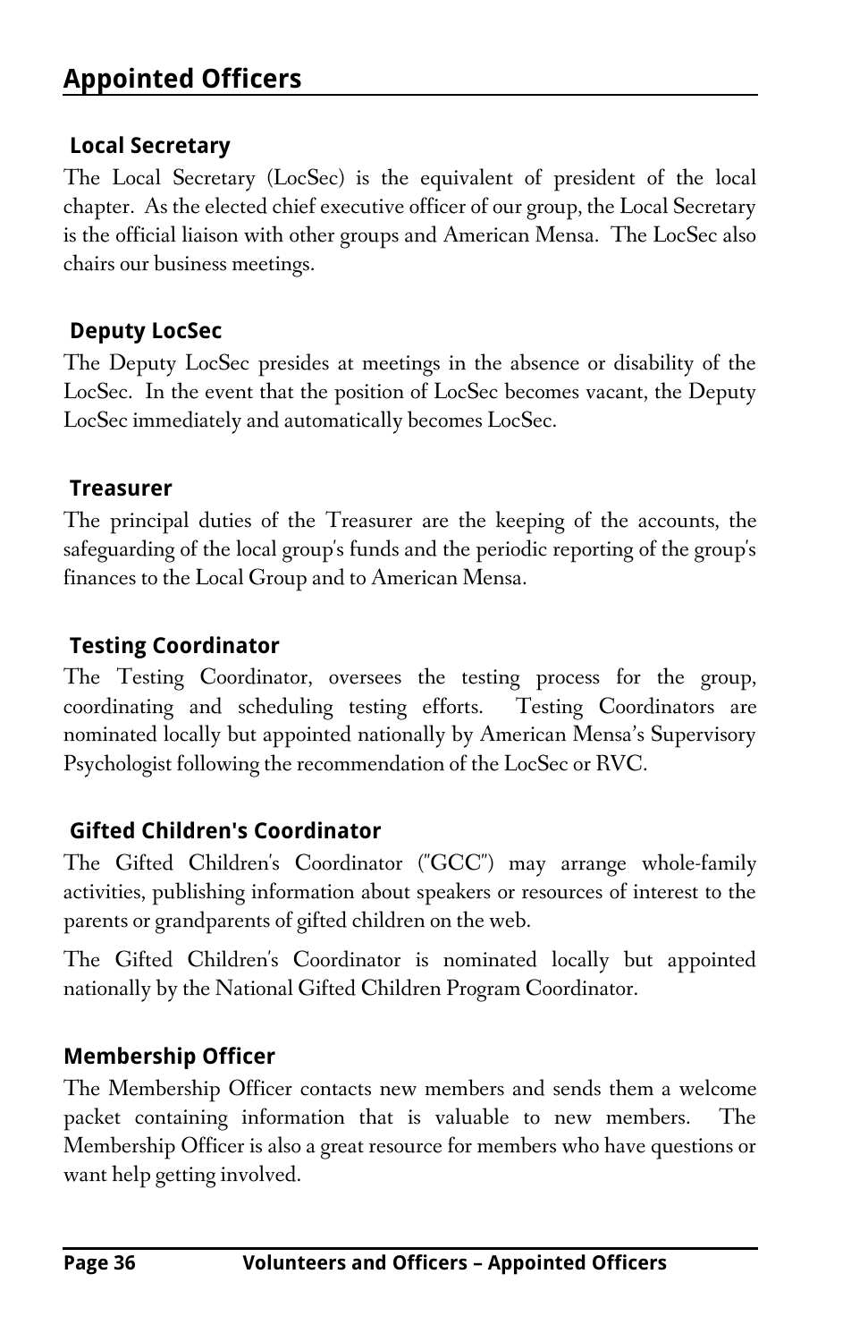## Appointed Officers

### Local Secretary

The Local Secretary (LocSec) is the equivalent of president of the local chapter. As the elected chief executive officer of our group, the Local Secretary is the official liaison with other groups and American Mensa. The LocSec also chairs our business meetings.

### Deputy LocSec

The Deputy LocSec presides at meetings in the absence or disability of the LocSec. In the event that the position of LocSec becomes vacant, the Deputy LocSec immediately and automatically becomes LocSec.

### Treasurer

The principal duties of the Treasurer are the keeping of the accounts, the safeguarding of the local group's funds and the periodic reporting of the group's finances to the Local Group and to American Mensa.

### Testing Coordinator

The Testing Coordinator, oversees the testing process for the group, coordinating and scheduling testing efforts. Testing Coordinators are nominated locally but appointed nationally by American Mensa's Supervisory Psychologist following the recommendation of the LocSec or RVC.

### Gifted Children's Coordinator

The Gifted Children's Coordinator ("GCC") may arrange whole-family activities, publishing information about speakers or resources of interest to the parents or grandparents of gifted children on the web.

The Gifted Children's Coordinator is nominated locally but appointed nationally by the National Gifted Children Program Coordinator.

### Membership Officer

The Membership Officer contacts new members and sends them a welcome packet containing information that is valuable to new members. The Membership Officer is also a great resource for members who have questions or want help getting involved.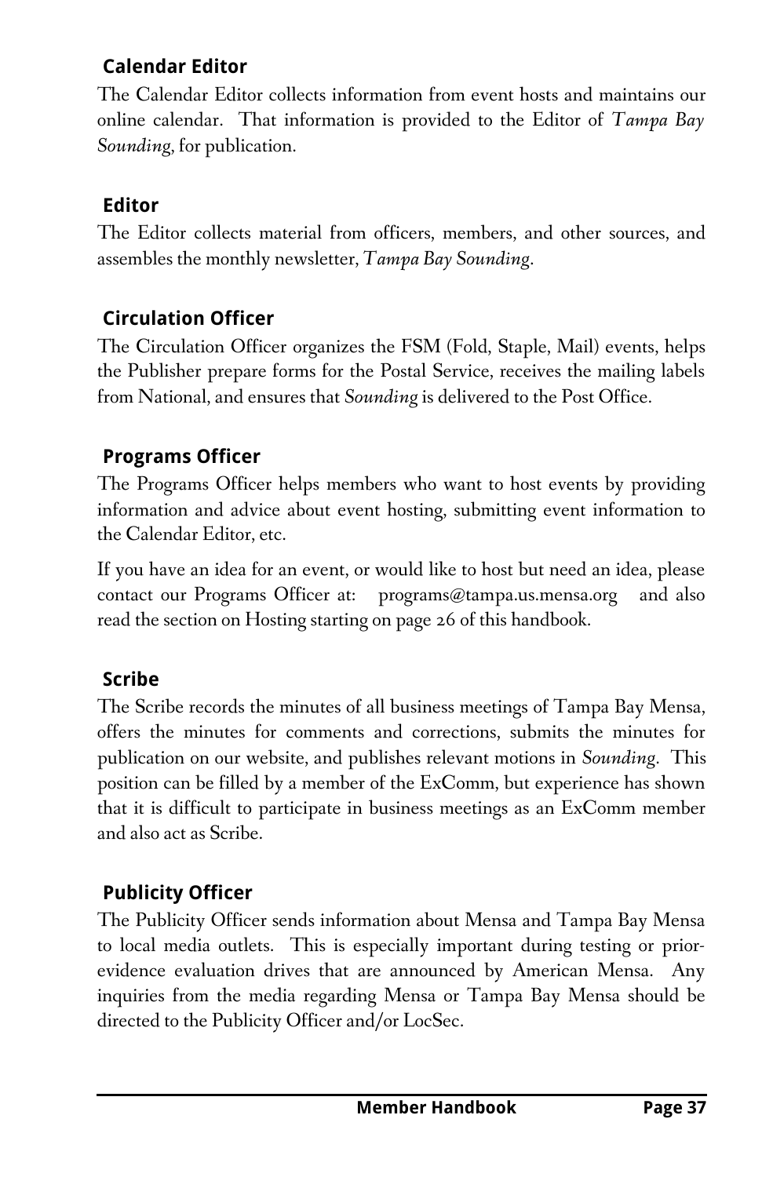## Calendar Editor

The Calendar Editor collects information from event hosts and maintains our online calendar. That information is provided to the Editor of *Tampa Bay Sounding*, for publication.

## Editor

The Editor collects material from officers, members, and other sources, and assembles the monthly newsletter, *Tampa Bay Sounding*.

## Circulation Officer

The Circulation Officer organizes the FSM (Fold, Staple, Mail) events, helps the Publisher prepare forms for the Postal Service, receives the mailing labels from National, and ensures that *Sounding* is delivered to the Post Office.

## Programs Officer

The Programs Officer helps members who want to host events by providing information and advice about event hosting, submitting event information to the Calendar Editor, etc.

If you have an idea for an event, or would like to host but need an idea, please contact our Programs Officer at: programs@tampa.us.mensa.org and also read the section on Hosting starting on page 26 of this handbook.

## Scribe

The Scribe records the minutes of all business meetings of Tampa Bay Mensa, offers the minutes for comments and corrections, submits the minutes for publication on our website, and publishes relevant motions in *Sounding*. This position can be filled by a member of the ExComm, but experience has shown that it is difficult to participate in business meetings as an ExComm member and also act as Scribe.

## Publicity Officer

The Publicity Officer sends information about Mensa and Tampa Bay Mensa to local media outlets. This is especially important during testing or prior-evidence evaluation drives that are announced by American Mensa. Any inquiries from the media regarding Mensa or Tampa Bay Mensa should be directed to the Publicity Officer and/or LocSec.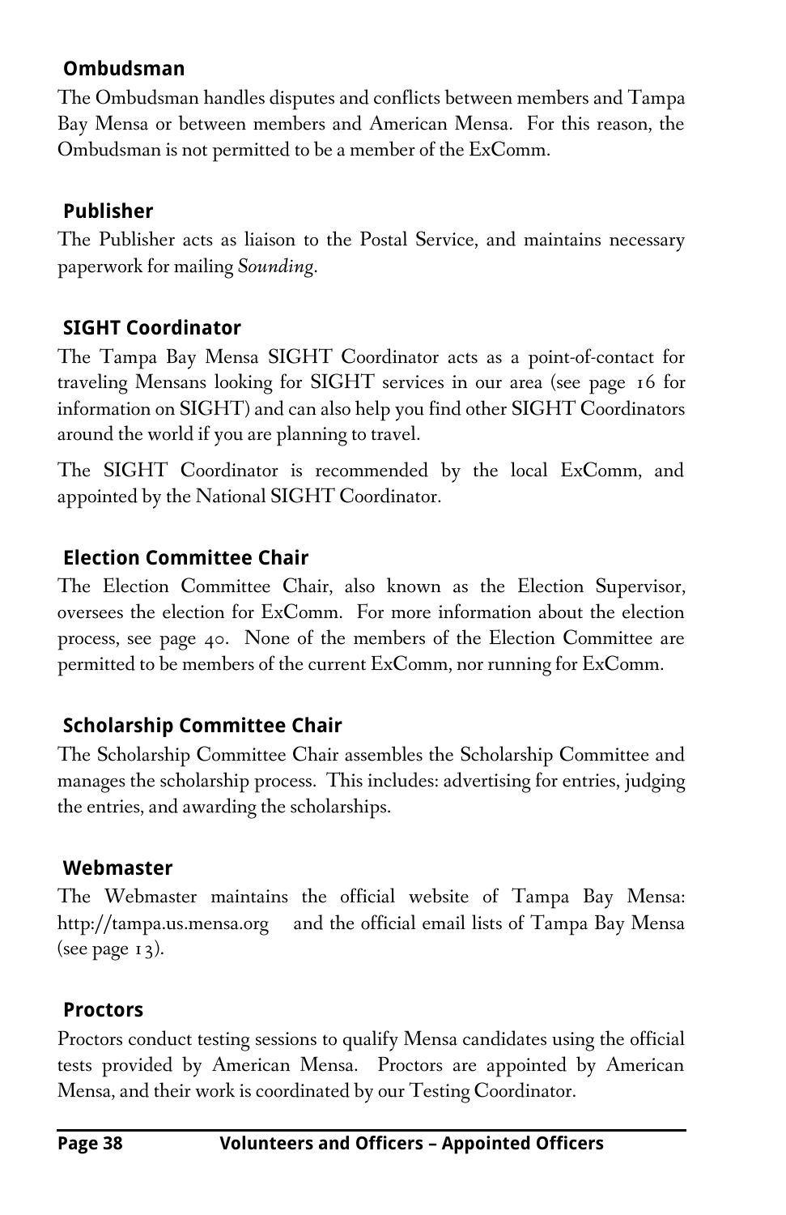### Ombudsman

The Ombudsman handles disputes and conflicts between members and Tampa Bay Mensa or between members and American Mensa. For this reason, the Ombudsman is not permitted to be a member of the ExComm.

### Publisher

The Publisher acts as liaison to the Postal Service, and maintains necessary paperwork for mailing *Sounding*.

### SIGHT Coordinator

The Tampa Bay Mensa SIGHT Coordinator acts as a point-of-contact for traveling Mensans looking for SIGHT services in our area (see page 16 for information on SIGHT) and can also help you find other SIGHT Coordinators around the world if you are planning to travel.

The SIGHT Coordinator is recommended by the local ExComm, and appointed by the National SIGHT Coordinator.

### Election Committee Chair

The Election Committee Chair, also known as the Election Supervisor, oversees the election for ExComm. For more information about the election process, see page 40. None of the members of the Election Committee are permitted to be members of the current ExComm, nor running for ExComm.

### Scholarship Committee Chair

The Scholarship Committee Chair assembles the Scholarship Committee and manages the scholarship process. This includes: advertising for entries, judging the entries, and awarding the scholarships.

### Webmaster

The Webmaster maintains the official website of Tampa Bay Mensa: http://tampa.us.mensa.org and the official email lists of Tampa Bay Mensa (see page 13).

### Proctors

Proctors conduct testing sessions to qualify Mensa candidates using the official tests provided by American Mensa. Proctors are appointed by American Mensa, and their work is coordinated by our Testing Coordinator.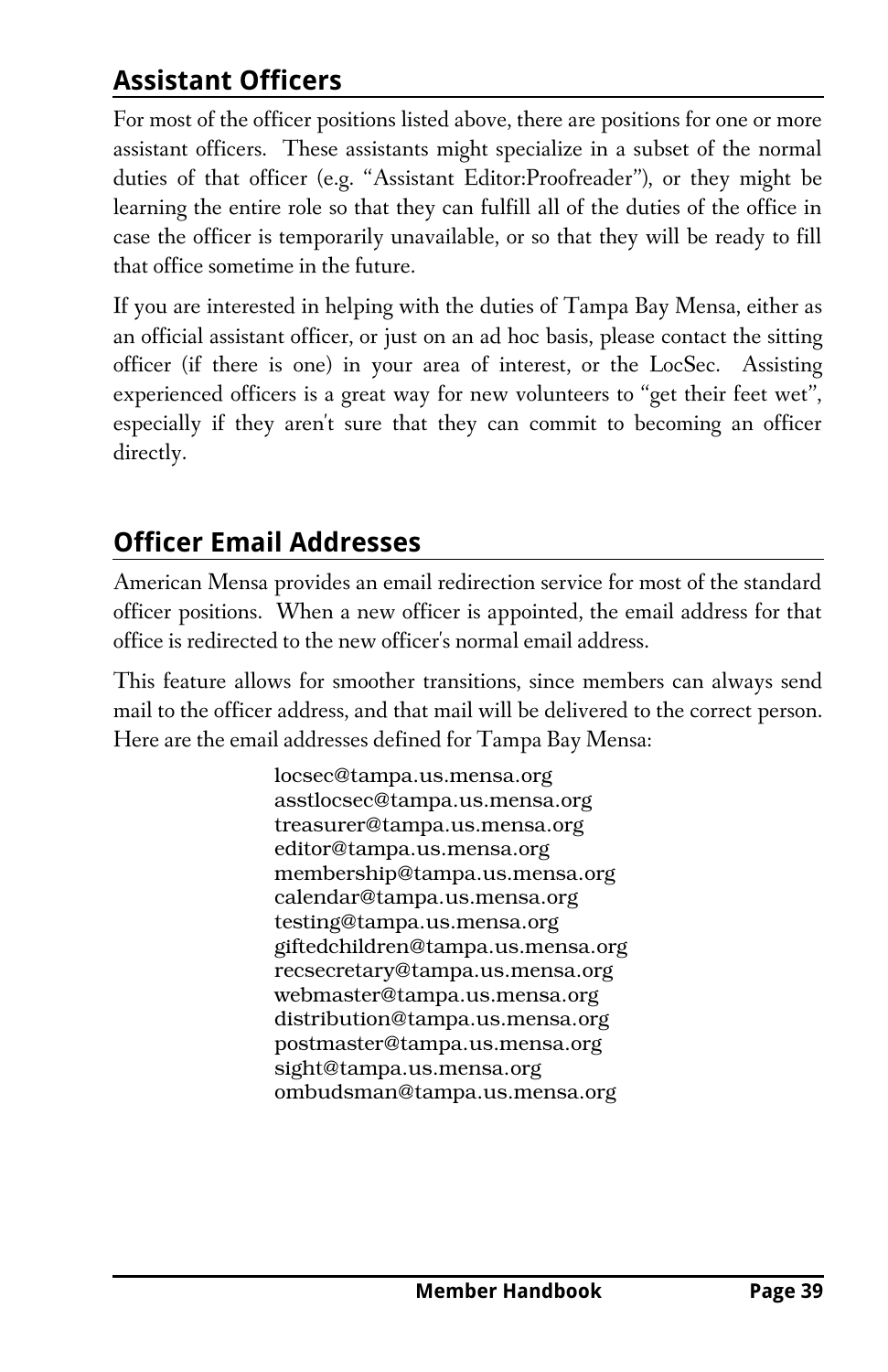## Assistant Officers

For most of the officer positions listed above, there are positions for one or more assistant officers. These assistants might specialize in a subset of the normal duties of that officer (e.g. "Assistant Editor:Proofreader"), or they might be learning the entire role so that they can fulfill all of the duties of the office in case the officer is temporarily unavailable, or so that they will be ready to fill that office sometime in the future.

If you are interested in helping with the duties of Tampa Bay Mensa, either as an official assistant officer, or just on an ad hoc basis, please contact the sitting officer (if there is one) in your area of interest, or the LocSec. Assisting experienced officers is a great way for new volunteers to "get their feet wet", especially if they aren't sure that they can commit to becoming an officer directly.

## Officer Email Addresses

American Mensa provides an email redirection service for most of the standard officer positions. When a new officer is appointed, the email address for that office is redirected to the new officer's normal email address.

This feature allows for smoother transitions, since members can always send mail to the officer address, and that mail will be delivered to the correct person. Here are the email addresses defined for Tampa Bay Mensa:

locsec@tampa.us.mensa.org
asstlocsec@tampa.us.mensa.org
treasurer@tampa.us.mensa.org
editor@tampa.us.mensa.org
membership@tampa.us.mensa.org
calendar@tampa.us.mensa.org
testing@tampa.us.mensa.org
giftedchildren@tampa.us.mensa.org
recsecretary@tampa.us.mensa.org
webmaster@tampa.us.mensa.org
distribution@tampa.us.mensa.org
postmaster@tampa.us.mensa.org
sight@tampa.us.mensa.org
ombudsman@tampa.us.mensa.org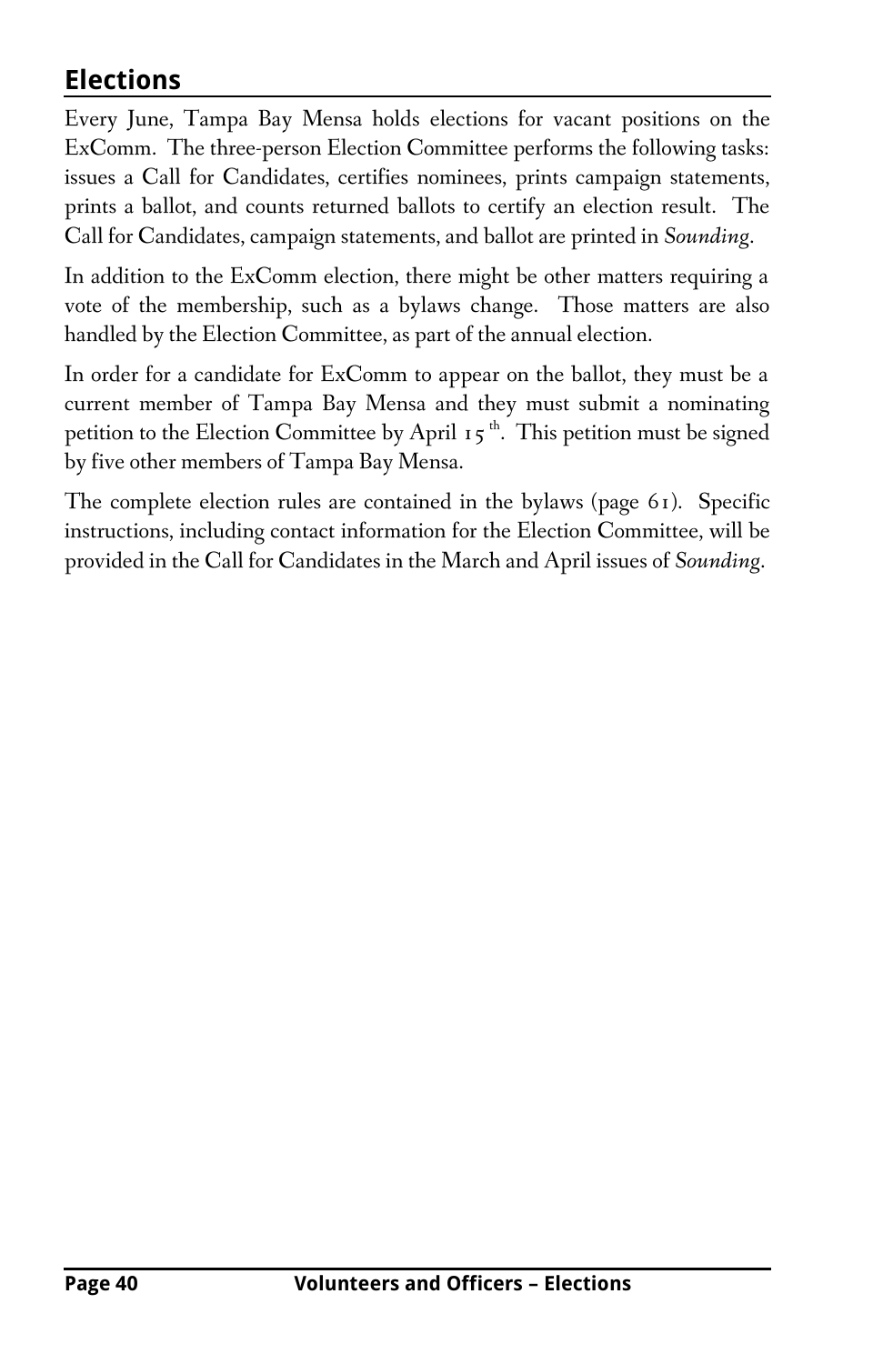## Elections

Every June, Tampa Bay Mensa holds elections for vacant positions on the ExComm. The three-person Election Committee performs the following tasks: issues a Call for Candidates, certifies nominees, prints campaign statements, prints a ballot, and counts returned ballots to certify an election result. The Call for Candidates, campaign statements, and ballot are printed in *Sounding*.

In addition to the ExComm election, there might be other matters requiring a vote of the membership, such as a bylaws change. Those matters are also handled by the Election Committee, as part of the annual election.

In order for a candidate for ExComm to appear on the ballot, they must be a current member of Tampa Bay Mensa and they must submit a nominating petition to the Election Committee by April 15th. This petition must be signed by five other members of Tampa Bay Mensa.

The complete election rules are contained in the bylaws (page 61). Specific instructions, including contact information for the Election Committee, will be provided in the Call for Candidates in the March and April issues of *Sounding*.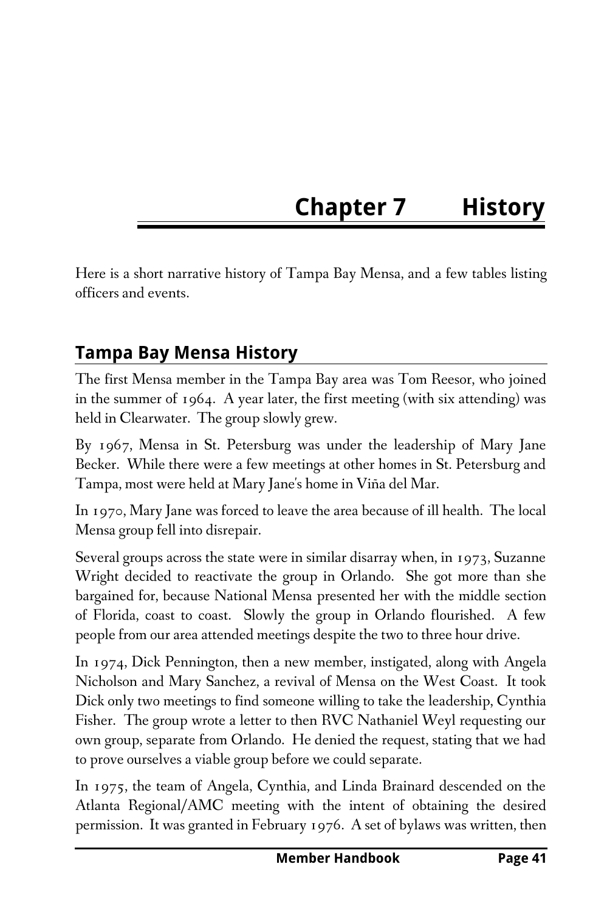# Chapter 7 History

Here is a short narrative history of Tampa Bay Mensa, and a few tables listing officers and events.

## Tampa Bay Mensa History

The first Mensa member in the Tampa Bay area was Tom Reesor, who joined in the summer of 1964. A year later, the first meeting (with six attending) was held in Clearwater. The group slowly grew.

By 1967, Mensa in St. Petersburg was under the leadership of Mary Jane Becker. While there were a few meetings at other homes in St. Petersburg and Tampa, most were held at Mary Jane's home in Viña del Mar.

In 1970, Mary Jane was forced to leave the area because of ill health. The local Mensa group fell into disrepair.

Several groups across the state were in similar disarray when, in 1973, Suzanne Wright decided to reactivate the group in Orlando. She got more than she bargained for, because National Mensa presented her with the middle section of Florida, coast to coast. Slowly the group in Orlando flourished. A few people from our area attended meetings despite the two to three hour drive.

In 1974, Dick Pennington, then a new member, instigated, along with Angela Nicholson and Mary Sanchez, a revival of Mensa on the West Coast. It took Dick only two meetings to find someone willing to take the leadership, Cynthia Fisher. The group wrote a letter to then RVC Nathaniel Weyl requesting our own group, separate from Orlando. He denied the request, stating that we had to prove ourselves a viable group before we could separate.

In 1975, the team of Angela, Cynthia, and Linda Brainard descended on the Atlanta Regional/AMC meeting with the intent of obtaining the desired permission. It was granted in February 1976. A set of bylaws was written, then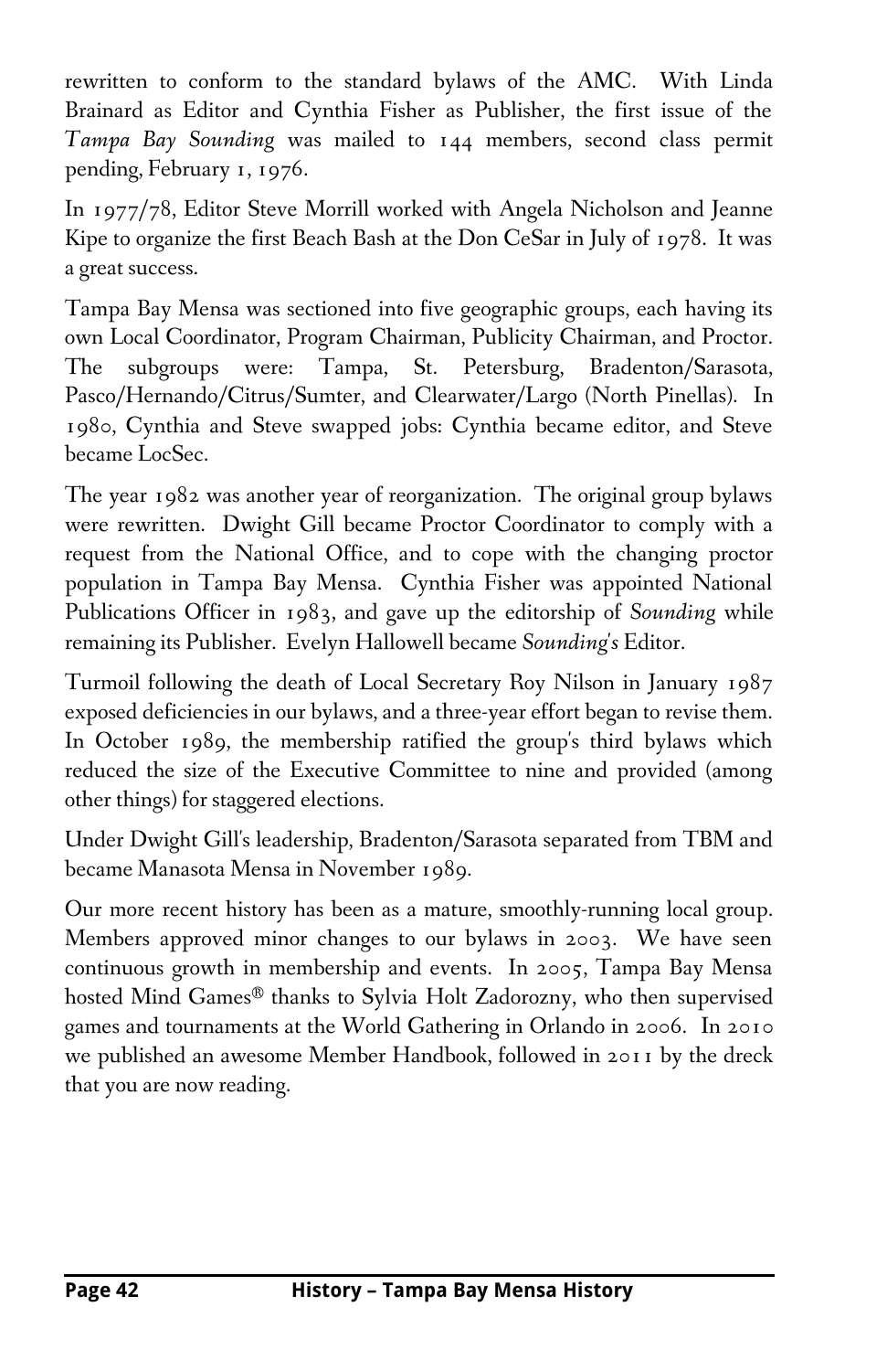rewritten to conform to the standard bylaws of the AMC. With Linda Brainard as Editor and Cynthia Fisher as Publisher, the first issue of the *Tampa Bay Sounding* was mailed to 144 members, second class permit pending, February 1, 1976.

In 1977/78, Editor Steve Morrill worked with Angela Nicholson and Jeanne Kipe to organize the first Beach Bash at the Don CeSar in July of 1978. It was a great success.

Tampa Bay Mensa was sectioned into five geographic groups, each having its own Local Coordinator, Program Chairman, Publicity Chairman, and Proctor. The subgroups were: Tampa, St. Petersburg, Bradenton/Sarasota, Pasco/Hernando/Citrus/Sumter, and Clearwater/Largo (North Pinellas). In 1980, Cynthia and Steve swapped jobs: Cynthia became editor, and Steve became LocSec.

The year 1982 was another year of reorganization. The original group bylaws were rewritten. Dwight Gill became Proctor Coordinator to comply with a request from the National Office, and to cope with the changing proctor population in Tampa Bay Mensa. Cynthia Fisher was appointed National Publications Officer in 1983, and gave up the editorship of *Sounding* while remaining its Publisher. Evelyn Hallowell became *Sounding's* Editor.

Turmoil following the death of Local Secretary Roy Nilson in January 1987 exposed deficiencies in our bylaws, and a three-year effort began to revise them. In October 1989, the membership ratified the group's third bylaws which reduced the size of the Executive Committee to nine and provided (among other things) for staggered elections.

Under Dwight Gill's leadership, Bradenton/Sarasota separated from TBM and became Manasota Mensa in November 1989.

Our more recent history has been as a mature, smoothly-running local group. Members approved minor changes to our bylaws in 2003. We have seen continuous growth in membership and events. In 2005, Tampa Bay Mensa hosted Mind Games® thanks to Sylvia Holt Zadorozny, who then supervised games and tournaments at the World Gathering in Orlando in 2006. In 2010 we published an awesome Member Handbook, followed in 2011 by the dreck that you are now reading.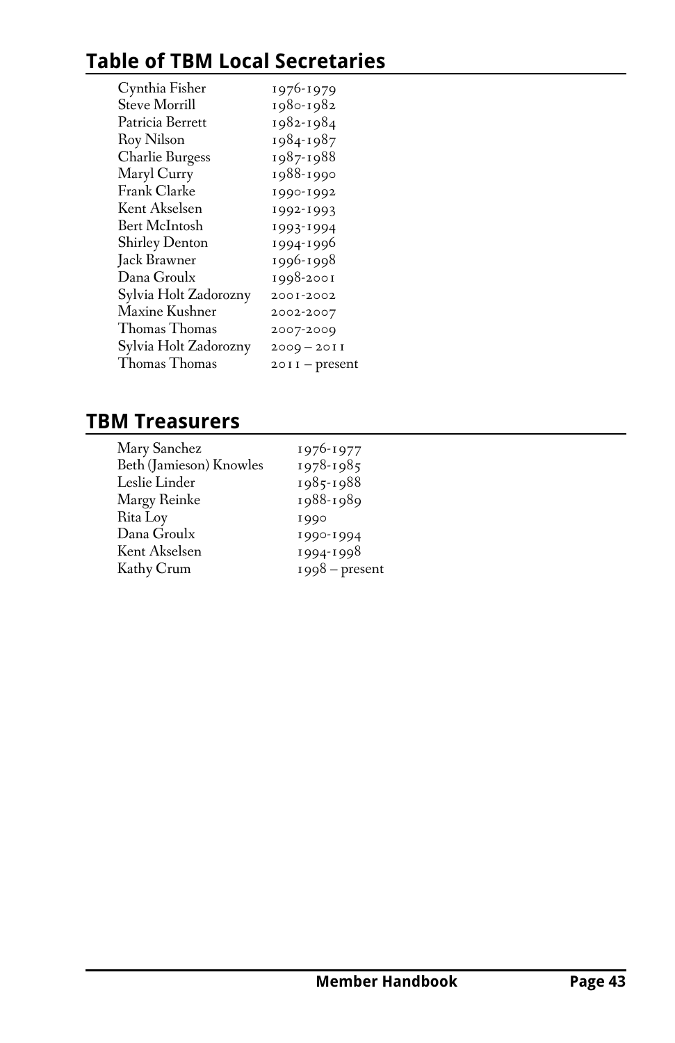## Table of TBM Local Secretaries

| | |
|---|---|
| Cynthia Fisher | 1976-1979 |
| Steve Morrill | 1980-1982 |
| Patricia Berrett | 1982-1984 |
| Roy Nilson | 1984-1987 |
| Charlie Burgess | 1987-1988 |
| Maryl Curry | 1988-1990 |
| Frank Clarke | 1990-1992 |
| Kent Akselsen | 1992-1993 |
| Bert McIntosh | 1993-1994 |
| Shirley Denton | 1994-1996 |
| Jack Brawner | 1996-1998 |
| Dana Groulx | 1998-2001 |
| Sylvia Holt Zadorozny | 2001-2002 |
| Maxine Kushner | 2002-2007 |
| Thomas Thomas | 2007-2009 |
| Sylvia Holt Zadorozny | 2009 – 2011 |
| Thomas Thomas | 2011 – present |

## TBM Treasurers

| | |
|---|---|
| Mary Sanchez | 1976-1977 |
| Beth (Jamieson) Knowles | 1978-1985 |
| Leslie Linder | 1985-1988 |
| Margy Reinke | 1988-1989 |
| Rita Loy | 1990 |
| Dana Groulx | 1990-1994 |
| Kent Akselsen | 1994-1998 |
| Kathy Crum | 1998 – present |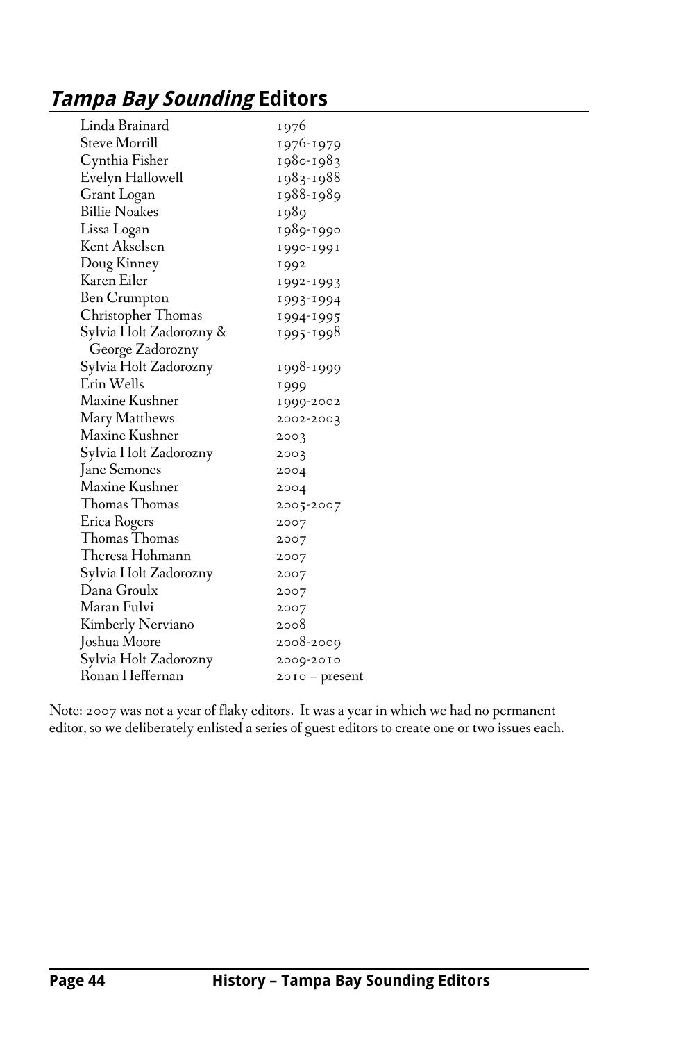## *Tampa Bay Sounding* Editors

| | |
|---|---|
| Linda Brainard | 1976 |
| Steve Morrill | 1976-1979 |
| Cynthia Fisher | 1980-1983 |
| Evelyn Hallowell | 1983-1988 |
| Grant Logan | 1988-1989 |
| Billie Noakes | 1989 |
| Lissa Logan | 1989-1990 |
| Kent Akselsen | 1990-1991 |
| Doug Kinney | 1992 |
| Karen Eiler | 1992-1993 |
| Ben Crumpton | 1993-1994 |
| Christopher Thomas | 1994-1995 |
| Sylvia Holt Zadorozny & George Zadorozny | 1995-1998 |
| Sylvia Holt Zadorozny | 1998-1999 |
| Erin Wells | 1999 |
| Maxine Kushner | 1999-2002 |
| Mary Matthews | 2002-2003 |
| Maxine Kushner | 2003 |
| Sylvia Holt Zadorozny | 2003 |
| Jane Semones | 2004 |
| Maxine Kushner | 2004 |
| Thomas Thomas | 2005-2007 |
| Erica Rogers | 2007 |
| Thomas Thomas | 2007 |
| Theresa Hohmann | 2007 |
| Sylvia Holt Zadorozny | 2007 |
| Dana Groulx | 2007 |
| Maran Fulvi | 2007 |
| Kimberly Nerviano | 2008 |
| Joshua Moore | 2008-2009 |
| Sylvia Holt Zadorozny | 2009-2010 |
| Ronan Heffernan | 2010 – present |

Note: 2007 was not a year of flaky editors. It was a year in which we had no permanent editor, so we deliberately enlisted a series of guest editors to create one or two issues each.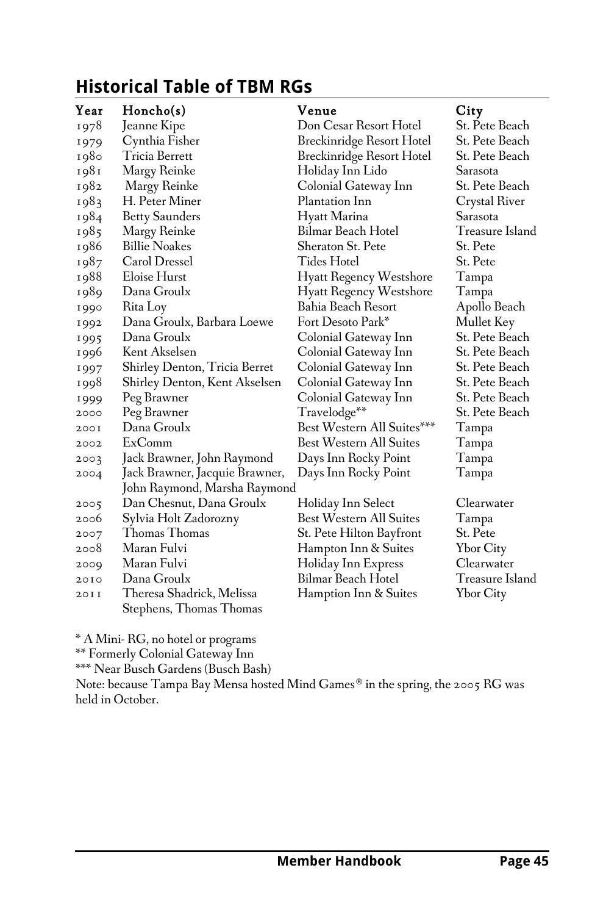## Historical Table of TBM RGs

| Year | Honcho(s) | Venue | City |
|---|---|---|---|
| 1978 | Jeanne Kipe | Don Cesar Resort Hotel | St. Pete Beach |
| 1979 | Cynthia Fisher | Breckinridge Resort Hotel | St. Pete Beach |
| 1980 | Tricia Berrett | Breckinridge Resort Hotel | St. Pete Beach |
| 1981 | Margy Reinke | Holiday Inn Lido | Sarasota |
| 1982 | Margy Reinke | Colonial Gateway Inn | St. Pete Beach |
| 1983 | H. Peter Miner | Plantation Inn | Crystal River |
| 1984 | Betty Saunders | Hyatt Marina | Sarasota |
| 1985 | Margy Reinke | Bilmar Beach Hotel | Treasure Island |
| 1986 | Billie Noakes | Sheraton St. Pete | St. Pete |
| 1987 | Carol Dressel | Tides Hotel | St. Pete |
| 1988 | Eloise Hurst | Hyatt Regency Westshore | Tampa |
| 1989 | Dana Groulx | Hyatt Regency Westshore | Tampa |
| 1990 | Rita Loy | Bahia Beach Resort | Apollo Beach |
| 1992 | Dana Groulx, Barbara Loewe | Fort Desoto Park* | Mullet Key |
| 1995 | Dana Groulx | Colonial Gateway Inn | St. Pete Beach |
| 1996 | Kent Akselsen | Colonial Gateway Inn | St. Pete Beach |
| 1997 | Shirley Denton, Tricia Berret | Colonial Gateway Inn | St. Pete Beach |
| 1998 | Shirley Denton, Kent Akselsen | Colonial Gateway Inn | St. Pete Beach |
| 1999 | Peg Brawner | Colonial Gateway Inn | St. Pete Beach |
| 2000 | Peg Brawner | Travelodge** | St. Pete Beach |
| 2001 | Dana Groulx | Best Western All Suites*** | Tampa |
| 2002 | ExComm | Best Western All Suites | Tampa |
| 2003 | Jack Brawner, John Raymond | Days Inn Rocky Point | Tampa |
| 2004 | Jack Brawner, Jacquie Brawner, John Raymond, Marsha Raymond | Days Inn Rocky Point | Tampa |
| 2005 | Dan Chesnut, Dana Groulx | Holiday Inn Select | Clearwater |
| 2006 | Sylvia Holt Zadorozny | Best Western All Suites | Tampa |
| 2007 | Thomas Thomas | St. Pete Hilton Bayfront | St. Pete |
| 2008 | Maran Fulvi | Hampton Inn & Suites | Ybor City |
| 2009 | Maran Fulvi | Holiday Inn Express | Clearwater |
| 2010 | Dana Groulx | Bilmar Beach Hotel | Treasure Island |
| 2011 | Theresa Shadrick, Melissa Stephens, Thomas Thomas | Hamption Inn & Suites | Ybor City |

* A Mini- RG, no hotel or programs

** Formerly Colonial Gateway Inn

*** Near Busch Gardens (Busch Bash)

Note: because Tampa Bay Mensa hosted Mind Games® in the spring, the 2005 RG was held in October.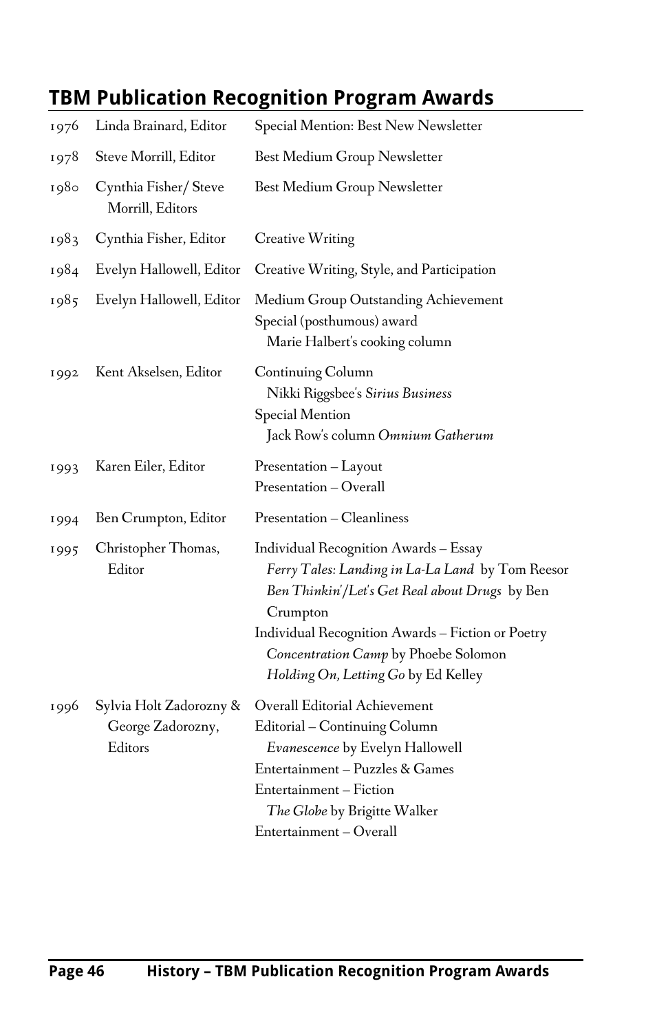## TBM Publication Recognition Program Awards

| Year | Editor(s) | Award |
| --- | --- | --- |
| 1976 | Linda Brainard, Editor | Special Mention: Best New Newsletter |
| 1978 | Steve Morrill, Editor | Best Medium Group Newsletter |
| 1980 | Cynthia Fisher/ Steve Morrill, Editors | Best Medium Group Newsletter |
| 1983 | Cynthia Fisher, Editor | Creative Writing |
| 1984 | Evelyn Hallowell, Editor | Creative Writing, Style, and Participation |
| 1985 | Evelyn Hallowell, Editor | Medium Group Outstanding Achievement<br>Special (posthumous) award<br>Marie Halbert's cooking column |
| 1992 | Kent Akselsen, Editor | Continuing Column<br>Nikki Riggsbee's *Sirius Business*<br>Special Mention<br>Jack Row's column *Omnium Gatherum* |
| 1993 | Karen Eiler, Editor | Presentation – Layout<br>Presentation – Overall |
| 1994 | Ben Crumpton, Editor | Presentation – Cleanliness |
| 1995 | Christopher Thomas, Editor | Individual Recognition Awards – Essay<br>*Ferry Tales: Landing in La-La Land* by Tom Reesor<br>*Ben Thinkin'/Let's Get Real about Drugs* by Ben Crumpton<br>Individual Recognition Awards – Fiction or Poetry<br>*Concentration Camp* by Phoebe Solomon<br>*Holding On, Letting Go* by Ed Kelley |
| 1996 | Sylvia Holt Zadorozny & George Zadorozny, Editors | Overall Editorial Achievement<br>Editorial – Continuing Column<br>*Evanescence* by Evelyn Hallowell<br>Entertainment – Puzzles & Games<br>Entertainment – Fiction<br>*The Globe* by Brigitte Walker<br>Entertainment – Overall |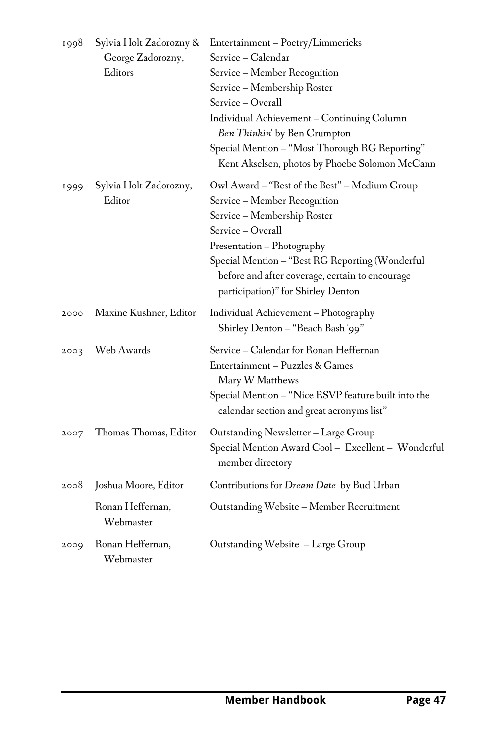| | | |
|---|---|---|
| 1998 | Sylvia Holt Zadorozny & George Zadorozny, Editors | Entertainment – Poetry/Limmericks<br>Service – Calendar<br>Service – Member Recognition<br>Service – Membership Roster<br>Service – Overall<br>Individual Achievement – Continuing Column *Ben Thinkin'* by Ben Crumpton<br>Special Mention – "Most Thorough RG Reporting" Kent Akselsen, photos by Phoebe Solomon McCann |
| 1999 | Sylvia Holt Zadorozny, Editor | Owl Award – "Best of the Best" – Medium Group<br>Service – Member Recognition<br>Service – Membership Roster<br>Service – Overall<br>Presentation – Photography<br>Special Mention – "Best RG Reporting (Wonderful before and after coverage, certain to encourage participation)" for Shirley Denton |
| 2000 | Maxine Kushner, Editor | Individual Achievement – Photography Shirley Denton – "Beach Bash '99" |
| 2003 | Web Awards | Service – Calendar for Ronan Heffernan<br>Entertainment – Puzzles & Games Mary W Matthews<br>Special Mention – "Nice RSVP feature built into the calendar section and great acronyms list" |
| 2007 | Thomas Thomas, Editor | Outstanding Newsletter – Large Group<br>Special Mention Award Cool – Excellent – Wonderful member directory |
| 2008 | Joshua Moore, Editor | Contributions for *Dream Date* by Bud Urban |
| | Ronan Heffernan, Webmaster | Outstanding Website – Member Recruitment |
| 2009 | Ronan Heffernan, Webmaster | Outstanding Website – Large Group |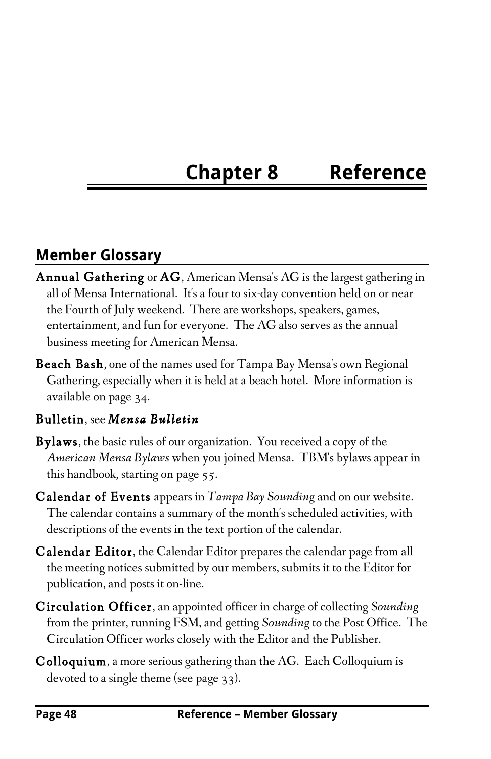# Chapter 8 Reference

## Member Glossary

**Annual Gathering** or **AG**, American Mensa's AG is the largest gathering in all of Mensa International. It's a four to six-day convention held on or near the Fourth of July weekend. There are workshops, speakers, games, entertainment, and fun for everyone. The AG also serves as the annual business meeting for American Mensa.

**Beach Bash**, one of the names used for Tampa Bay Mensa's own Regional Gathering, especially when it is held at a beach hotel. More information is available on page 34.

**Bulletin**, see ***Mensa Bulletin***

**Bylaws**, the basic rules of our organization. You received a copy of the *American Mensa Bylaws* when you joined Mensa. TBM's bylaws appear in this handbook, starting on page 55.

**Calendar of Events** appears in *Tampa Bay Sounding* and on our website. The calendar contains a summary of the month's scheduled activities, with descriptions of the events in the text portion of the calendar.

**Calendar Editor**, the Calendar Editor prepares the calendar page from all the meeting notices submitted by our members, submits it to the Editor for publication, and posts it on-line.

**Circulation Officer**, an appointed officer in charge of collecting *Sounding* from the printer, running FSM, and getting *Sounding* to the Post Office. The Circulation Officer works closely with the Editor and the Publisher.

**Colloquium**, a more serious gathering than the AG. Each Colloquium is devoted to a single theme (see page 33).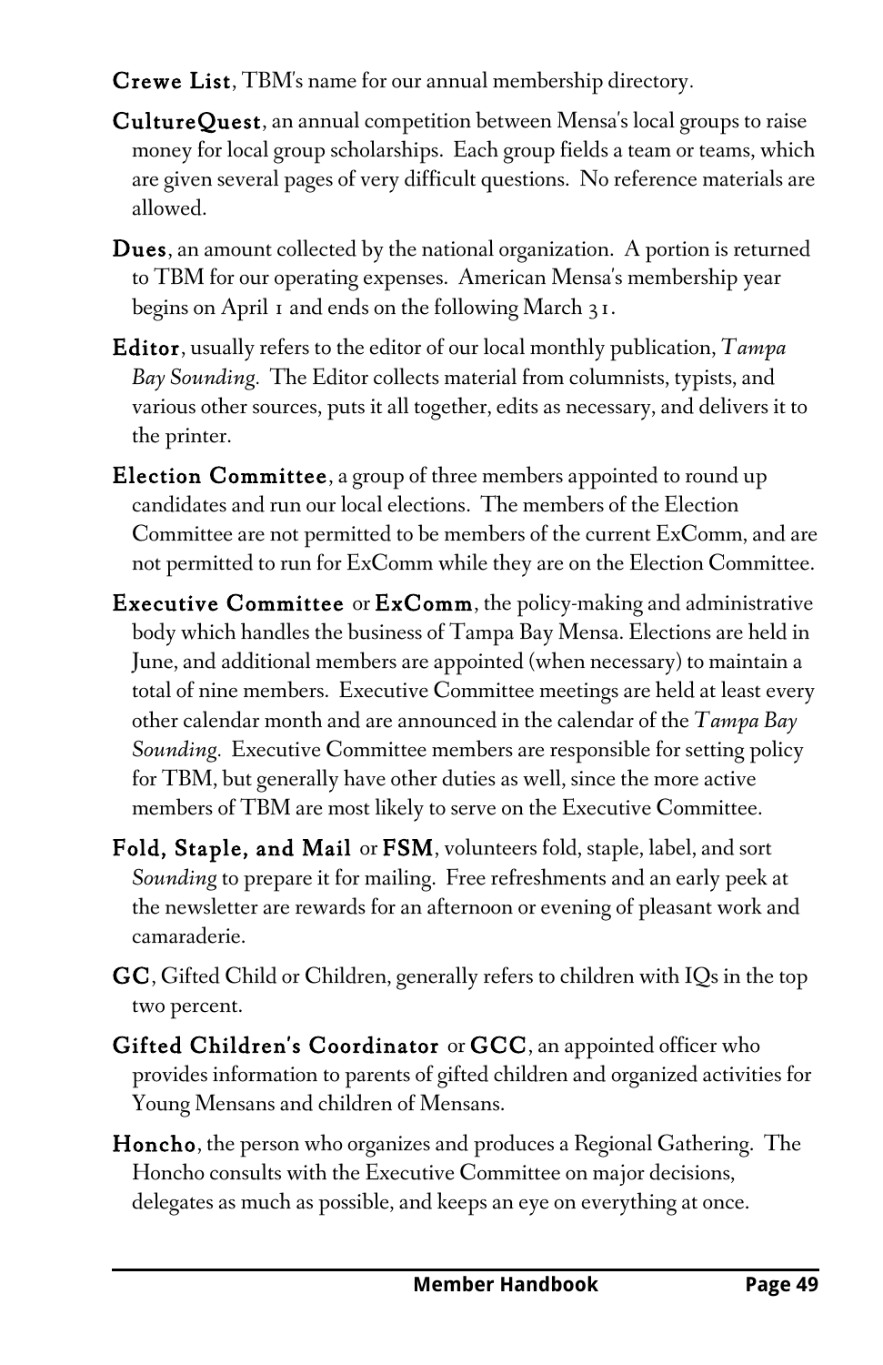**Crewe List**, TBM's name for our annual membership directory.

**CultureQuest**, an annual competition between Mensa's local groups to raise money for local group scholarships. Each group fields a team or teams, which are given several pages of very difficult questions. No reference materials are allowed.

**Dues**, an amount collected by the national organization. A portion is returned to TBM for our operating expenses. American Mensa's membership year begins on April 1 and ends on the following March 31.

**Editor**, usually refers to the editor of our local monthly publication, *Tampa Bay Sounding*. The Editor collects material from columnists, typists, and various other sources, puts it all together, edits as necessary, and delivers it to the printer.

**Election Committee**, a group of three members appointed to round up candidates and run our local elections. The members of the Election Committee are not permitted to be members of the current ExComm, and are not permitted to run for ExComm while they are on the Election Committee.

**Executive Committee** or **ExComm**, the policy-making and administrative body which handles the business of Tampa Bay Mensa. Elections are held in June, and additional members are appointed (when necessary) to maintain a total of nine members. Executive Committee meetings are held at least every other calendar month and are announced in the calendar of the *Tampa Bay Sounding*. Executive Committee members are responsible for setting policy for TBM, but generally have other duties as well, since the more active members of TBM are most likely to serve on the Executive Committee.

**Fold, Staple, and Mail** or **FSM**, volunteers fold, staple, label, and sort *Sounding* to prepare it for mailing. Free refreshments and an early peek at the newsletter are rewards for an afternoon or evening of pleasant work and camaraderie.

**GC**, Gifted Child or Children, generally refers to children with IQs in the top two percent.

**Gifted Children's Coordinator** or **GCC**, an appointed officer who provides information to parents of gifted children and organized activities for Young Mensans and children of Mensans.

**Honcho**, the person who organizes and produces a Regional Gathering. The Honcho consults with the Executive Committee on major decisions, delegates as much as possible, and keeps an eye on everything at once.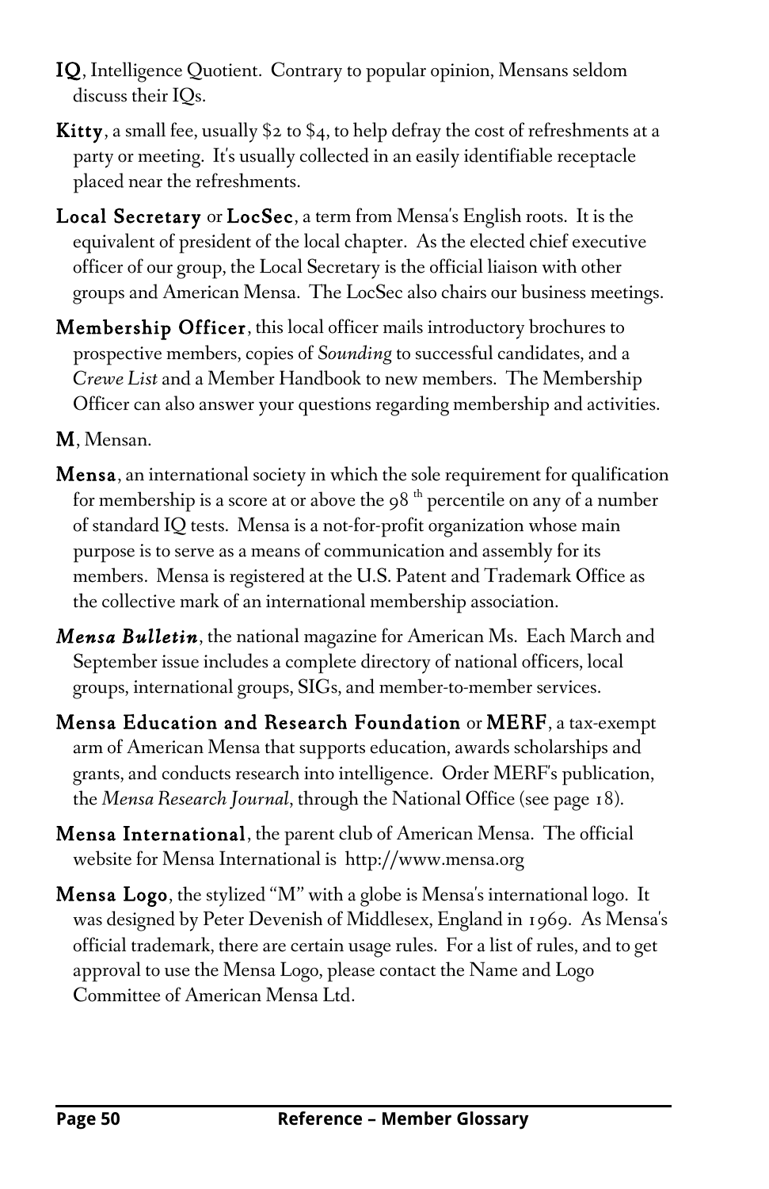**IQ**, Intelligence Quotient. Contrary to popular opinion, Mensans seldom discuss their IQs.

**Kitty**, a small fee, usually $2 to $4, to help defray the cost of refreshments at a party or meeting. It's usually collected in an easily identifiable receptacle placed near the refreshments.

**Local Secretary** or **LocSec**, a term from Mensa's English roots. It is the equivalent of president of the local chapter. As the elected chief executive officer of our group, the Local Secretary is the official liaison with other groups and American Mensa. The LocSec also chairs our business meetings.

**Membership Officer**, this local officer mails introductory brochures to prospective members, copies of *Sounding* to successful candidates, and a *Crewe List* and a Member Handbook to new members. The Membership Officer can also answer your questions regarding membership and activities.

**M**, Mensan.

**Mensa**, an international society in which the sole requirement for qualification for membership is a score at or above the 98th percentile on any of a number of standard IQ tests. Mensa is a not-for-profit organization whose main purpose is to serve as a means of communication and assembly for its members. Mensa is registered at the U.S. Patent and Trademark Office as the collective mark of an international membership association.

***Mensa Bulletin***, the national magazine for American Ms. Each March and September issue includes a complete directory of national officers, local groups, international groups, SIGs, and member-to-member services.

**Mensa Education and Research Foundation** or **MERF**, a tax-exempt arm of American Mensa that supports education, awards scholarships and grants, and conducts research into intelligence. Order MERF's publication, the *Mensa Research Journal*, through the National Office (see page 18).

**Mensa International**, the parent club of American Mensa. The official website for Mensa International is http://www.mensa.org

**Mensa Logo**, the stylized "M" with a globe is Mensa's international logo. It was designed by Peter Devenish of Middlesex, England in 1969. As Mensa's official trademark, there are certain usage rules. For a list of rules, and to get approval to use the Mensa Logo, please contact the Name and Logo Committee of American Mensa Ltd.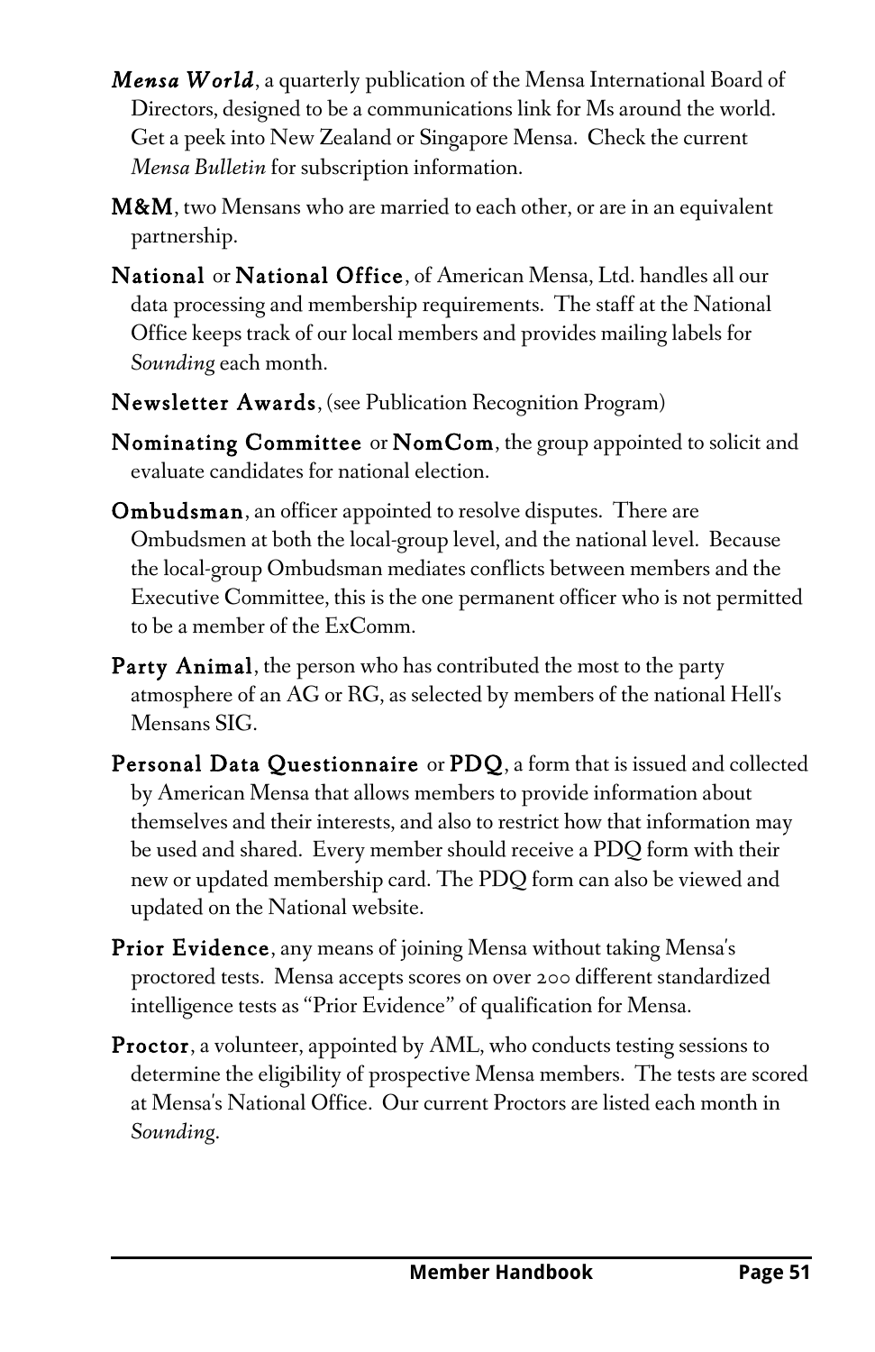***Mensa World***, a quarterly publication of the Mensa International Board of Directors, designed to be a communications link for Ms around the world. Get a peek into New Zealand or Singapore Mensa. Check the current *Mensa Bulletin* for subscription information.

**M&M**, two Mensans who are married to each other, or are in an equivalent partnership.

**National** or **National Office**, of American Mensa, Ltd. handles all our data processing and membership requirements. The staff at the National Office keeps track of our local members and provides mailing labels for *Sounding* each month.

**Newsletter Awards**, (see Publication Recognition Program)

**Nominating Committee** or **NomCom**, the group appointed to solicit and evaluate candidates for national election.

**Ombudsman**, an officer appointed to resolve disputes. There are Ombudsmen at both the local-group level, and the national level. Because the local-group Ombudsman mediates conflicts between members and the Executive Committee, this is the one permanent officer who is not permitted to be a member of the ExComm.

**Party Animal**, the person who has contributed the most to the party atmosphere of an AG or RG, as selected by members of the national Hell's Mensans SIG.

**Personal Data Questionnaire** or **PDQ**, a form that is issued and collected by American Mensa that allows members to provide information about themselves and their interests, and also to restrict how that information may be used and shared. Every member should receive a PDQ form with their new or updated membership card. The PDQ form can also be viewed and updated on the National website.

**Prior Evidence**, any means of joining Mensa without taking Mensa's proctored tests. Mensa accepts scores on over 200 different standardized intelligence tests as "Prior Evidence" of qualification for Mensa.

**Proctor**, a volunteer, appointed by AML, who conducts testing sessions to determine the eligibility of prospective Mensa members. The tests are scored at Mensa's National Office. Our current Proctors are listed each month in *Sounding*.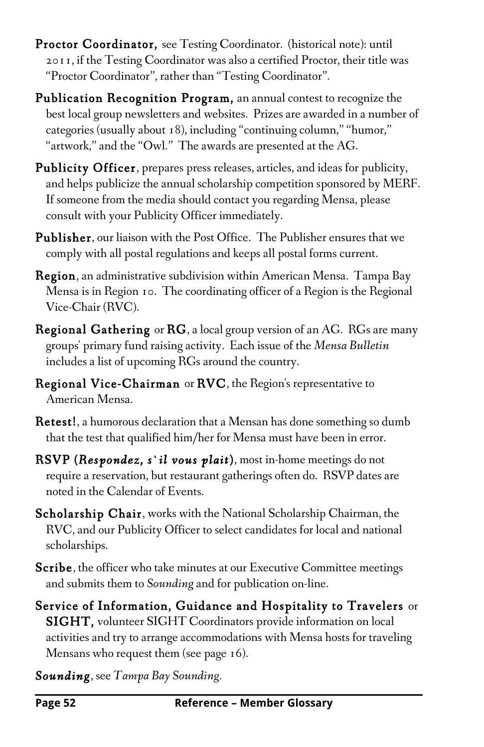**Proctor Coordinator,** see Testing Coordinator. (historical note): until 2011, if the Testing Coordinator was also a certified Proctor, their title was "Proctor Coordinator", rather than "Testing Coordinator".

**Publication Recognition Program,** an annual contest to recognize the best local group newsletters and websites. Prizes are awarded in a number of categories (usually about 18), including "continuing column," "humor," "artwork," and the "Owl." The awards are presented at the AG.

**Publicity Officer**, prepares press releases, articles, and ideas for publicity, and helps publicize the annual scholarship competition sponsored by MERF. If someone from the media should contact you regarding Mensa, please consult with your Publicity Officer immediately.

**Publisher**, our liaison with the Post Office. The Publisher ensures that we comply with all postal regulations and keeps all postal forms current.

**Region**, an administrative subdivision within American Mensa. Tampa Bay Mensa is in Region 10. The coordinating officer of a Region is the Regional Vice-Chair (RVC).

**Regional Gathering** or **RG**, a local group version of an AG. RGs are many groups' primary fund raising activity. Each issue of the *Mensa Bulletin* includes a list of upcoming RGs around the country.

**Regional Vice-Chairman** or **RVC**, the Region's representative to American Mensa.

**Retest!**, a humorous declaration that a Mensan has done something so dumb that the test that qualified him/her for Mensa must have been in error.

**RSVP (*Respondez, s'il vous plait*)**, most in-home meetings do not require a reservation, but restaurant gatherings often do. RSVP dates are noted in the Calendar of Events.

**Scholarship Chair**, works with the National Scholarship Chairman, the RVC, and our Publicity Officer to select candidates for local and national scholarships.

**Scribe**, the officer who take minutes at our Executive Committee meetings and submits them to *Sounding* and for publication on-line.

**Service of Information, Guidance and Hospitality to Travelers** or **SIGHT,** volunteer SIGHT Coordinators provide information on local activities and try to arrange accommodations with Mensa hosts for traveling Mensans who request them (see page 16).

***Sounding***, see *Tampa Bay Sounding.*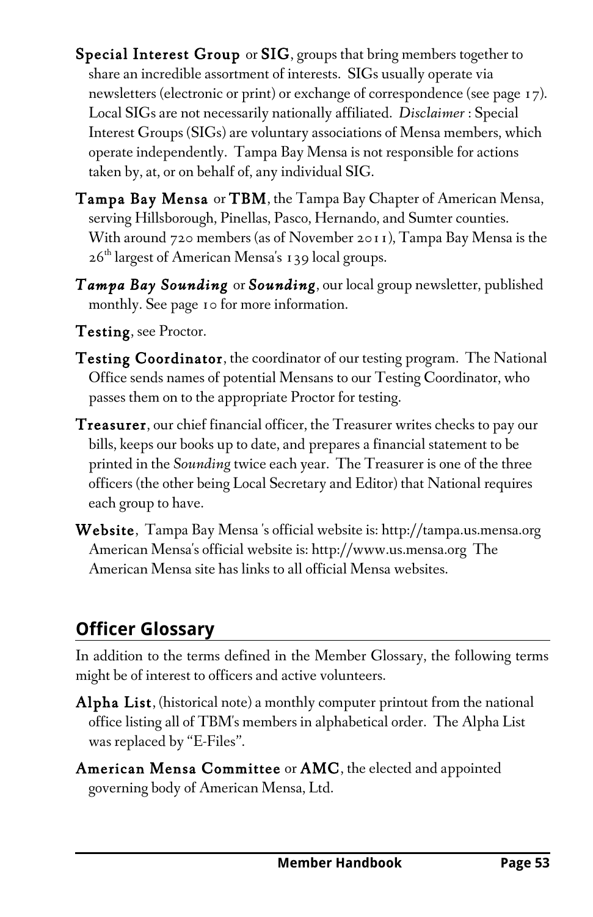**Special Interest Group** or **SIG**, groups that bring members together to share an incredible assortment of interests. SIGs usually operate via newsletters (electronic or print) or exchange of correspondence (see page 17). Local SIGs are not necessarily nationally affiliated. *Disclaimer* : Special Interest Groups (SIGs) are voluntary associations of Mensa members, which operate independently. Tampa Bay Mensa is not responsible for actions taken by, at, or on behalf of, any individual SIG.

**Tampa Bay Mensa** or **TBM**, the Tampa Bay Chapter of American Mensa, serving Hillsborough, Pinellas, Pasco, Hernando, and Sumter counties. With around 720 members (as of November 2011), Tampa Bay Mensa is the 26th largest of American Mensa's 139 local groups.

***Tampa Bay Sounding*** or ***Sounding***, our local group newsletter, published monthly. See page 10 for more information.

**Testing**, see Proctor.

**Testing Coordinator**, the coordinator of our testing program. The National Office sends names of potential Mensans to our Testing Coordinator, who passes them on to the appropriate Proctor for testing.

**Treasurer**, our chief financial officer, the Treasurer writes checks to pay our bills, keeps our books up to date, and prepares a financial statement to be printed in the *Sounding* twice each year. The Treasurer is one of the three officers (the other being Local Secretary and Editor) that National requires each group to have.

**Website**, Tampa Bay Mensa 's official website is: http://tampa.us.mensa.org American Mensa's official website is: http://www.us.mensa.org The American Mensa site has links to all official Mensa websites.

## Officer Glossary

In addition to the terms defined in the Member Glossary, the following terms might be of interest to officers and active volunteers.

**Alpha List**, (historical note) a monthly computer printout from the national office listing all of TBM's members in alphabetical order. The Alpha List was replaced by "E-Files".

**American Mensa Committee** or **AMC**, the elected and appointed governing body of American Mensa, Ltd.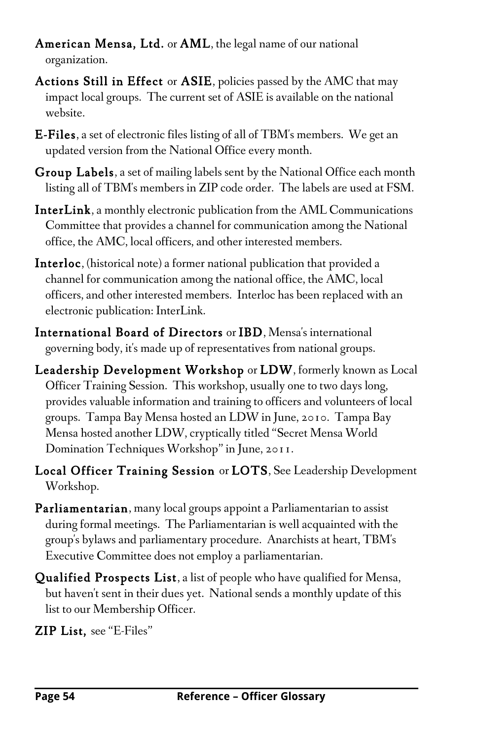**American Mensa, Ltd.** or **AML**, the legal name of our national organization.

**Actions Still in Effect** or **ASIE**, policies passed by the AMC that may impact local groups. The current set of ASIE is available on the national website.

**E-Files**, a set of electronic files listing of all of TBM's members. We get an updated version from the National Office every month.

**Group Labels**, a set of mailing labels sent by the National Office each month listing all of TBM's members in ZIP code order. The labels are used at FSM.

**InterLink**, a monthly electronic publication from the AML Communications Committee that provides a channel for communication among the National office, the AMC, local officers, and other interested members.

**Interloc**, (historical note) a former national publication that provided a channel for communication among the national office, the AMC, local officers, and other interested members. Interloc has been replaced with an electronic publication: InterLink.

**International Board of Directors** or **IBD**, Mensa's international governing body, it's made up of representatives from national groups.

**Leadership Development Workshop** or **LDW**, formerly known as Local Officer Training Session. This workshop, usually one to two days long, provides valuable information and training to officers and volunteers of local groups. Tampa Bay Mensa hosted an LDW in June, 2010. Tampa Bay Mensa hosted another LDW, cryptically titled "Secret Mensa World Domination Techniques Workshop" in June, 2011.

**Local Officer Training Session** or **LOTS**, See Leadership Development Workshop.

**Parliamentarian**, many local groups appoint a Parliamentarian to assist during formal meetings. The Parliamentarian is well acquainted with the group's bylaws and parliamentary procedure. Anarchists at heart, TBM's Executive Committee does not employ a parliamentarian.

**Qualified Prospects List**, a list of people who have qualified for Mensa, but haven't sent in their dues yet. National sends a monthly update of this list to our Membership Officer.

**ZIP List,** see "E-Files"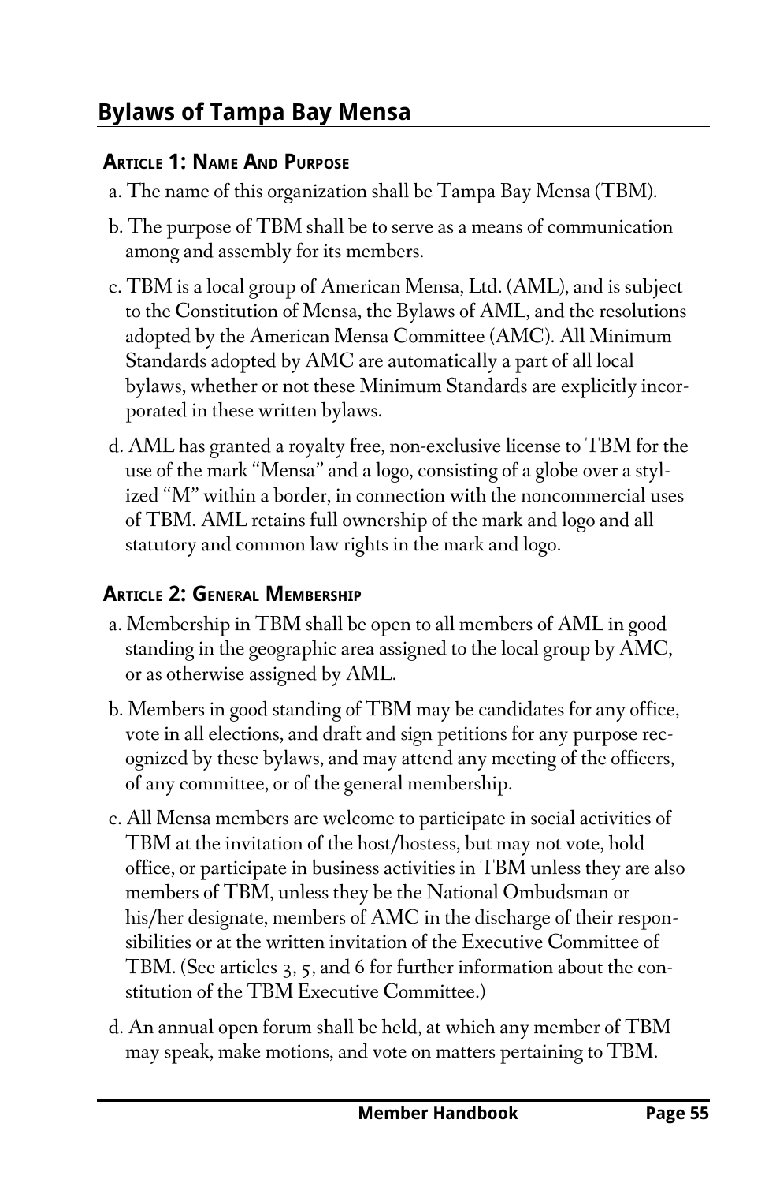## Bylaws of Tampa Bay Mensa

### Article 1: Name And Purpose

a. The name of this organization shall be Tampa Bay Mensa (TBM).

b. The purpose of TBM shall be to serve as a means of communication among and assembly for its members.

c. TBM is a local group of American Mensa, Ltd. (AML), and is subject to the Constitution of Mensa, the Bylaws of AML, and the resolutions adopted by the American Mensa Committee (AMC). All Minimum Standards adopted by AMC are automatically a part of all local bylaws, whether or not these Minimum Standards are explicitly incorporated in these written bylaws.

d. AML has granted a royalty free, non-exclusive license to TBM for the use of the mark "Mensa" and a logo, consisting of a globe over a stylized "M" within a border, in connection with the noncommercial uses of TBM. AML retains full ownership of the mark and logo and all statutory and common law rights in the mark and logo.

### Article 2: General Membership

a. Membership in TBM shall be open to all members of AML in good standing in the geographic area assigned to the local group by AMC, or as otherwise assigned by AML.

b. Members in good standing of TBM may be candidates for any office, vote in all elections, and draft and sign petitions for any purpose recognized by these bylaws, and may attend any meeting of the officers, of any committee, or of the general membership.

c. All Mensa members are welcome to participate in social activities of TBM at the invitation of the host/hostess, but may not vote, hold office, or participate in business activities in TBM unless they are also members of TBM, unless they be the National Ombudsman or his/her designate, members of AMC in the discharge of their responsibilities or at the written invitation of the Executive Committee of TBM. (See articles 3, 5, and 6 for further information about the constitution of the TBM Executive Committee.)

d. An annual open forum shall be held, at which any member of TBM may speak, make motions, and vote on matters pertaining to TBM.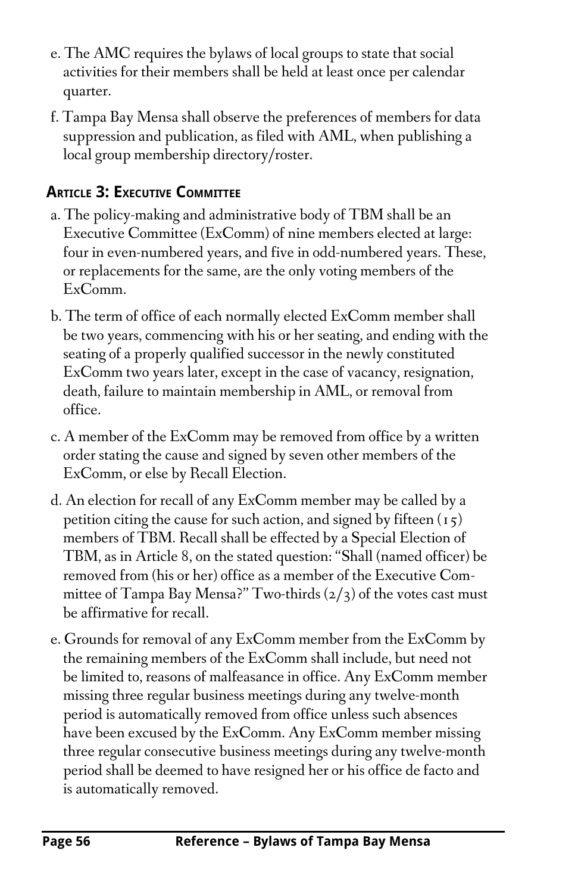e. The AMC requires the bylaws of local groups to state that social activities for their members shall be held at least once per calendar quarter.

f. Tampa Bay Mensa shall observe the preferences of members for data suppression and publication, as filed with AML, when publishing a local group membership directory/roster.

### Article 3: Executive Committee

a. The policy-making and administrative body of TBM shall be an Executive Committee (ExComm) of nine members elected at large: four in even-numbered years, and five in odd-numbered years. These, or replacements for the same, are the only voting members of the ExComm.

b. The term of office of each normally elected ExComm member shall be two years, commencing with his or her seating, and ending with the seating of a properly qualified successor in the newly constituted ExComm two years later, except in the case of vacancy, resignation, death, failure to maintain membership in AML, or removal from office.

c. A member of the ExComm may be removed from office by a written order stating the cause and signed by seven other members of the ExComm, or else by Recall Election.

d. An election for recall of any ExComm member may be called by a petition citing the cause for such action, and signed by fifteen (15) members of TBM. Recall shall be effected by a Special Election of TBM, as in Article 8, on the stated question: "Shall (named officer) be removed from (his or her) office as a member of the Executive Committee of Tampa Bay Mensa?" Two-thirds (2/3) of the votes cast must be affirmative for recall.

e. Grounds for removal of any ExComm member from the ExComm by the remaining members of the ExComm shall include, but need not be limited to, reasons of malfeasance in office. Any ExComm member missing three regular business meetings during any twelve-month period is automatically removed from office unless such absences have been excused by the ExComm. Any ExComm member missing three regular consecutive business meetings during any twelve-month period shall be deemed to have resigned her or his office de facto and is automatically removed.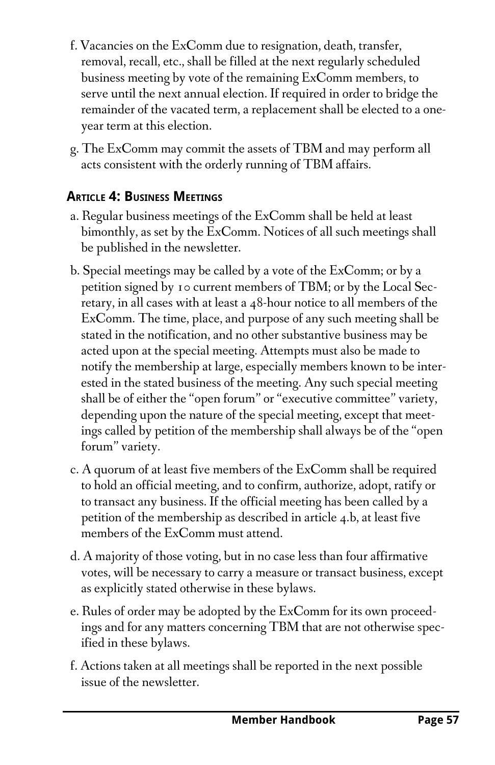f. Vacancies on the ExComm due to resignation, death, transfer, removal, recall, etc., shall be filled at the next regularly scheduled business meeting by vote of the remaining ExComm members, to serve until the next annual election. If required in order to bridge the remainder of the vacated term, a replacement shall be elected to a one-year term at this election.

g. The ExComm may commit the assets of TBM and may perform all acts consistent with the orderly running of TBM affairs.

### Article 4: Business Meetings

a. Regular business meetings of the ExComm shall be held at least bimonthly, as set by the ExComm. Notices of all such meetings shall be published in the newsletter.

b. Special meetings may be called by a vote of the ExComm; or by a petition signed by 10 current members of TBM; or by the Local Secretary, in all cases with at least a 48-hour notice to all members of the ExComm. The time, place, and purpose of any such meeting shall be stated in the notification, and no other substantive business may be acted upon at the special meeting. Attempts must also be made to notify the membership at large, especially members known to be interested in the stated business of the meeting. Any such special meeting shall be of either the "open forum" or "executive committee" variety, depending upon the nature of the special meeting, except that meetings called by petition of the membership shall always be of the "open forum" variety.

c. A quorum of at least five members of the ExComm shall be required to hold an official meeting, and to confirm, authorize, adopt, ratify or to transact any business. If the official meeting has been called by a petition of the membership as described in article 4.b, at least five members of the ExComm must attend.

d. A majority of those voting, but in no case less than four affirmative votes, will be necessary to carry a measure or transact business, except as explicitly stated otherwise in these bylaws.

e. Rules of order may be adopted by the ExComm for its own proceedings and for any matters concerning TBM that are not otherwise specified in these bylaws.

f. Actions taken at all meetings shall be reported in the next possible issue of the newsletter.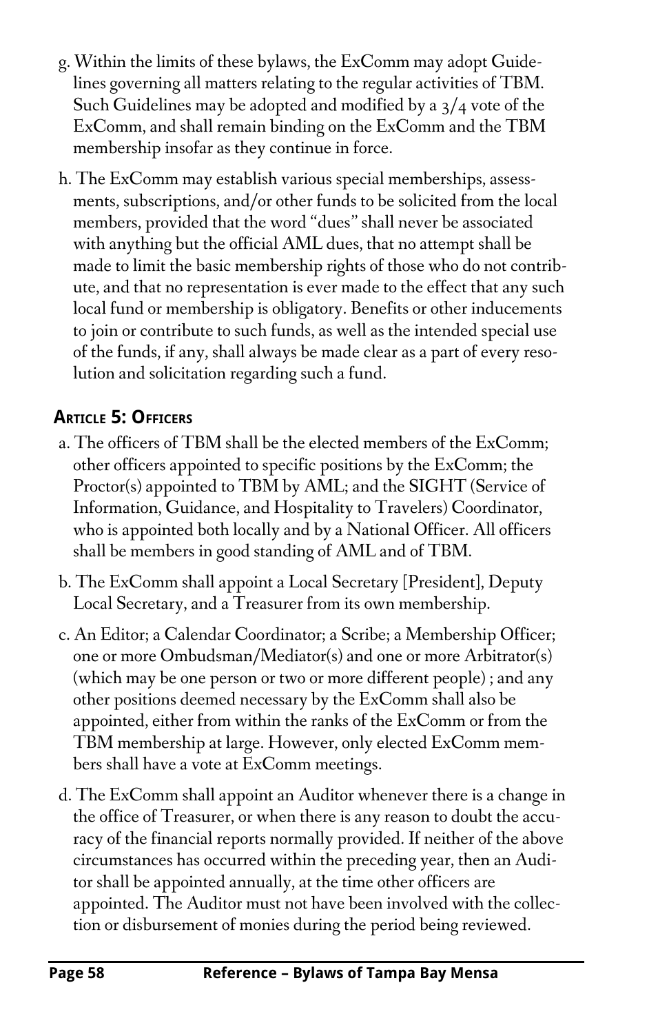g. Within the limits of these bylaws, the ExComm may adopt Guidelines governing all matters relating to the regular activities of TBM. Such Guidelines may be adopted and modified by a 3/4 vote of the ExComm, and shall remain binding on the ExComm and the TBM membership insofar as they continue in force.

h. The ExComm may establish various special memberships, assessments, subscriptions, and/or other funds to be solicited from the local members, provided that the word "dues" shall never be associated with anything but the official AML dues, that no attempt shall be made to limit the basic membership rights of those who do not contribute, and that no representation is ever made to the effect that any such local fund or membership is obligatory. Benefits or other inducements to join or contribute to such funds, as well as the intended special use of the funds, if any, shall always be made clear as a part of every resolution and solicitation regarding such a fund.

## Article 5: Officers

a. The officers of TBM shall be the elected members of the ExComm; other officers appointed to specific positions by the ExComm; the Proctor(s) appointed to TBM by AML; and the SIGHT (Service of Information, Guidance, and Hospitality to Travelers) Coordinator, who is appointed both locally and by a National Officer. All officers shall be members in good standing of AML and of TBM.

b. The ExComm shall appoint a Local Secretary [President], Deputy Local Secretary, and a Treasurer from its own membership.

c. An Editor; a Calendar Coordinator; a Scribe; a Membership Officer; one or more Ombudsman/Mediator(s) and one or more Arbitrator(s) (which may be one person or two or more different people) ; and any other positions deemed necessary by the ExComm shall also be appointed, either from within the ranks of the ExComm or from the TBM membership at large. However, only elected ExComm members shall have a vote at ExComm meetings.

d. The ExComm shall appoint an Auditor whenever there is a change in the office of Treasurer, or when there is any reason to doubt the accuracy of the financial reports normally provided. If neither of the above circumstances has occurred within the preceding year, then an Auditor shall be appointed annually, at the time other officers are appointed. The Auditor must not have been involved with the collection or disbursement of monies during the period being reviewed.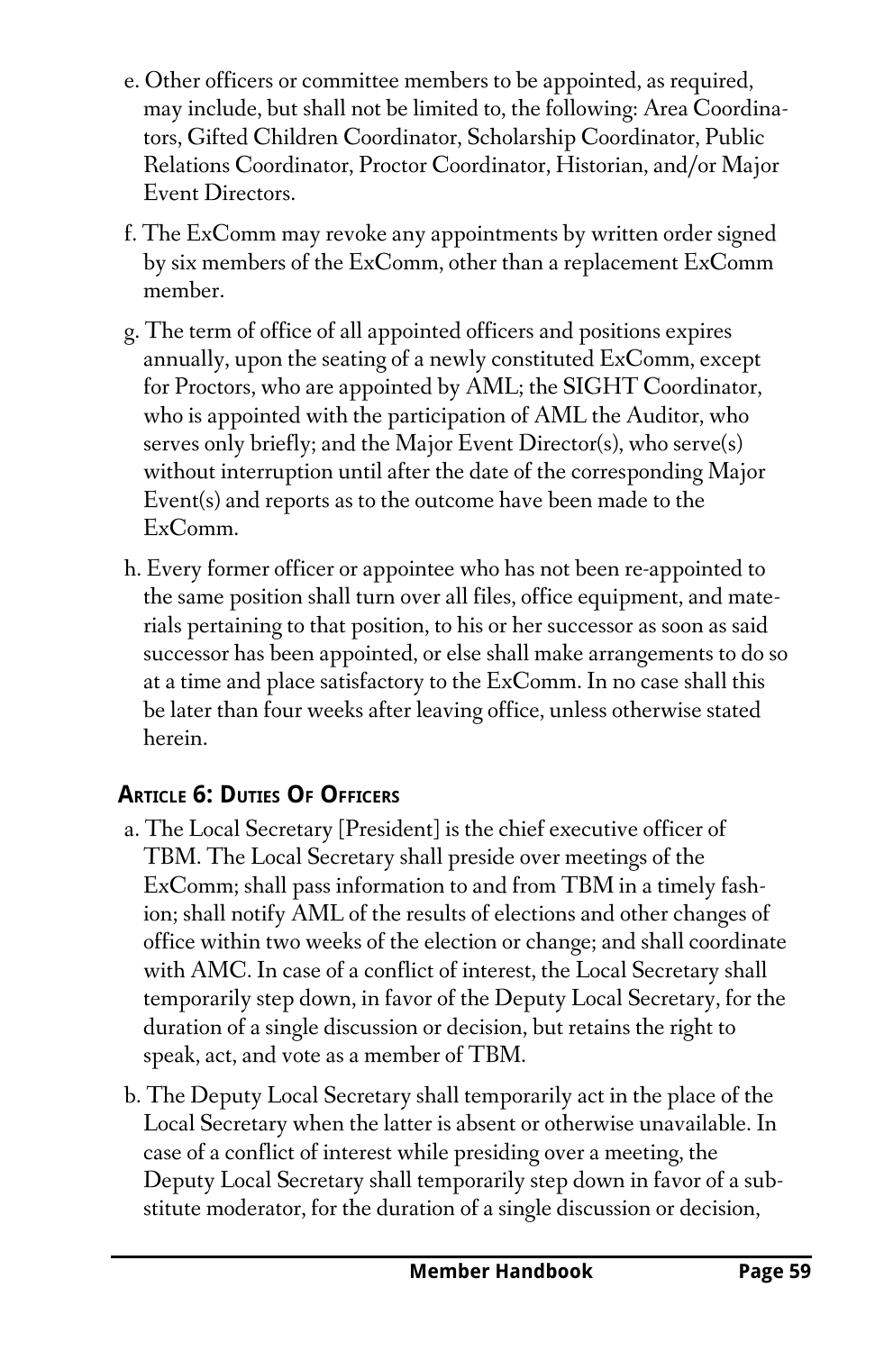e. Other officers or committee members to be appointed, as required, may include, but shall not be limited to, the following: Area Coordinators, Gifted Children Coordinator, Scholarship Coordinator, Public Relations Coordinator, Proctor Coordinator, Historian, and/or Major Event Directors.

f. The ExComm may revoke any appointments by written order signed by six members of the ExComm, other than a replacement ExComm member.

g. The term of office of all appointed officers and positions expires annually, upon the seating of a newly constituted ExComm, except for Proctors, who are appointed by AML; the SIGHT Coordinator, who is appointed with the participation of AML the Auditor, who serves only briefly; and the Major Event Director(s), who serve(s) without interruption until after the date of the corresponding Major Event(s) and reports as to the outcome have been made to the ExComm.

h. Every former officer or appointee who has not been re-appointed to the same position shall turn over all files, office equipment, and materials pertaining to that position, to his or her successor as soon as said successor has been appointed, or else shall make arrangements to do so at a time and place satisfactory to the ExComm. In no case shall this be later than four weeks after leaving office, unless otherwise stated herein.

### Article 6: Duties Of Officers

a. The Local Secretary [President] is the chief executive officer of TBM. The Local Secretary shall preside over meetings of the ExComm; shall pass information to and from TBM in a timely fashion; shall notify AML of the results of elections and other changes of office within two weeks of the election or change; and shall coordinate with AMC. In case of a conflict of interest, the Local Secretary shall temporarily step down, in favor of the Deputy Local Secretary, for the duration of a single discussion or decision, but retains the right to speak, act, and vote as a member of TBM.

b. The Deputy Local Secretary shall temporarily act in the place of the Local Secretary when the latter is absent or otherwise unavailable. In case of a conflict of interest while presiding over a meeting, the Deputy Local Secretary shall temporarily step down in favor of a substitute moderator, for the duration of a single discussion or decision,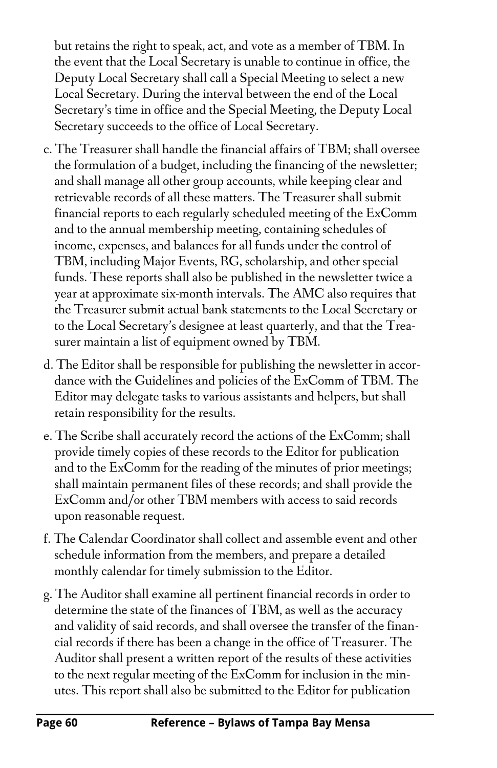but retains the right to speak, act, and vote as a member of TBM. In the event that the Local Secretary is unable to continue in office, the Deputy Local Secretary shall call a Special Meeting to select a new Local Secretary. During the interval between the end of the Local Secretary's time in office and the Special Meeting, the Deputy Local Secretary succeeds to the office of Local Secretary.

c. The Treasurer shall handle the financial affairs of TBM; shall oversee the formulation of a budget, including the financing of the newsletter; and shall manage all other group accounts, while keeping clear and retrievable records of all these matters. The Treasurer shall submit financial reports to each regularly scheduled meeting of the ExComm and to the annual membership meeting, containing schedules of income, expenses, and balances for all funds under the control of TBM, including Major Events, RG, scholarship, and other special funds. These reports shall also be published in the newsletter twice a year at approximate six-month intervals. The AMC also requires that the Treasurer submit actual bank statements to the Local Secretary or to the Local Secretary's designee at least quarterly, and that the Treasurer maintain a list of equipment owned by TBM.

d. The Editor shall be responsible for publishing the newsletter in accordance with the Guidelines and policies of the ExComm of TBM. The Editor may delegate tasks to various assistants and helpers, but shall retain responsibility for the results.

e. The Scribe shall accurately record the actions of the ExComm; shall provide timely copies of these records to the Editor for publication and to the ExComm for the reading of the minutes of prior meetings; shall maintain permanent files of these records; and shall provide the ExComm and/or other TBM members with access to said records upon reasonable request.

f. The Calendar Coordinator shall collect and assemble event and other schedule information from the members, and prepare a detailed monthly calendar for timely submission to the Editor.

g. The Auditor shall examine all pertinent financial records in order to determine the state of the finances of TBM, as well as the accuracy and validity of said records, and shall oversee the transfer of the financial records if there has been a change in the office of Treasurer. The Auditor shall present a written report of the results of these activities to the next regular meeting of the ExComm for inclusion in the minutes. This report shall also be submitted to the Editor for publication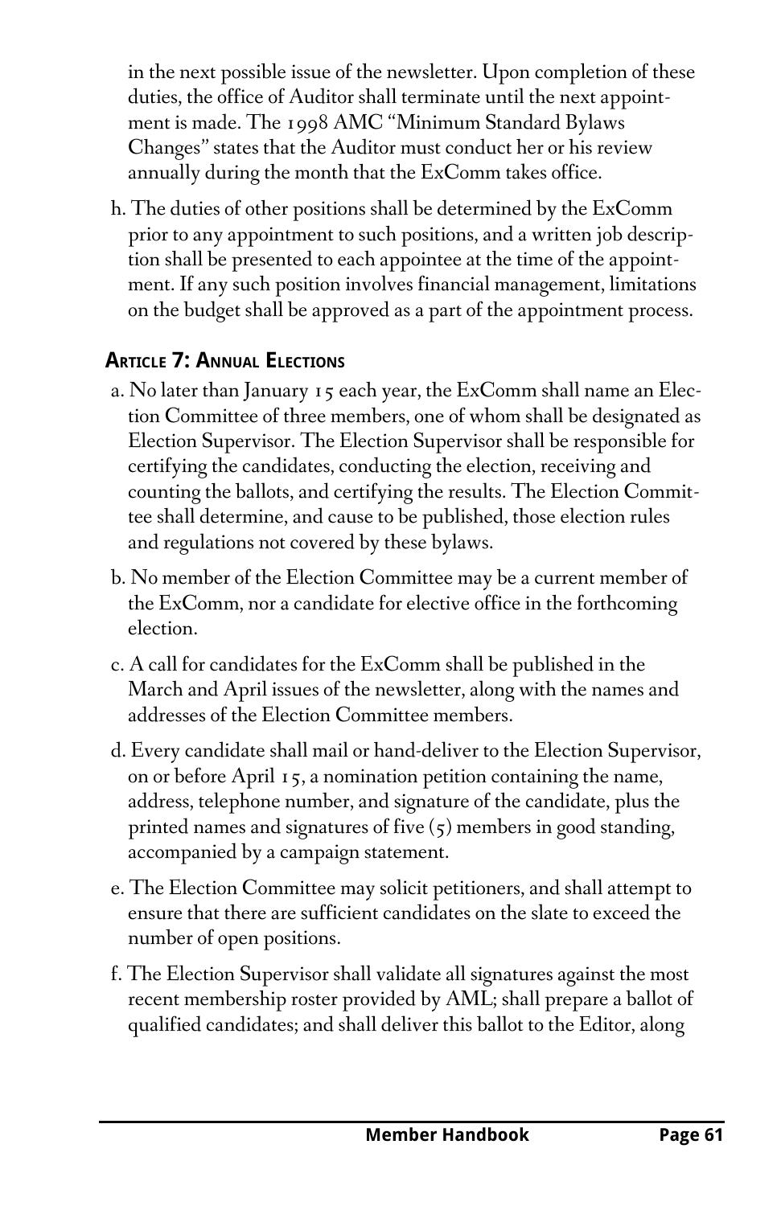in the next possible issue of the newsletter. Upon completion of these duties, the office of Auditor shall terminate until the next appointment is made. The 1998 AMC "Minimum Standard Bylaws Changes" states that the Auditor must conduct her or his review annually during the month that the ExComm takes office.

h. The duties of other positions shall be determined by the ExComm prior to any appointment to such positions, and a written job description shall be presented to each appointee at the time of the appointment. If any such position involves financial management, limitations on the budget shall be approved as a part of the appointment process.

### Article 7: Annual Elections

a. No later than January 15 each year, the ExComm shall name an Election Committee of three members, one of whom shall be designated as Election Supervisor. The Election Supervisor shall be responsible for certifying the candidates, conducting the election, receiving and counting the ballots, and certifying the results. The Election Committee shall determine, and cause to be published, those election rules and regulations not covered by these bylaws.

b. No member of the Election Committee may be a current member of the ExComm, nor a candidate for elective office in the forthcoming election.

c. A call for candidates for the ExComm shall be published in the March and April issues of the newsletter, along with the names and addresses of the Election Committee members.

d. Every candidate shall mail or hand-deliver to the Election Supervisor, on or before April 15, a nomination petition containing the name, address, telephone number, and signature of the candidate, plus the printed names and signatures of five (5) members in good standing, accompanied by a campaign statement.

e. The Election Committee may solicit petitioners, and shall attempt to ensure that there are sufficient candidates on the slate to exceed the number of open positions.

f. The Election Supervisor shall validate all signatures against the most recent membership roster provided by AML; shall prepare a ballot of qualified candidates; and shall deliver this ballot to the Editor, along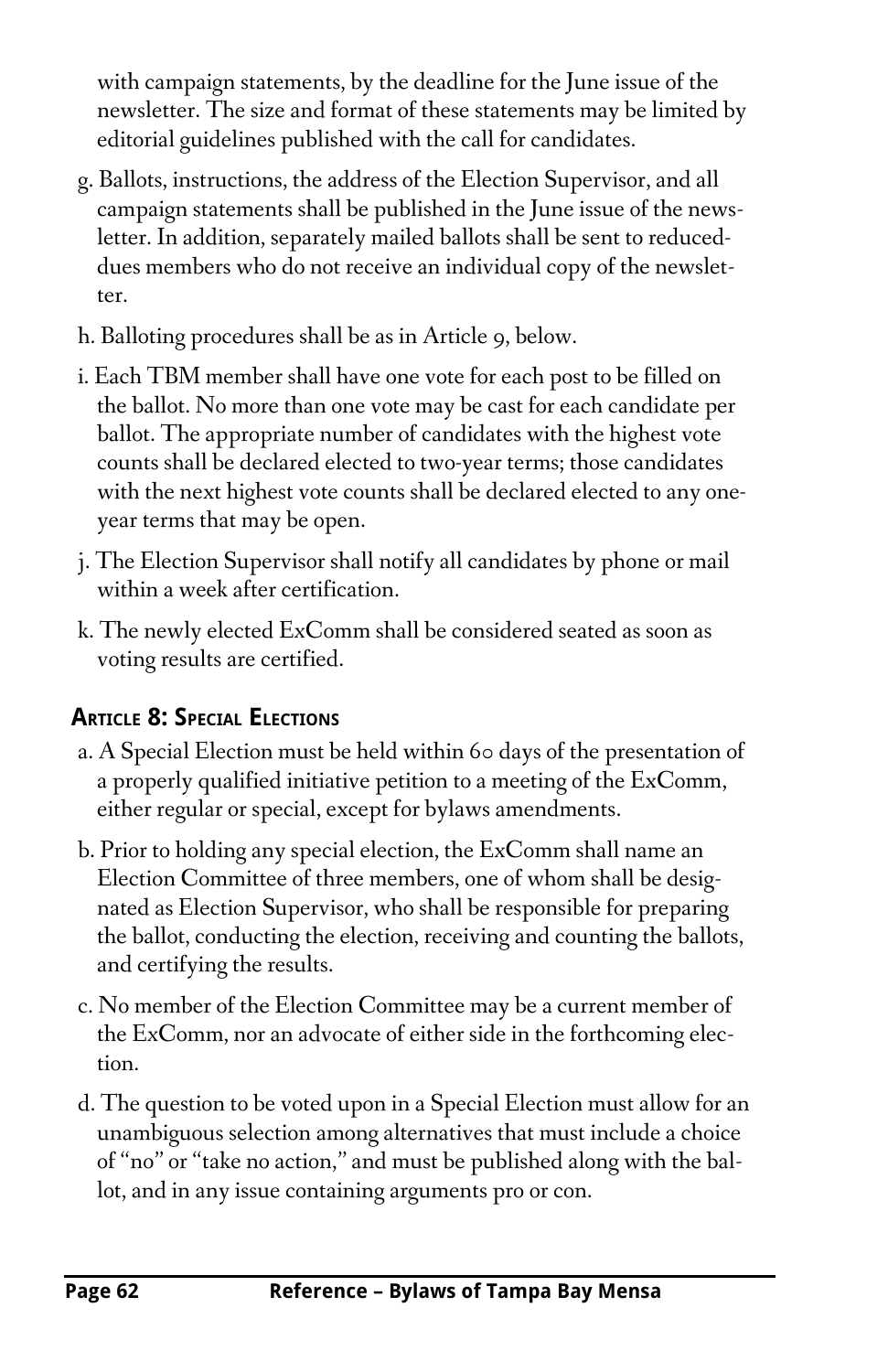with campaign statements, by the deadline for the June issue of the newsletter. The size and format of these statements may be limited by editorial guidelines published with the call for candidates.

g. Ballots, instructions, the address of the Election Supervisor, and all campaign statements shall be published in the June issue of the newsletter. In addition, separately mailed ballots shall be sent to reduced-dues members who do not receive an individual copy of the newsletter.

h. Balloting procedures shall be as in Article 9, below.

i. Each TBM member shall have one vote for each post to be filled on the ballot. No more than one vote may be cast for each candidate per ballot. The appropriate number of candidates with the highest vote counts shall be declared elected to two-year terms; those candidates with the next highest vote counts shall be declared elected to any one-year terms that may be open.

j. The Election Supervisor shall notify all candidates by phone or mail within a week after certification.

k. The newly elected ExComm shall be considered seated as soon as voting results are certified.

### Article 8: Special Elections

a. A Special Election must be held within 60 days of the presentation of a properly qualified initiative petition to a meeting of the ExComm, either regular or special, except for bylaws amendments.

b. Prior to holding any special election, the ExComm shall name an Election Committee of three members, one of whom shall be designated as Election Supervisor, who shall be responsible for preparing the ballot, conducting the election, receiving and counting the ballots, and certifying the results.

c. No member of the Election Committee may be a current member of the ExComm, nor an advocate of either side in the forthcoming election.

d. The question to be voted upon in a Special Election must allow for an unambiguous selection among alternatives that must include a choice of "no" or "take no action," and must be published along with the ballot, and in any issue containing arguments pro or con.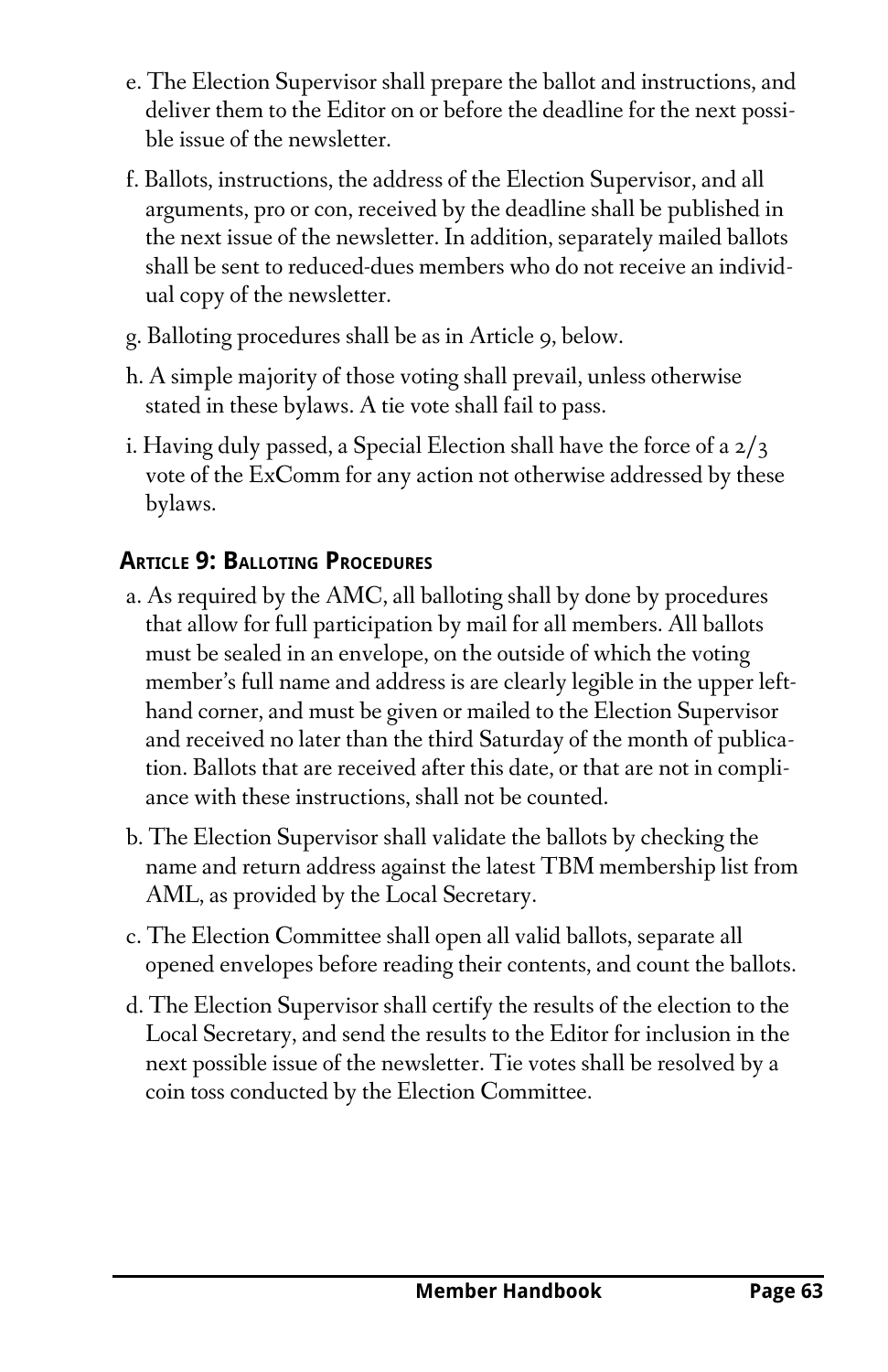e. The Election Supervisor shall prepare the ballot and instructions, and deliver them to the Editor on or before the deadline for the next possible issue of the newsletter.

f. Ballots, instructions, the address of the Election Supervisor, and all arguments, pro or con, received by the deadline shall be published in the next issue of the newsletter. In addition, separately mailed ballots shall be sent to reduced-dues members who do not receive an individual copy of the newsletter.

g. Balloting procedures shall be as in Article 9, below.

h. A simple majority of those voting shall prevail, unless otherwise stated in these bylaws. A tie vote shall fail to pass.

i. Having duly passed, a Special Election shall have the force of a 2/3 vote of the ExComm for any action not otherwise addressed by these bylaws.

### Article 9: Balloting Procedures

a. As required by the AMC, all balloting shall by done by procedures that allow for full participation by mail for all members. All ballots must be sealed in an envelope, on the outside of which the voting member's full name and address is are clearly legible in the upper left-hand corner, and must be given or mailed to the Election Supervisor and received no later than the third Saturday of the month of publication. Ballots that are received after this date, or that are not in compliance with these instructions, shall not be counted.

b. The Election Supervisor shall validate the ballots by checking the name and return address against the latest TBM membership list from AML, as provided by the Local Secretary.

c. The Election Committee shall open all valid ballots, separate all opened envelopes before reading their contents, and count the ballots.

d. The Election Supervisor shall certify the results of the election to the Local Secretary, and send the results to the Editor for inclusion in the next possible issue of the newsletter. Tie votes shall be resolved by a coin toss conducted by the Election Committee.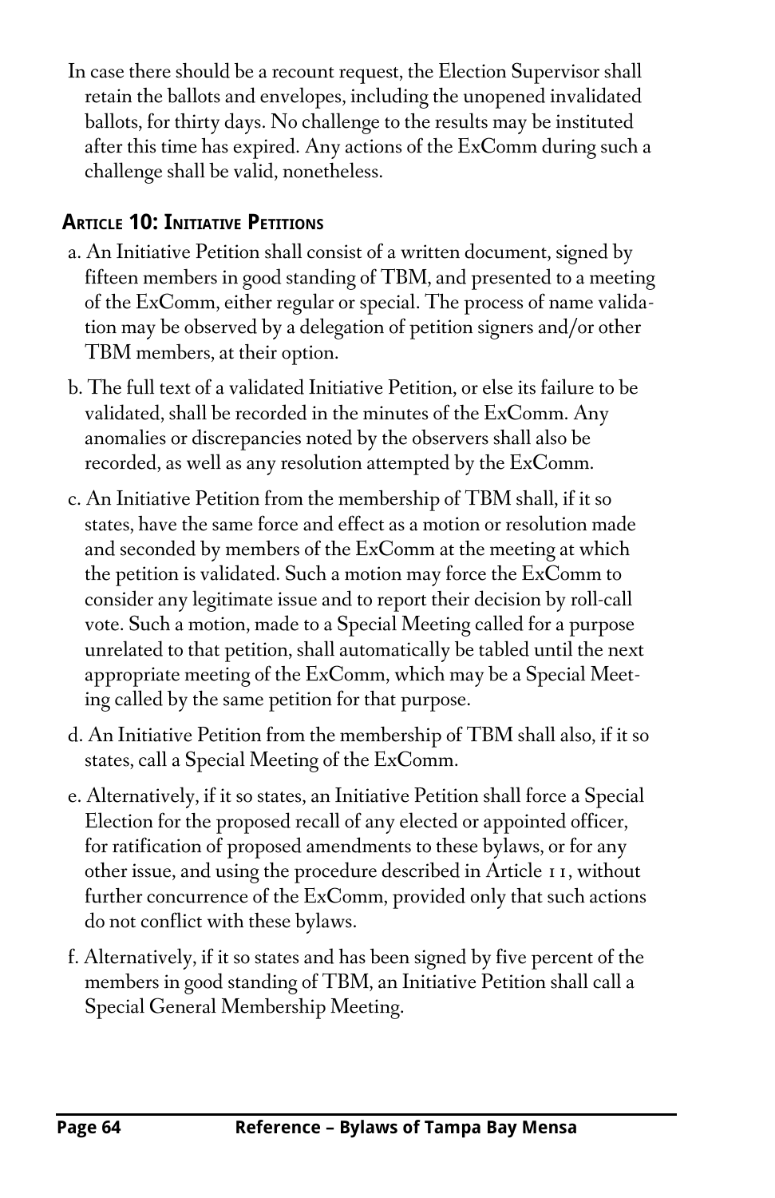In case there should be a recount request, the Election Supervisor shall retain the ballots and envelopes, including the unopened invalidated ballots, for thirty days. No challenge to the results may be instituted after this time has expired. Any actions of the ExComm during such a challenge shall be valid, nonetheless.

### Article 10: Initiative Petitions

a. An Initiative Petition shall consist of a written document, signed by fifteen members in good standing of TBM, and presented to a meeting of the ExComm, either regular or special. The process of name validation may be observed by a delegation of petition signers and/or other TBM members, at their option.

b. The full text of a validated Initiative Petition, or else its failure to be validated, shall be recorded in the minutes of the ExComm. Any anomalies or discrepancies noted by the observers shall also be recorded, as well as any resolution attempted by the ExComm.

c. An Initiative Petition from the membership of TBM shall, if it so states, have the same force and effect as a motion or resolution made and seconded by members of the ExComm at the meeting at which the petition is validated. Such a motion may force the ExComm to consider any legitimate issue and to report their decision by roll-call vote. Such a motion, made to a Special Meeting called for a purpose unrelated to that petition, shall automatically be tabled until the next appropriate meeting of the ExComm, which may be a Special Meeting called by the same petition for that purpose.

d. An Initiative Petition from the membership of TBM shall also, if it so states, call a Special Meeting of the ExComm.

e. Alternatively, if it so states, an Initiative Petition shall force a Special Election for the proposed recall of any elected or appointed officer, for ratification of proposed amendments to these bylaws, or for any other issue, and using the procedure described in Article 11, without further concurrence of the ExComm, provided only that such actions do not conflict with these bylaws.

f. Alternatively, if it so states and has been signed by five percent of the members in good standing of TBM, an Initiative Petition shall call a Special General Membership Meeting.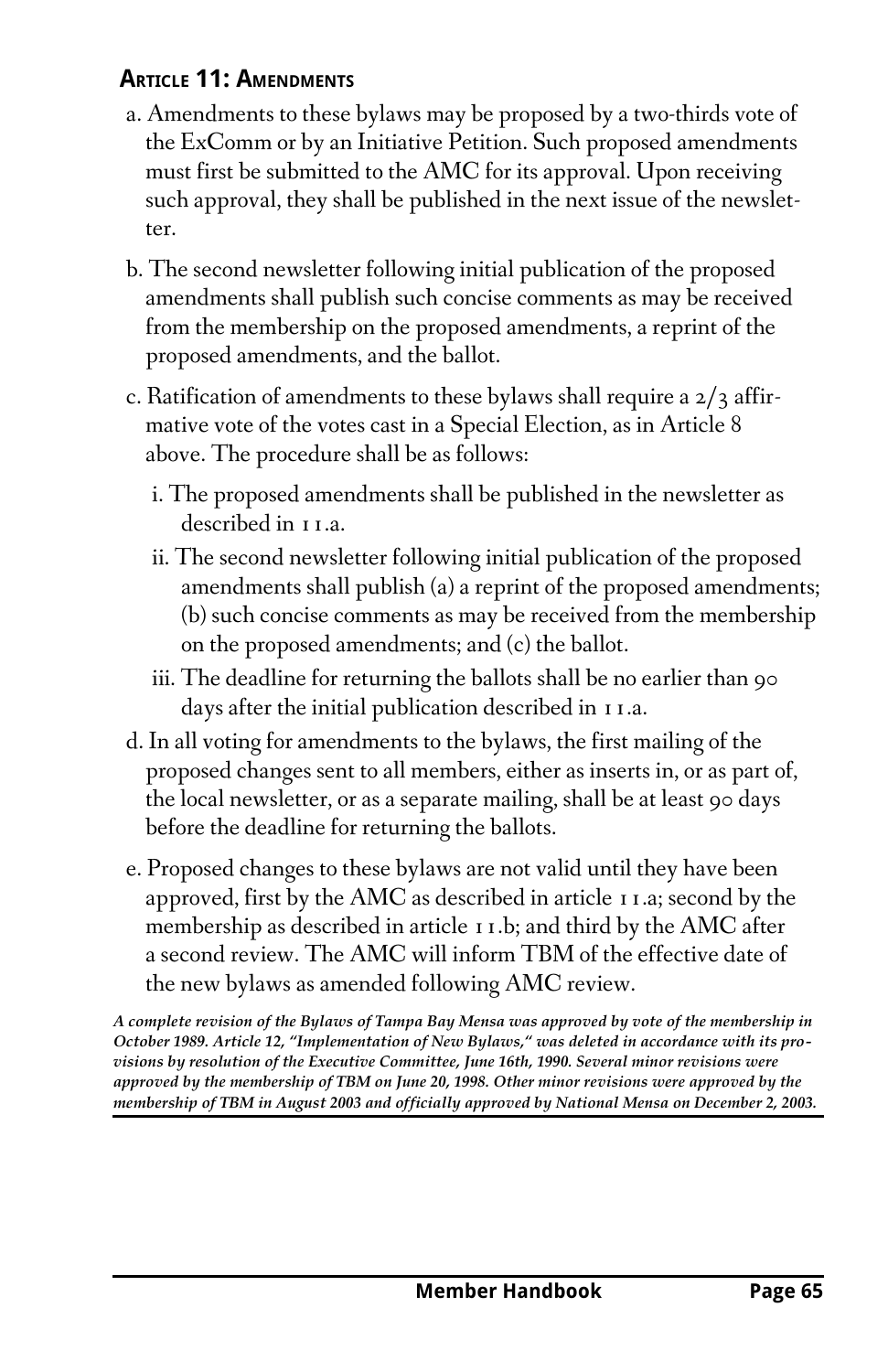### Article 11: Amendments

a. Amendments to these bylaws may be proposed by a two-thirds vote of the ExComm or by an Initiative Petition. Such proposed amendments must first be submitted to the AMC for its approval. Upon receiving such approval, they shall be published in the next issue of the newsletter.

b. The second newsletter following initial publication of the proposed amendments shall publish such concise comments as may be received from the membership on the proposed amendments, a reprint of the proposed amendments, and the ballot.

c. Ratification of amendments to these bylaws shall require a 2/3 affirmative vote of the votes cast in a Special Election, as in Article 8 above. The procedure shall be as follows:

  i. The proposed amendments shall be published in the newsletter as described in 11.a.

  ii. The second newsletter following initial publication of the proposed amendments shall publish (a) a reprint of the proposed amendments; (b) such concise comments as may be received from the membership on the proposed amendments; and (c) the ballot.

  iii. The deadline for returning the ballots shall be no earlier than 90 days after the initial publication described in 11.a.

d. In all voting for amendments to the bylaws, the first mailing of the proposed changes sent to all members, either as inserts in, or as part of, the local newsletter, or as a separate mailing, shall be at least 90 days before the deadline for returning the ballots.

e. Proposed changes to these bylaws are not valid until they have been approved, first by the AMC as described in article 11.a; second by the membership as described in article 11.b; and third by the AMC after a second review. The AMC will inform TBM of the effective date of the new bylaws as amended following AMC review.

***A complete revision of the Bylaws of Tampa Bay Mensa was approved by vote of the membership in October 1989. Article 12, "Implementation of New Bylaws," was deleted in accordance with its provisions by resolution of the Executive Committee, June 16th, 1990. Several minor revisions were approved by the membership of TBM on June 20, 1998. Other minor revisions were approved by the membership of TBM in August 2003 and officially approved by National Mensa on December 2, 2003.***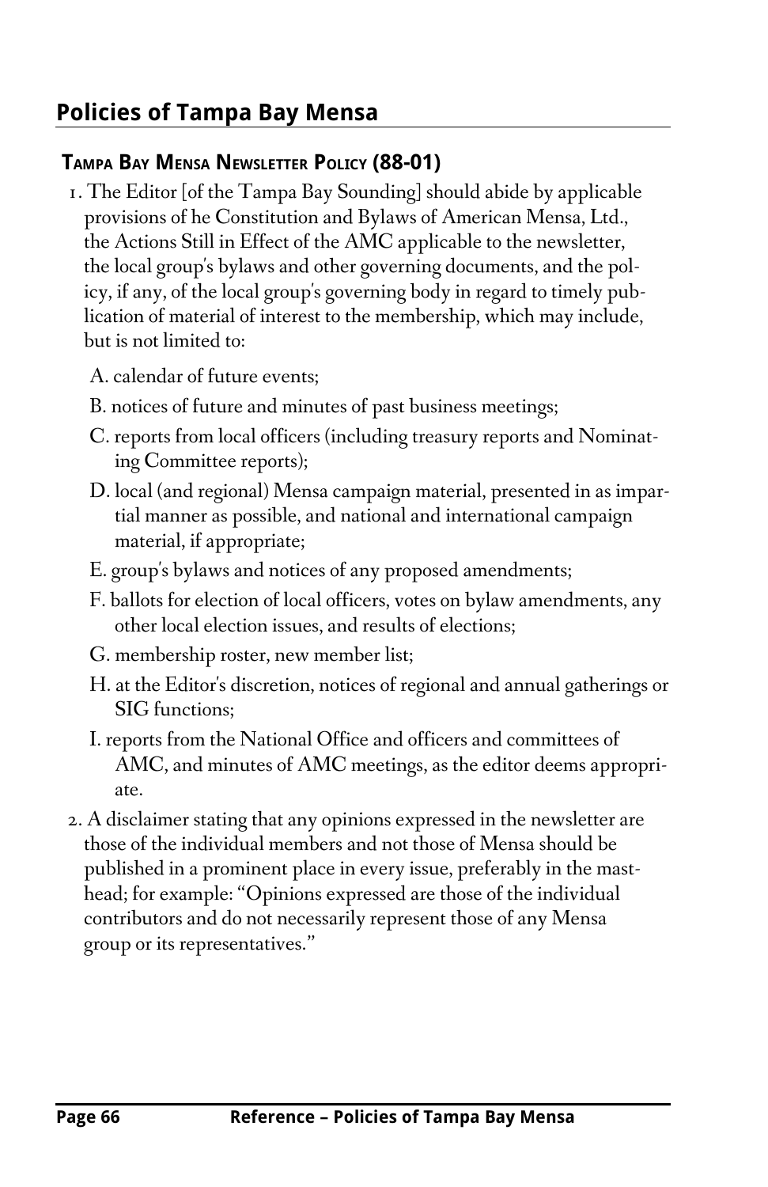## Policies of Tampa Bay Mensa

### Tampa Bay Mensa Newsletter Policy (88-01)

1. The Editor [of the Tampa Bay Sounding] should abide by applicable provisions of he Constitution and Bylaws of American Mensa, Ltd., the Actions Still in Effect of the AMC applicable to the newsletter, the local group's bylaws and other governing documents, and the policy, if any, of the local group's governing body in regard to timely publication of material of interest to the membership, which may include, but is not limited to:

   A. calendar of future events;

   B. notices of future and minutes of past business meetings;

   C. reports from local officers (including treasury reports and Nominating Committee reports);

   D. local (and regional) Mensa campaign material, presented in as impartial manner as possible, and national and international campaign material, if appropriate;

   E. group's bylaws and notices of any proposed amendments;

   F. ballots for election of local officers, votes on bylaw amendments, any other local election issues, and results of elections;

   G. membership roster, new member list;

   H. at the Editor's discretion, notices of regional and annual gatherings or SIG functions;

   I. reports from the National Office and officers and committees of AMC, and minutes of AMC meetings, as the editor deems appropriate.

2. A disclaimer stating that any opinions expressed in the newsletter are those of the individual members and not those of Mensa should be published in a prominent place in every issue, preferably in the masthead; for example: "Opinions expressed are those of the individual contributors and do not necessarily represent those of any Mensa group or its representatives."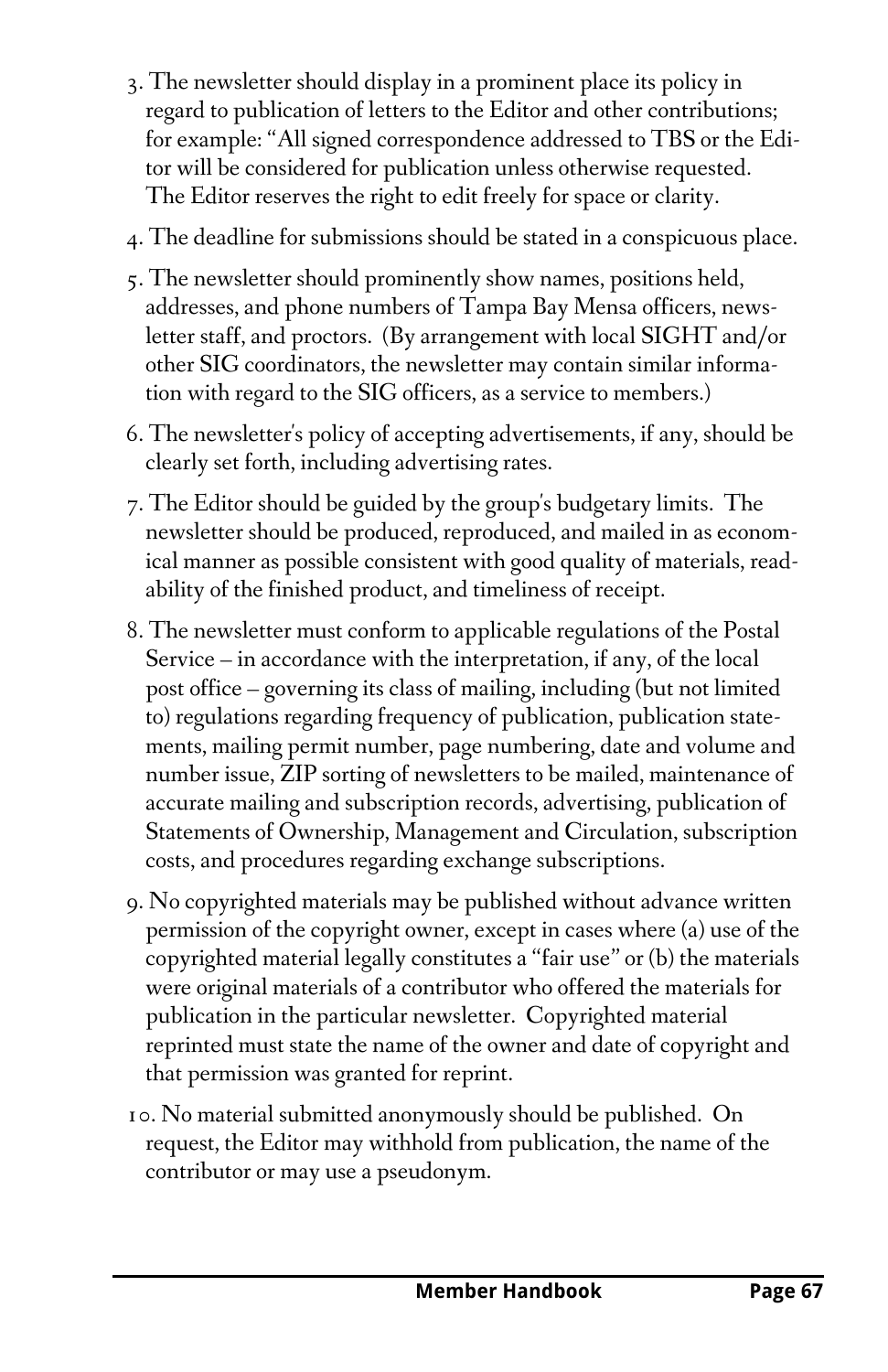3. The newsletter should display in a prominent place its policy in regard to publication of letters to the Editor and other contributions; for example: "All signed correspondence addressed to TBS or the Editor will be considered for publication unless otherwise requested. The Editor reserves the right to edit freely for space or clarity.

4. The deadline for submissions should be stated in a conspicuous place.

5. The newsletter should prominently show names, positions held, addresses, and phone numbers of Tampa Bay Mensa officers, newsletter staff, and proctors. (By arrangement with local SIGHT and/or other SIG coordinators, the newsletter may contain similar information with regard to the SIG officers, as a service to members.)

6. The newsletter's policy of accepting advertisements, if any, should be clearly set forth, including advertising rates.

7. The Editor should be guided by the group's budgetary limits. The newsletter should be produced, reproduced, and mailed in as economical manner as possible consistent with good quality of materials, readability of the finished product, and timeliness of receipt.

8. The newsletter must conform to applicable regulations of the Postal Service – in accordance with the interpretation, if any, of the local post office – governing its class of mailing, including (but not limited to) regulations regarding frequency of publication, publication statements, mailing permit number, page numbering, date and volume and number issue, ZIP sorting of newsletters to be mailed, maintenance of accurate mailing and subscription records, advertising, publication of Statements of Ownership, Management and Circulation, subscription costs, and procedures regarding exchange subscriptions.

9. No copyrighted materials may be published without advance written permission of the copyright owner, except in cases where (a) use of the copyrighted material legally constitutes a "fair use" or (b) the materials were original materials of a contributor who offered the materials for publication in the particular newsletter. Copyrighted material reprinted must state the name of the owner and date of copyright and that permission was granted for reprint.

10. No material submitted anonymously should be published. On request, the Editor may withhold from publication, the name of the contributor or may use a pseudonym.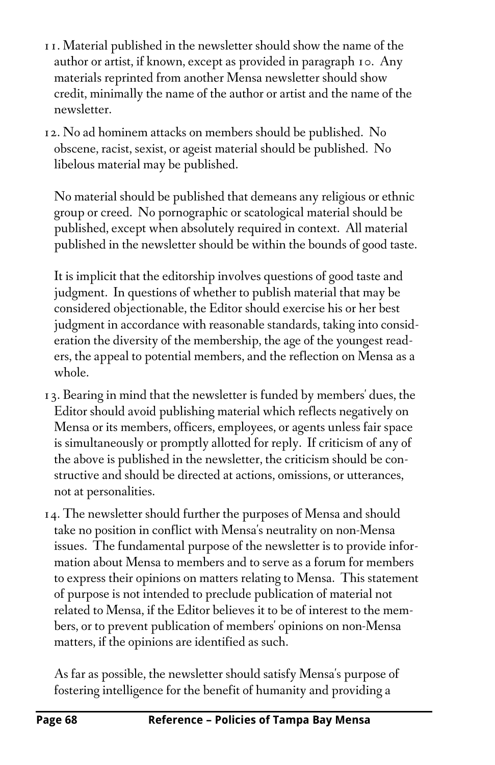11. Material published in the newsletter should show the name of the author or artist, if known, except as provided in paragraph 10. Any materials reprinted from another Mensa newsletter should show credit, minimally the name of the author or artist and the name of the newsletter.

12. No ad hominem attacks on members should be published. No obscene, racist, sexist, or ageist material should be published. No libelous material may be published.

    No material should be published that demeans any religious or ethnic group or creed. No pornographic or scatological material should be published, except when absolutely required in context. All material published in the newsletter should be within the bounds of good taste.

    It is implicit that the editorship involves questions of good taste and judgment. In questions of whether to publish material that may be considered objectionable, the Editor should exercise his or her best judgment in accordance with reasonable standards, taking into consideration the diversity of the membership, the age of the youngest readers, the appeal to potential members, and the reflection on Mensa as a whole.

13. Bearing in mind that the newsletter is funded by members' dues, the Editor should avoid publishing material which reflects negatively on Mensa or its members, officers, employees, or agents unless fair space is simultaneously or promptly allotted for reply. If criticism of any of the above is published in the newsletter, the criticism should be constructive and should be directed at actions, omissions, or utterances, not at personalities.

14. The newsletter should further the purposes of Mensa and should take no position in conflict with Mensa's neutrality on non-Mensa issues. The fundamental purpose of the newsletter is to provide information about Mensa to members and to serve as a forum for members to express their opinions on matters relating to Mensa. This statement of purpose is not intended to preclude publication of material not related to Mensa, if the Editor believes it to be of interest to the members, or to prevent publication of members' opinions on non-Mensa matters, if the opinions are identified as such.

    As far as possible, the newsletter should satisfy Mensa's purpose of fostering intelligence for the benefit of humanity and providing a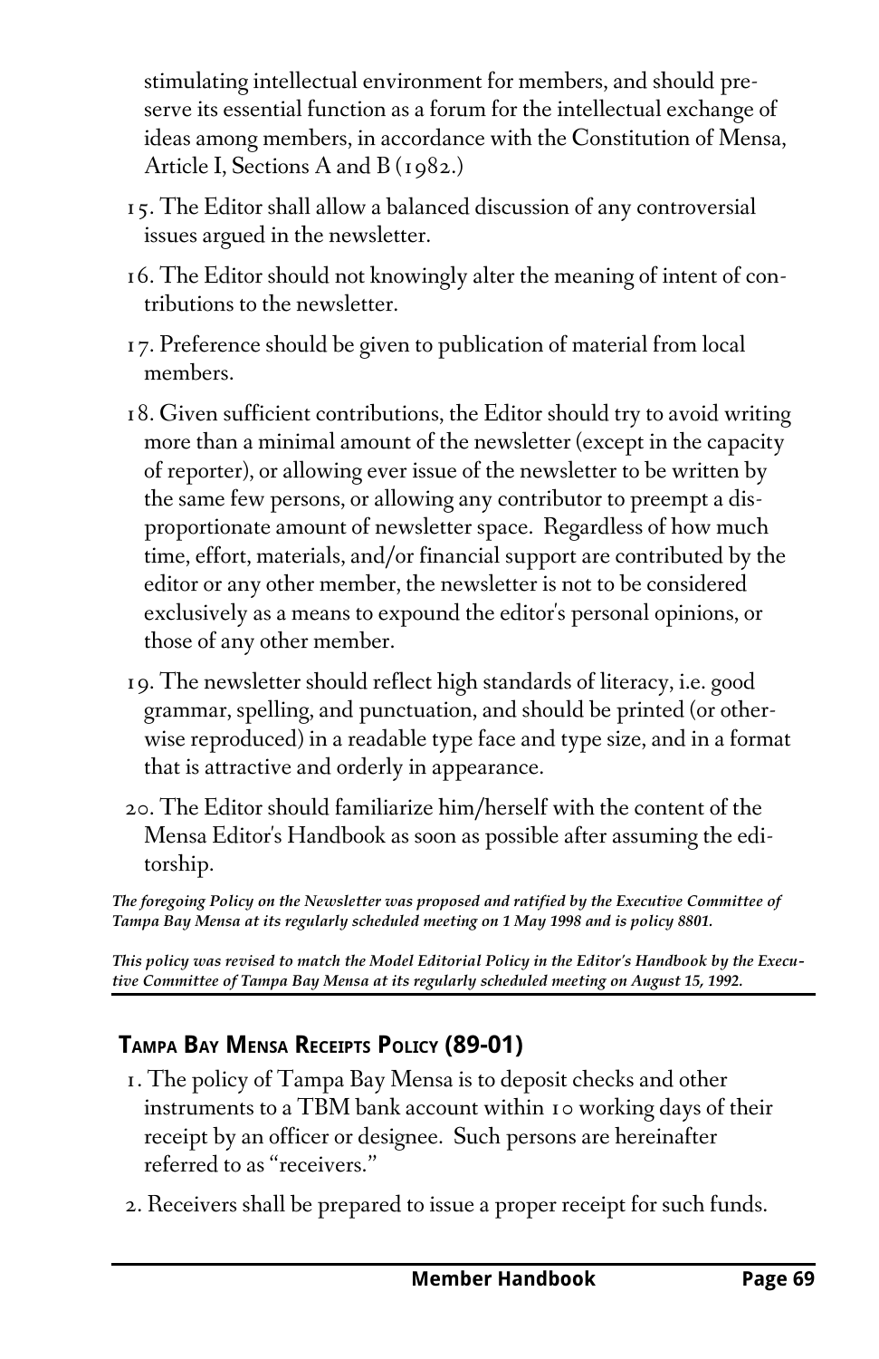stimulating intellectual environment for members, and should preserve its essential function as a forum for the intellectual exchange of ideas among members, in accordance with the Constitution of Mensa, Article I, Sections A and B (1982.)

15. The Editor shall allow a balanced discussion of any controversial issues argued in the newsletter.

16. The Editor should not knowingly alter the meaning of intent of contributions to the newsletter.

17. Preference should be given to publication of material from local members.

18. Given sufficient contributions, the Editor should try to avoid writing more than a minimal amount of the newsletter (except in the capacity of reporter), or allowing ever issue of the newsletter to be written by the same few persons, or allowing any contributor to preempt a disproportionate amount of newsletter space. Regardless of how much time, effort, materials, and/or financial support are contributed by the editor or any other member, the newsletter is not to be considered exclusively as a means to expound the editor's personal opinions, or those of any other member.

19. The newsletter should reflect high standards of literacy, i.e. good grammar, spelling, and punctuation, and should be printed (or otherwise reproduced) in a readable type face and type size, and in a format that is attractive and orderly in appearance.

20. The Editor should familiarize him/herself with the content of the Mensa Editor's Handbook as soon as possible after assuming the editorship.

***The foregoing Policy on the Newsletter was proposed and ratified by the Executive Committee of Tampa Bay Mensa at its regularly scheduled meeting on 1 May 1998 and is policy 8801.***

***This policy was revised to match the Model Editorial Policy in the Editor's Handbook by the Executive Committee of Tampa Bay Mensa at its regularly scheduled meeting on August 15, 1992.***

## Tampa Bay Mensa Receipts Policy (89-01)

1. The policy of Tampa Bay Mensa is to deposit checks and other instruments to a TBM bank account within 10 working days of their receipt by an officer or designee. Such persons are hereinafter referred to as "receivers."

2. Receivers shall be prepared to issue a proper receipt for such funds.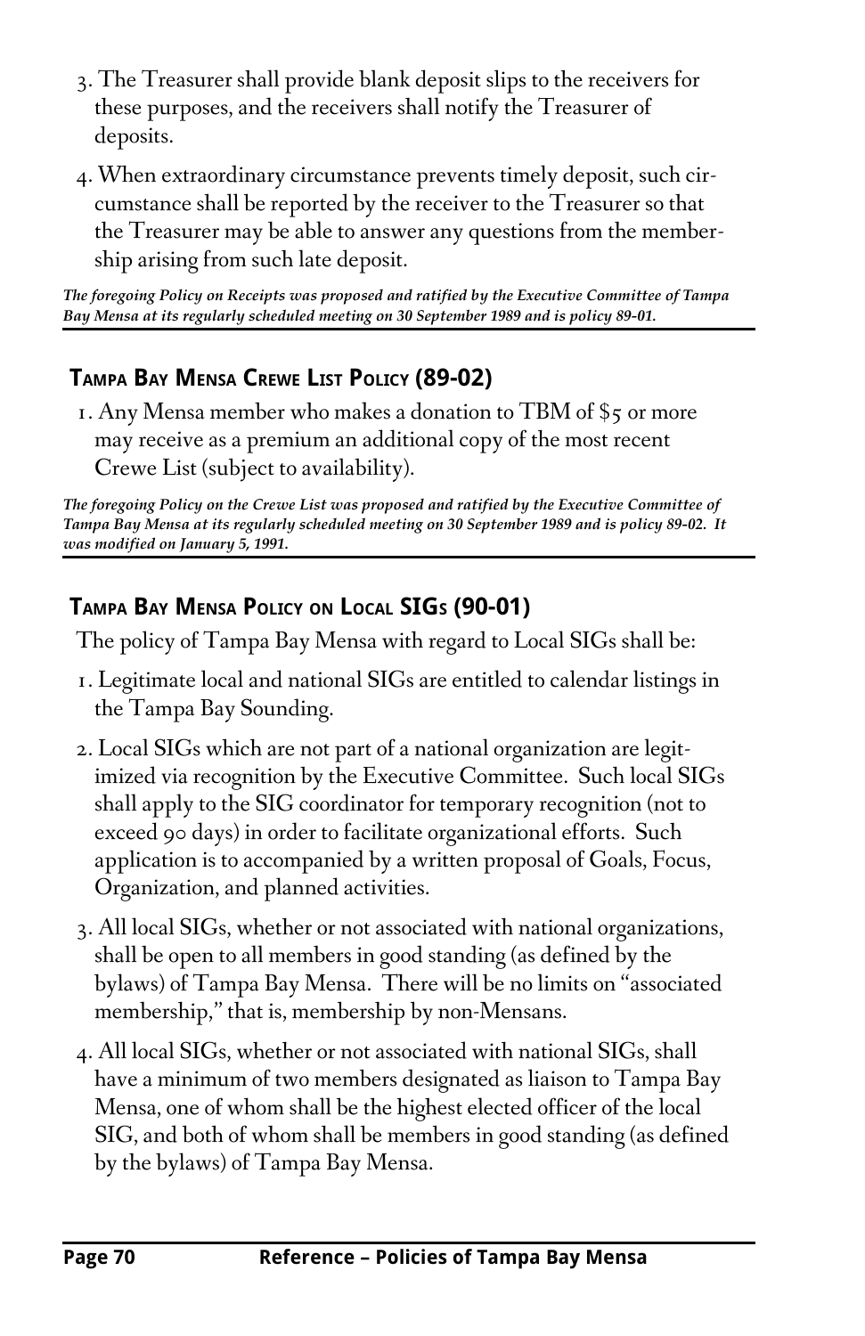3. The Treasurer shall provide blank deposit slips to the receivers for these purposes, and the receivers shall notify the Treasurer of deposits.

4. When extraordinary circumstance prevents timely deposit, such circumstance shall be reported by the receiver to the Treasurer so that the Treasurer may be able to answer any questions from the membership arising from such late deposit.

***The foregoing Policy on Receipts was proposed and ratified by the Executive Committee of Tampa Bay Mensa at its regularly scheduled meeting on 30 September 1989 and is policy 89-01.***

---

## Tampa Bay Mensa Crewe List Policy (89-02)

1. Any Mensa member who makes a donation to TBM of $5 or more may receive as a premium an additional copy of the most recent Crewe List (subject to availability).

***The foregoing Policy on the Crewe List was proposed and ratified by the Executive Committee of Tampa Bay Mensa at its regularly scheduled meeting on 30 September 1989 and is policy 89-02. It was modified on January 5, 1991.***

---

## Tampa Bay Mensa Policy on Local SIGs (90-01)

The policy of Tampa Bay Mensa with regard to Local SIGs shall be:

1. Legitimate local and national SIGs are entitled to calendar listings in the Tampa Bay Sounding.

2. Local SIGs which are not part of a national organization are legitimized via recognition by the Executive Committee. Such local SIGs shall apply to the SIG coordinator for temporary recognition (not to exceed 90 days) in order to facilitate organizational efforts. Such application is to accompanied by a written proposal of Goals, Focus, Organization, and planned activities.

3. All local SIGs, whether or not associated with national organizations, shall be open to all members in good standing (as defined by the bylaws) of Tampa Bay Mensa. There will be no limits on "associated membership," that is, membership by non-Mensans.

4. All local SIGs, whether or not associated with national SIGs, shall have a minimum of two members designated as liaison to Tampa Bay Mensa, one of whom shall be the highest elected officer of the local SIG, and both of whom shall be members in good standing (as defined by the bylaws) of Tampa Bay Mensa.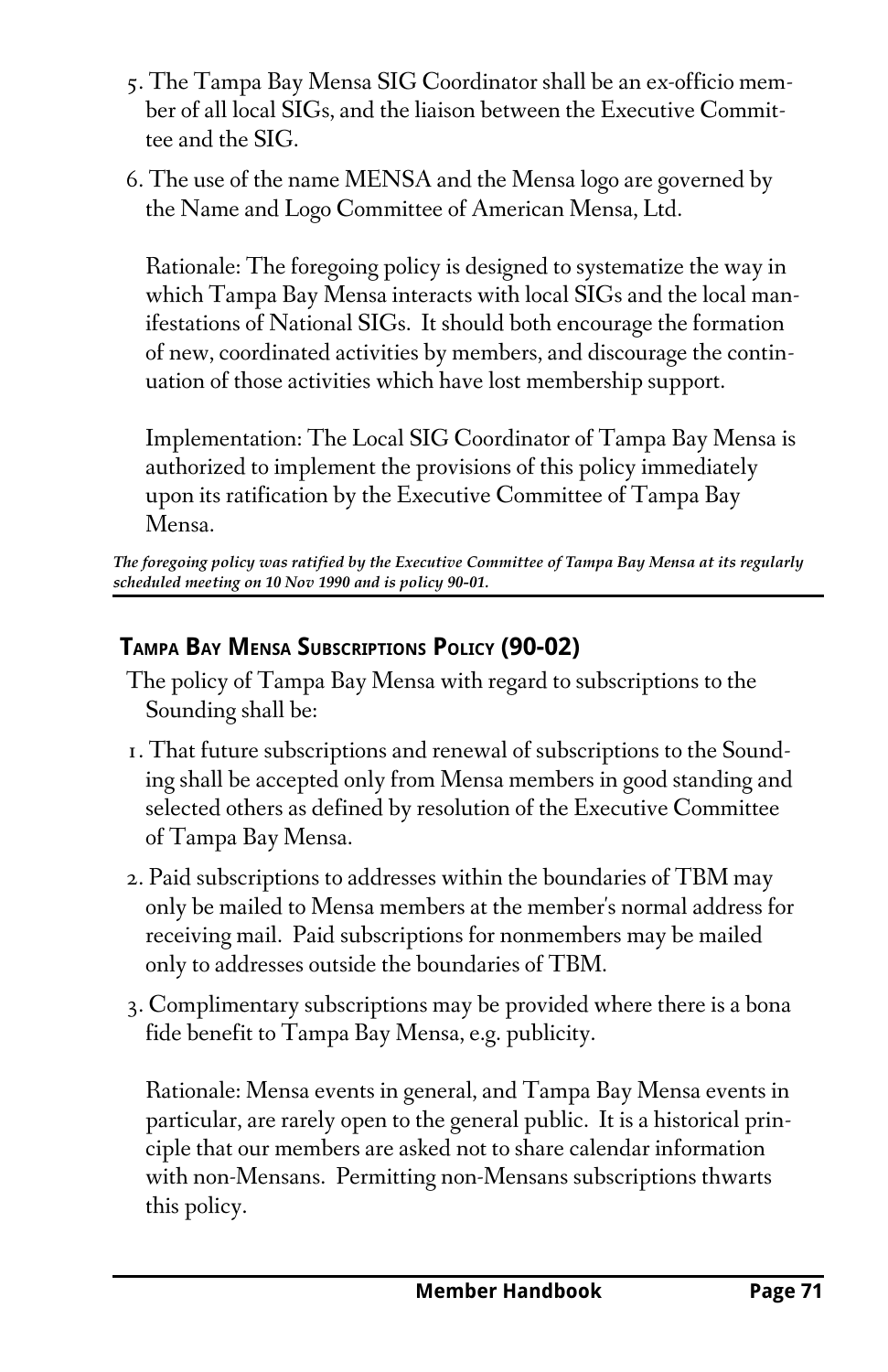5. The Tampa Bay Mensa SIG Coordinator shall be an ex-officio member of all local SIGs, and the liaison between the Executive Committee and the SIG.

6. The use of the name MENSA and the Mensa logo are governed by the Name and Logo Committee of American Mensa, Ltd.

   Rationale: The foregoing policy is designed to systematize the way in which Tampa Bay Mensa interacts with local SIGs and the local manifestations of National SIGs. It should both encourage the formation of new, coordinated activities by members, and discourage the continuation of those activities which have lost membership support.

   Implementation: The Local SIG Coordinator of Tampa Bay Mensa is authorized to implement the provisions of this policy immediately upon its ratification by the Executive Committee of Tampa Bay Mensa.

***The foregoing policy was ratified by the Executive Committee of Tampa Bay Mensa at its regularly scheduled meeting on 10 Nov 1990 and is policy 90-01.***

---

## Tampa Bay Mensa Subscriptions Policy (90-02)

The policy of Tampa Bay Mensa with regard to subscriptions to the Sounding shall be:

1. That future subscriptions and renewal of subscriptions to the Sounding shall be accepted only from Mensa members in good standing and selected others as defined by resolution of the Executive Committee of Tampa Bay Mensa.

2. Paid subscriptions to addresses within the boundaries of TBM may only be mailed to Mensa members at the member's normal address for receiving mail. Paid subscriptions for nonmembers may be mailed only to addresses outside the boundaries of TBM.

3. Complimentary subscriptions may be provided where there is a bona fide benefit to Tampa Bay Mensa, e.g. publicity.

   Rationale: Mensa events in general, and Tampa Bay Mensa events in particular, are rarely open to the general public. It is a historical principle that our members are asked not to share calendar information with non-Mensans. Permitting non-Mensans subscriptions thwarts this policy.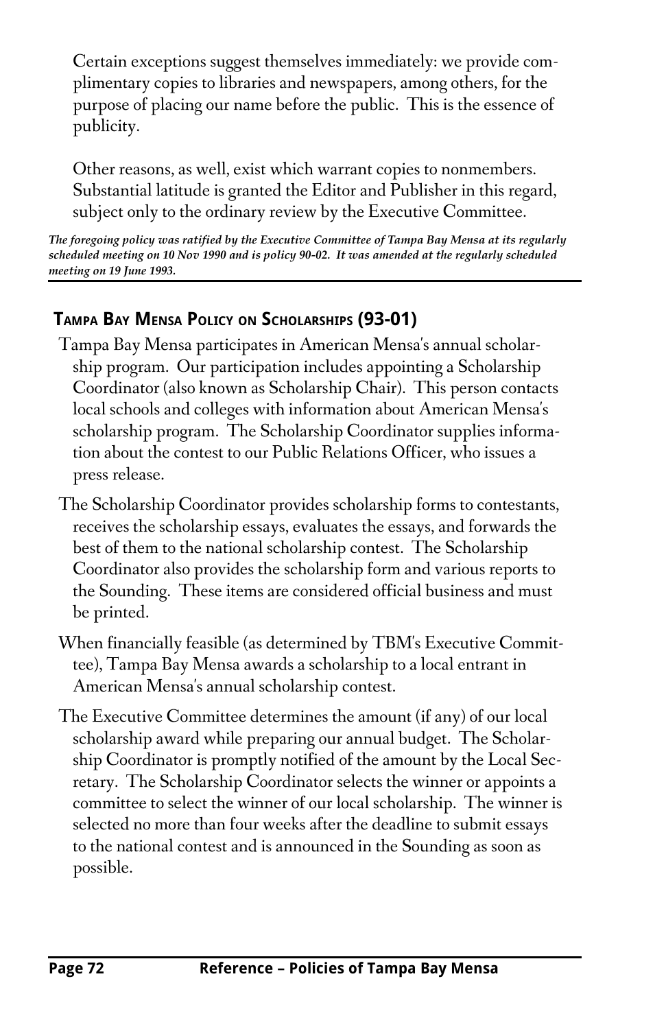Certain exceptions suggest themselves immediately: we provide complimentary copies to libraries and newspapers, among others, for the purpose of placing our name before the public. This is the essence of publicity.

Other reasons, as well, exist which warrant copies to nonmembers. Substantial latitude is granted the Editor and Publisher in this regard, subject only to the ordinary review by the Executive Committee.

***The foregoing policy was ratified by the Executive Committee of Tampa Bay Mensa at its regularly scheduled meeting on 10 Nov 1990 and is policy 90-02. It was amended at the regularly scheduled meeting on 19 June 1993.***

## Tampa Bay Mensa Policy on Scholarships (93-01)

Tampa Bay Mensa participates in American Mensa's annual scholarship program. Our participation includes appointing a Scholarship Coordinator (also known as Scholarship Chair). This person contacts local schools and colleges with information about American Mensa's scholarship program. The Scholarship Coordinator supplies information about the contest to our Public Relations Officer, who issues a press release.

The Scholarship Coordinator provides scholarship forms to contestants, receives the scholarship essays, evaluates the essays, and forwards the best of them to the national scholarship contest. The Scholarship Coordinator also provides the scholarship form and various reports to the Sounding. These items are considered official business and must be printed.

When financially feasible (as determined by TBM's Executive Committee), Tampa Bay Mensa awards a scholarship to a local entrant in American Mensa's annual scholarship contest.

The Executive Committee determines the amount (if any) of our local scholarship award while preparing our annual budget. The Scholarship Coordinator is promptly notified of the amount by the Local Secretary. The Scholarship Coordinator selects the winner or appoints a committee to select the winner of our local scholarship. The winner is selected no more than four weeks after the deadline to submit essays to the national contest and is announced in the Sounding as soon as possible.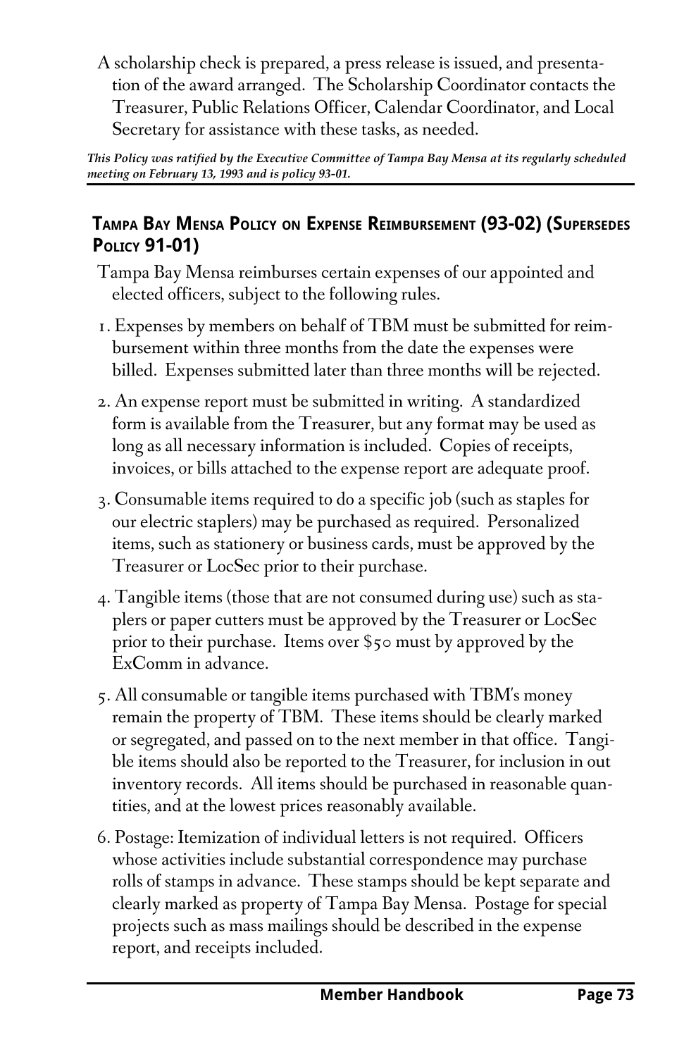A scholarship check is prepared, a press release is issued, and presentation of the award arranged. The Scholarship Coordinator contacts the Treasurer, Public Relations Officer, Calendar Coordinator, and Local Secretary for assistance with these tasks, as needed.

***This Policy was ratified by the Executive Committee of Tampa Bay Mensa at its regularly scheduled meeting on February 13, 1993 and is policy 93-01.***

## Tampa Bay Mensa Policy on Expense Reimbursement (93-02) (Supersedes Policy 91-01)

Tampa Bay Mensa reimburses certain expenses of our appointed and elected officers, subject to the following rules.

1. Expenses by members on behalf of TBM must be submitted for reimbursement within three months from the date the expenses were billed. Expenses submitted later than three months will be rejected.

2. An expense report must be submitted in writing. A standardized form is available from the Treasurer, but any format may be used as long as all necessary information is included. Copies of receipts, invoices, or bills attached to the expense report are adequate proof.

3. Consumable items required to do a specific job (such as staples for our electric staplers) may be purchased as required. Personalized items, such as stationery or business cards, must be approved by the Treasurer or LocSec prior to their purchase.

4. Tangible items (those that are not consumed during use) such as staplers or paper cutters must be approved by the Treasurer or LocSec prior to their purchase. Items over $50 must by approved by the ExComm in advance.

5. All consumable or tangible items purchased with TBM's money remain the property of TBM. These items should be clearly marked or segregated, and passed on to the next member in that office. Tangible items should also be reported to the Treasurer, for inclusion in out inventory records. All items should be purchased in reasonable quantities, and at the lowest prices reasonably available.

6. Postage: Itemization of individual letters is not required. Officers whose activities include substantial correspondence may purchase rolls of stamps in advance. These stamps should be kept separate and clearly marked as property of Tampa Bay Mensa. Postage for special projects such as mass mailings should be described in the expense report, and receipts included.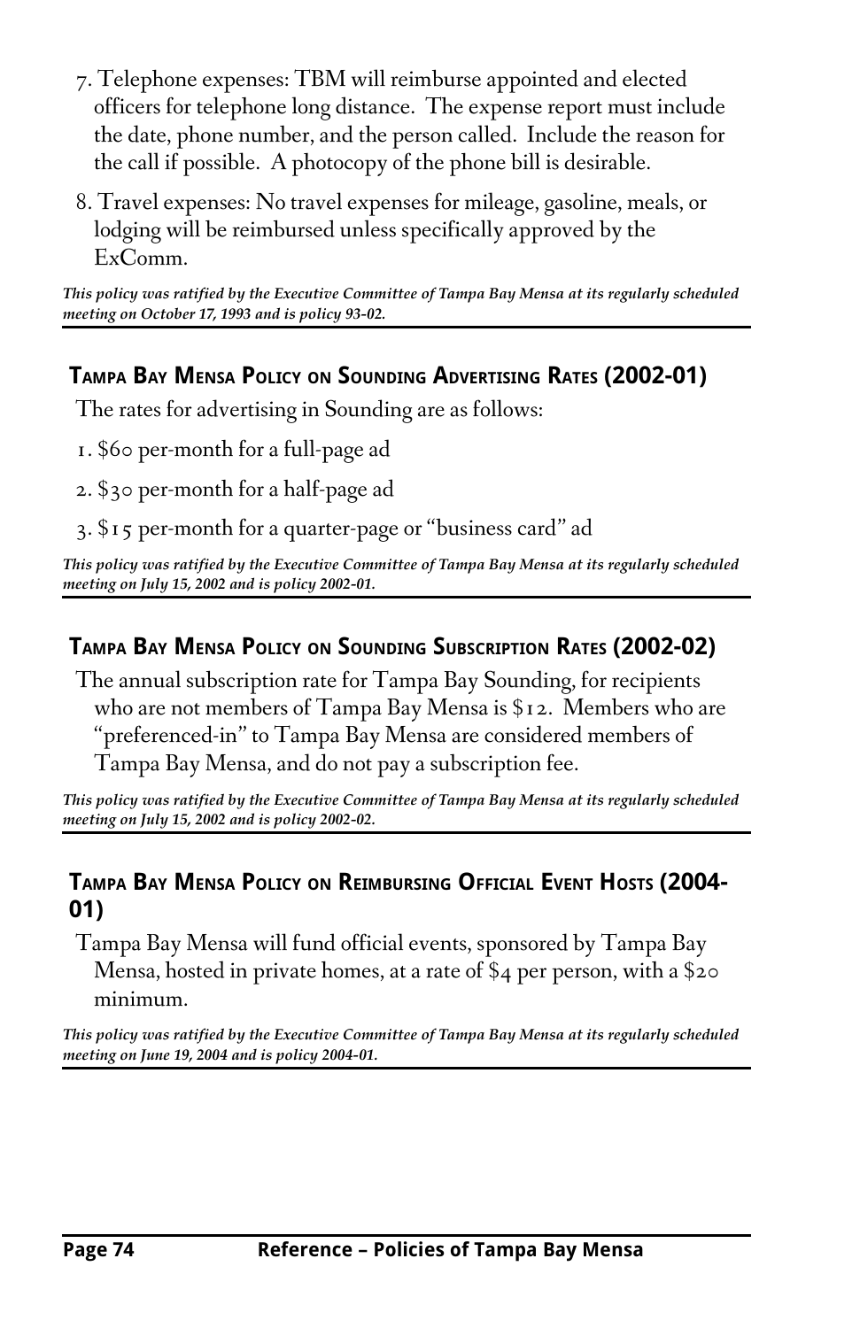7. Telephone expenses: TBM will reimburse appointed and elected officers for telephone long distance. The expense report must include the date, phone number, and the person called. Include the reason for the call if possible. A photocopy of the phone bill is desirable.

8. Travel expenses: No travel expenses for mileage, gasoline, meals, or lodging will be reimbursed unless specifically approved by the ExComm.

***This policy was ratified by the Executive Committee of Tampa Bay Mensa at its regularly scheduled meeting on October 17, 1993 and is policy 93-02.***

---

## Tampa Bay Mensa Policy on Sounding Advertising Rates (2002-01)

The rates for advertising in Sounding are as follows:

1. $60 per-month for a full-page ad
2. $30 per-month for a half-page ad
3. $15 per-month for a quarter-page or "business card" ad

***This policy was ratified by the Executive Committee of Tampa Bay Mensa at its regularly scheduled meeting on July 15, 2002 and is policy 2002-01.***

---

## Tampa Bay Mensa Policy on Sounding Subscription Rates (2002-02)

The annual subscription rate for Tampa Bay Sounding, for recipients who are not members of Tampa Bay Mensa is $12. Members who are "preferenced-in" to Tampa Bay Mensa are considered members of Tampa Bay Mensa, and do not pay a subscription fee.

***This policy was ratified by the Executive Committee of Tampa Bay Mensa at its regularly scheduled meeting on July 15, 2002 and is policy 2002-02.***

---

## Tampa Bay Mensa Policy on Reimbursing Official Event Hosts (2004-01)

Tampa Bay Mensa will fund official events, sponsored by Tampa Bay Mensa, hosted in private homes, at a rate of $4 per person, with a $20 minimum.

***This policy was ratified by the Executive Committee of Tampa Bay Mensa at its regularly scheduled meeting on June 19, 2004 and is policy 2004-01.***

---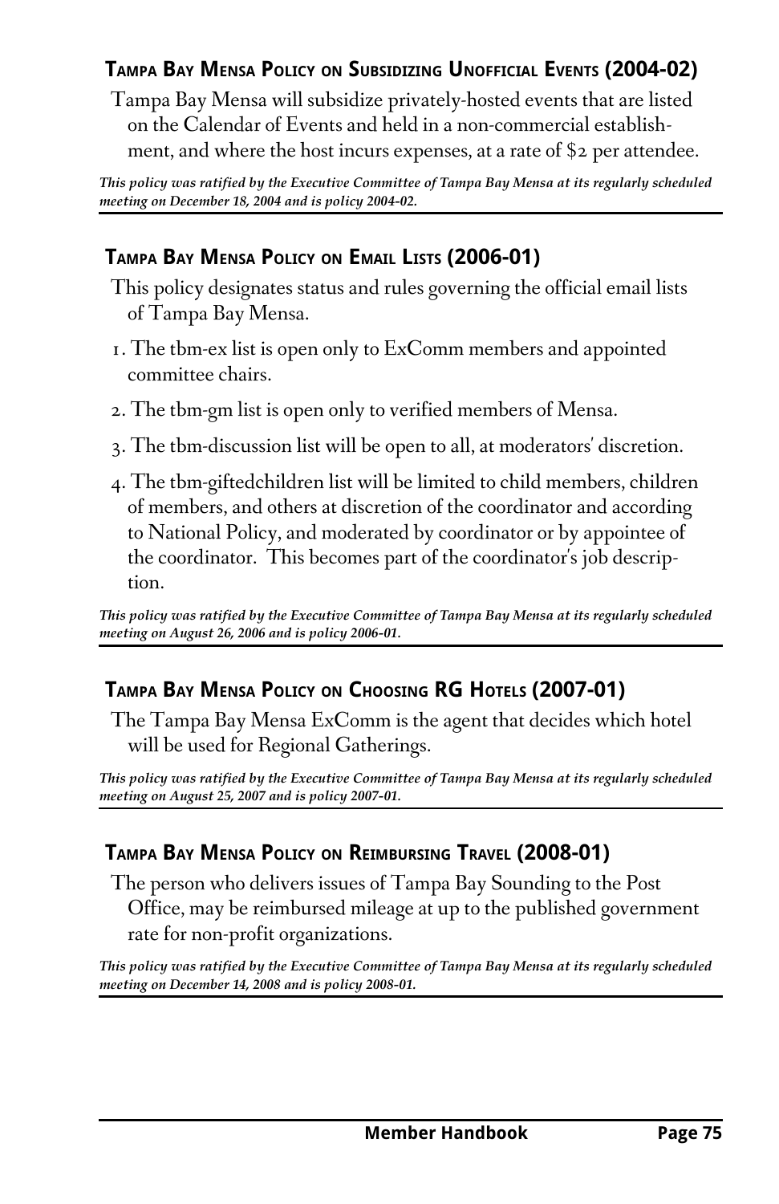### Tampa Bay Mensa Policy on Subsidizing Unofficial Events (2004-02)

Tampa Bay Mensa will subsidize privately-hosted events that are listed on the Calendar of Events and held in a non-commercial establishment, and where the host incurs expenses, at a rate of $2 per attendee.

***This policy was ratified by the Executive Committee of Tampa Bay Mensa at its regularly scheduled meeting on December 18, 2004 and is policy 2004-02.***

---

### Tampa Bay Mensa Policy on Email Lists (2006-01)

This policy designates status and rules governing the official email lists of Tampa Bay Mensa.

1. The tbm-ex list is open only to ExComm members and appointed committee chairs.
2. The tbm-gm list is open only to verified members of Mensa.
3. The tbm-discussion list will be open to all, at moderators' discretion.
4. The tbm-giftedchildren list will be limited to child members, children of members, and others at discretion of the coordinator and according to National Policy, and moderated by coordinator or by appointee of the coordinator. This becomes part of the coordinator's job description.

***This policy was ratified by the Executive Committee of Tampa Bay Mensa at its regularly scheduled meeting on August 26, 2006 and is policy 2006-01.***

---

### Tampa Bay Mensa Policy on Choosing RG Hotels (2007-01)

The Tampa Bay Mensa ExComm is the agent that decides which hotel will be used for Regional Gatherings.

***This policy was ratified by the Executive Committee of Tampa Bay Mensa at its regularly scheduled meeting on August 25, 2007 and is policy 2007-01.***

---

### Tampa Bay Mensa Policy on Reimbursing Travel (2008-01)

The person who delivers issues of Tampa Bay Sounding to the Post Office, may be reimbursed mileage at up to the published government rate for non-profit organizations.

***This policy was ratified by the Executive Committee of Tampa Bay Mensa at its regularly scheduled meeting on December 14, 2008 and is policy 2008-01.***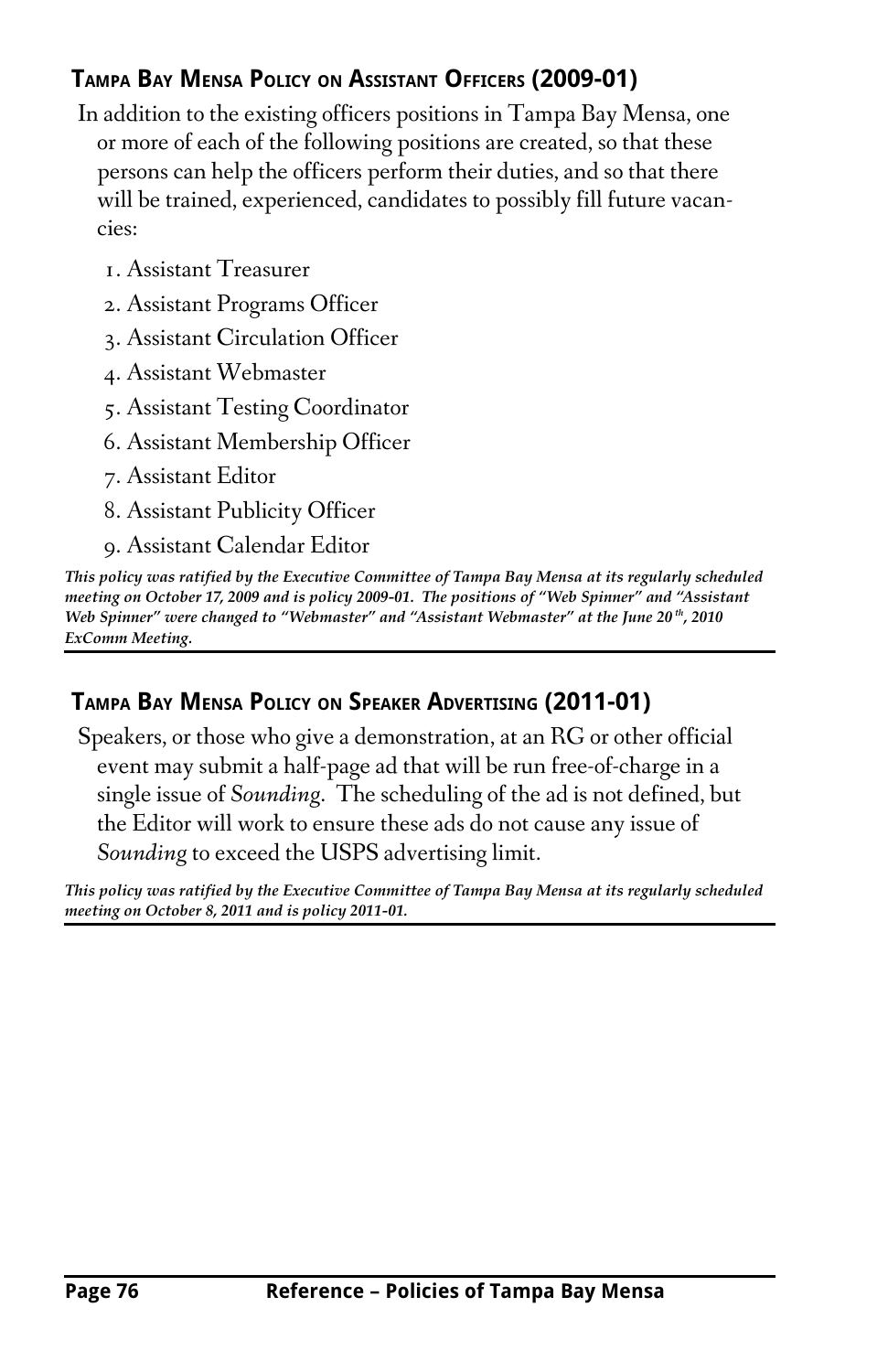### Tampa Bay Mensa Policy on Assistant Officers (2009-01)

In addition to the existing officers positions in Tampa Bay Mensa, one or more of each of the following positions are created, so that these persons can help the officers perform their duties, and so that there will be trained, experienced, candidates to possibly fill future vacancies:

1. Assistant Treasurer
2. Assistant Programs Officer
3. Assistant Circulation Officer
4. Assistant Webmaster
5. Assistant Testing Coordinator
6. Assistant Membership Officer
7. Assistant Editor
8. Assistant Publicity Officer
9. Assistant Calendar Editor

***This policy was ratified by the Executive Committee of Tampa Bay Mensa at its regularly scheduled meeting on October 17, 2009 and is policy 2009-01. The positions of "Web Spinner" and "Assistant Web Spinner" were changed to "Webmaster" and "Assistant Webmaster" at the June 20th, 2010 ExComm Meeting.***

---

### Tampa Bay Mensa Policy on Speaker Advertising (2011-01)

Speakers, or those who give a demonstration, at an RG or other official event may submit a half-page ad that will be run free-of-charge in a single issue of *Sounding*. The scheduling of the ad is not defined, but the Editor will work to ensure these ads do not cause any issue of *Sounding* to exceed the USPS advertising limit.

***This policy was ratified by the Executive Committee of Tampa Bay Mensa at its regularly scheduled meeting on October 8, 2011 and is policy 2011-01.***

---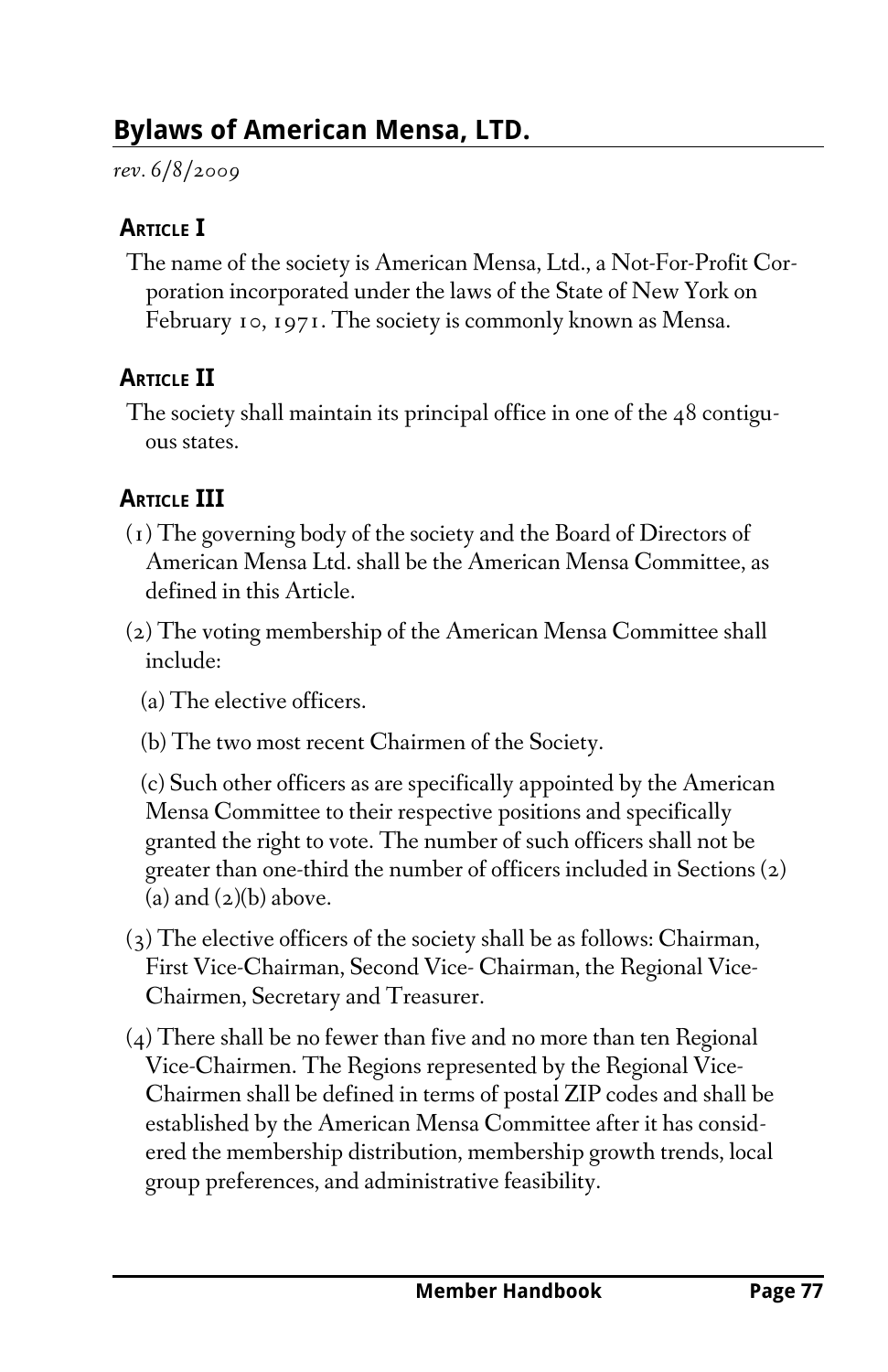## Bylaws of American Mensa, LTD.

*rev. 6/8/2009*

### Article I

The name of the society is American Mensa, Ltd., a Not-For-Profit Corporation incorporated under the laws of the State of New York on February 10, 1971. The society is commonly known as Mensa.

### Article II

The society shall maintain its principal office in one of the 48 contiguous states.

### Article III

(1) The governing body of the society and the Board of Directors of American Mensa Ltd. shall be the American Mensa Committee, as defined in this Article.

(2) The voting membership of the American Mensa Committee shall include:

(a) The elective officers.

(b) The two most recent Chairmen of the Society.

(c) Such other officers as are specifically appointed by the American Mensa Committee to their respective positions and specifically granted the right to vote. The number of such officers shall not be greater than one-third the number of officers included in Sections (2)(a) and (2)(b) above.

(3) The elective officers of the society shall be as follows: Chairman, First Vice-Chairman, Second Vice- Chairman, the Regional Vice-Chairmen, Secretary and Treasurer.

(4) There shall be no fewer than five and no more than ten Regional Vice-Chairmen. The Regions represented by the Regional Vice-Chairmen shall be defined in terms of postal ZIP codes and shall be established by the American Mensa Committee after it has considered the membership distribution, membership growth trends, local group preferences, and administrative feasibility.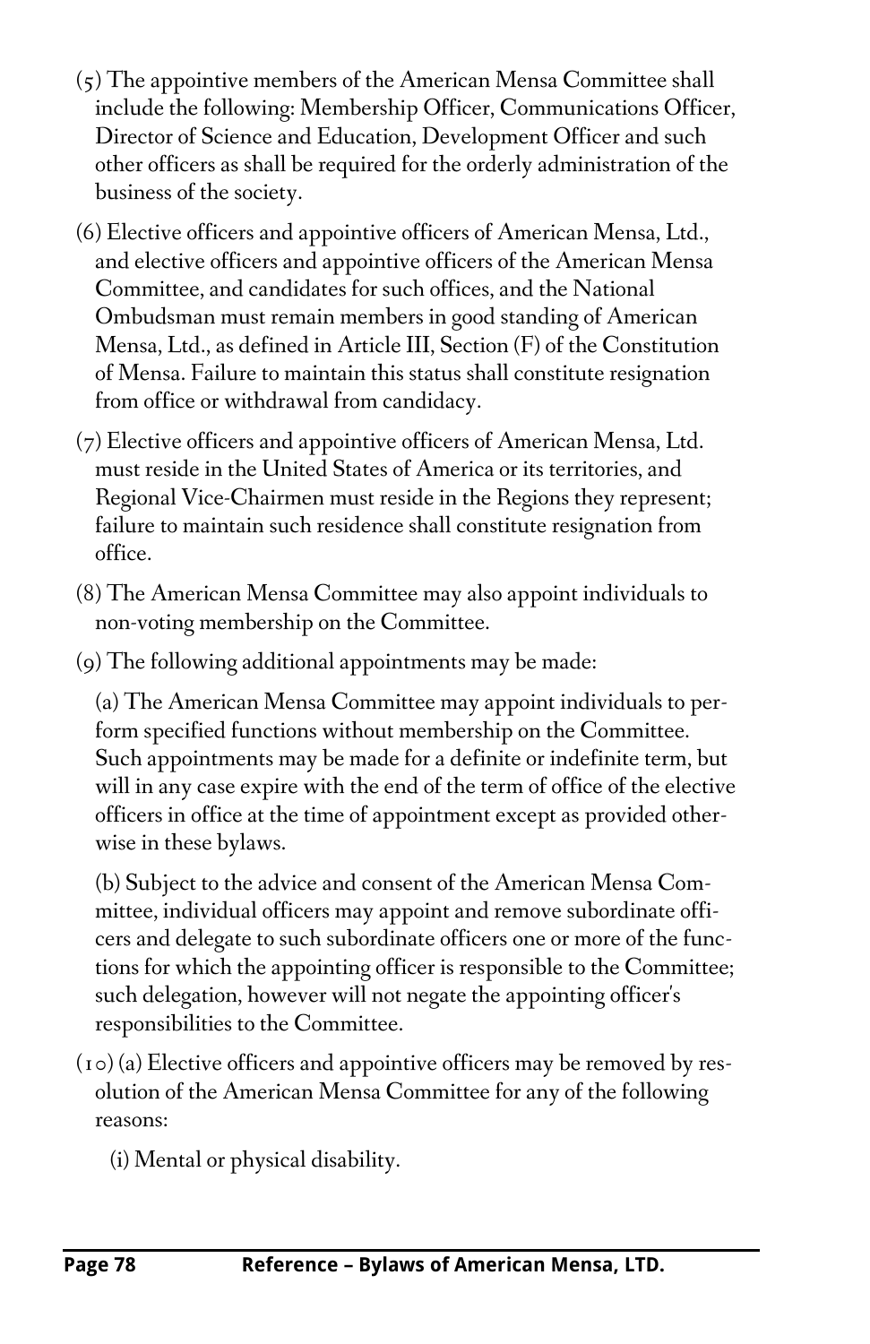(5) The appointive members of the American Mensa Committee shall include the following: Membership Officer, Communications Officer, Director of Science and Education, Development Officer and such other officers as shall be required for the orderly administration of the business of the society.

(6) Elective officers and appointive officers of American Mensa, Ltd., and elective officers and appointive officers of the American Mensa Committee, and candidates for such offices, and the National Ombudsman must remain members in good standing of American Mensa, Ltd., as defined in Article III, Section (F) of the Constitution of Mensa. Failure to maintain this status shall constitute resignation from office or withdrawal from candidacy.

(7) Elective officers and appointive officers of American Mensa, Ltd. must reside in the United States of America or its territories, and Regional Vice-Chairmen must reside in the Regions they represent; failure to maintain such residence shall constitute resignation from office.

(8) The American Mensa Committee may also appoint individuals to non-voting membership on the Committee.

(9) The following additional appointments may be made:

(a) The American Mensa Committee may appoint individuals to perform specified functions without membership on the Committee. Such appointments may be made for a definite or indefinite term, but will in any case expire with the end of the term of office of the elective officers in office at the time of appointment except as provided otherwise in these bylaws.

(b) Subject to the advice and consent of the American Mensa Committee, individual officers may appoint and remove subordinate officers and delegate to such subordinate officers one or more of the functions for which the appointing officer is responsible to the Committee; such delegation, however will not negate the appointing officer's responsibilities to the Committee.

(10) (a) Elective officers and appointive officers may be removed by resolution of the American Mensa Committee for any of the following reasons:

(i) Mental or physical disability.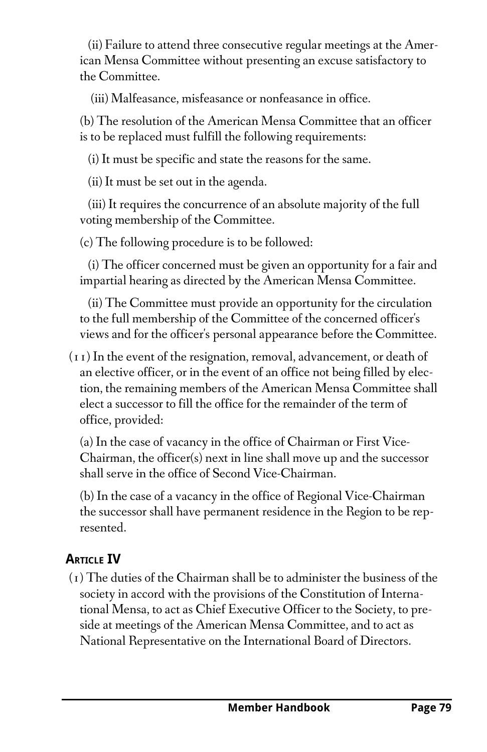(ii) Failure to attend three consecutive regular meetings at the American Mensa Committee without presenting an excuse satisfactory to the Committee.

(iii) Malfeasance, misfeasance or nonfeasance in office.

(b) The resolution of the American Mensa Committee that an officer is to be replaced must fulfill the following requirements:

(i) It must be specific and state the reasons for the same.

(ii) It must be set out in the agenda.

(iii) It requires the concurrence of an absolute majority of the full voting membership of the Committee.

(c) The following procedure is to be followed:

(i) The officer concerned must be given an opportunity for a fair and impartial hearing as directed by the American Mensa Committee.

(ii) The Committee must provide an opportunity for the circulation to the full membership of the Committee of the concerned officer's views and for the officer's personal appearance before the Committee.

(11) In the event of the resignation, removal, advancement, or death of an elective officer, or in the event of an office not being filled by election, the remaining members of the American Mensa Committee shall elect a successor to fill the office for the remainder of the term of office, provided:

(a) In the case of vacancy in the office of Chairman or First Vice-Chairman, the officer(s) next in line shall move up and the successor shall serve in the office of Second Vice-Chairman.

(b) In the case of a vacancy in the office of Regional Vice-Chairman the successor shall have permanent residence in the Region to be represented.

## Article IV

(1) The duties of the Chairman shall be to administer the business of the society in accord with the provisions of the Constitution of International Mensa, to act as Chief Executive Officer to the Society, to preside at meetings of the American Mensa Committee, and to act as National Representative on the International Board of Directors.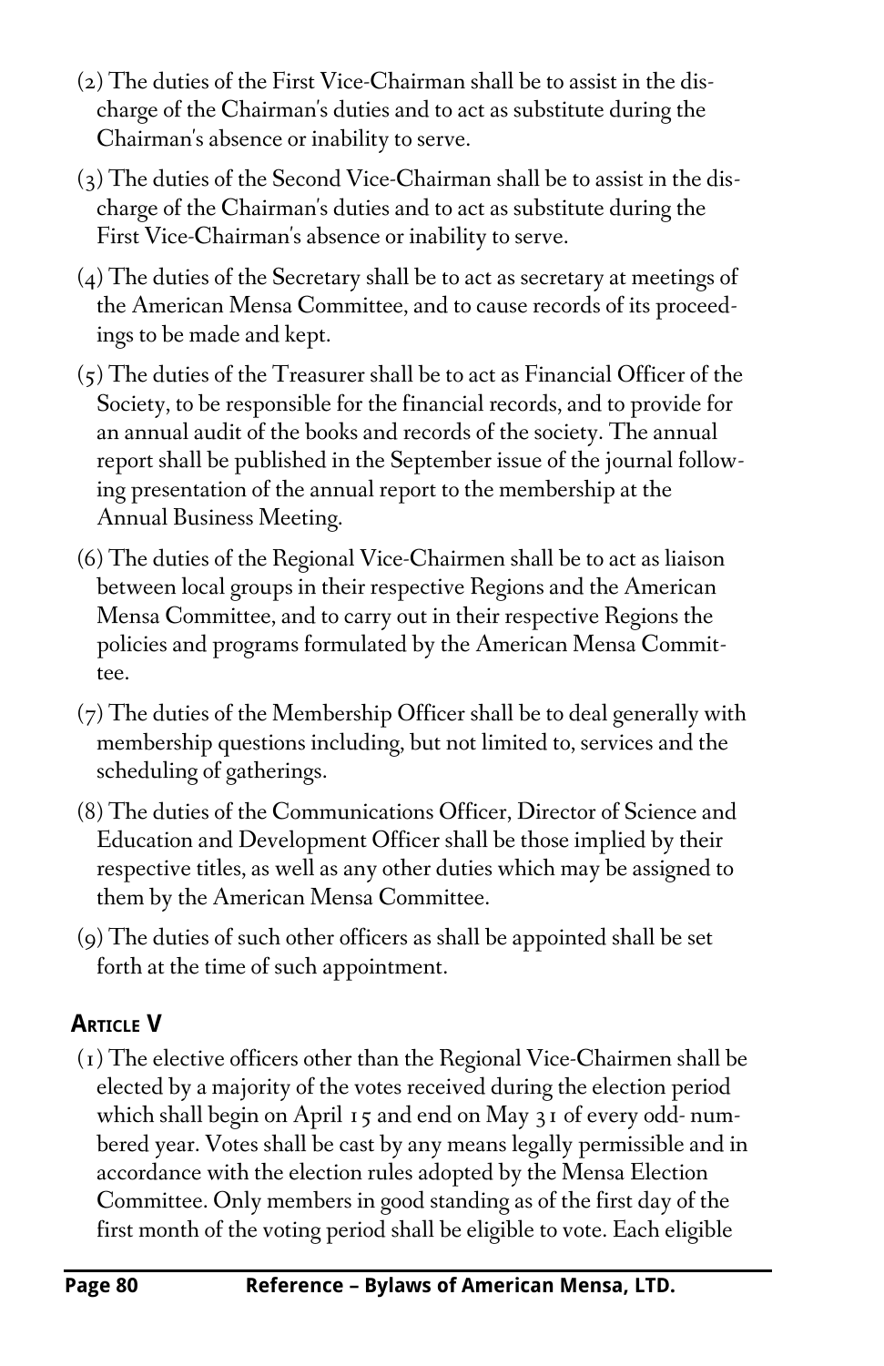(2) The duties of the First Vice-Chairman shall be to assist in the discharge of the Chairman's duties and to act as substitute during the Chairman's absence or inability to serve.

(3) The duties of the Second Vice-Chairman shall be to assist in the discharge of the Chairman's duties and to act as substitute during the First Vice-Chairman's absence or inability to serve.

(4) The duties of the Secretary shall be to act as secretary at meetings of the American Mensa Committee, and to cause records of its proceedings to be made and kept.

(5) The duties of the Treasurer shall be to act as Financial Officer of the Society, to be responsible for the financial records, and to provide for an annual audit of the books and records of the society. The annual report shall be published in the September issue of the journal following presentation of the annual report to the membership at the Annual Business Meeting.

(6) The duties of the Regional Vice-Chairmen shall be to act as liaison between local groups in their respective Regions and the American Mensa Committee, and to carry out in their respective Regions the policies and programs formulated by the American Mensa Committee.

(7) The duties of the Membership Officer shall be to deal generally with membership questions including, but not limited to, services and the scheduling of gatherings.

(8) The duties of the Communications Officer, Director of Science and Education and Development Officer shall be those implied by their respective titles, as well as any other duties which may be assigned to them by the American Mensa Committee.

(9) The duties of such other officers as shall be appointed shall be set forth at the time of such appointment.

## Article V

(1) The elective officers other than the Regional Vice-Chairmen shall be elected by a majority of the votes received during the election period which shall begin on April 15 and end on May 31 of every odd-numbered year. Votes shall be cast by any means legally permissible and in accordance with the election rules adopted by the Mensa Election Committee. Only members in good standing as of the first day of the first month of the voting period shall be eligible to vote. Each eligible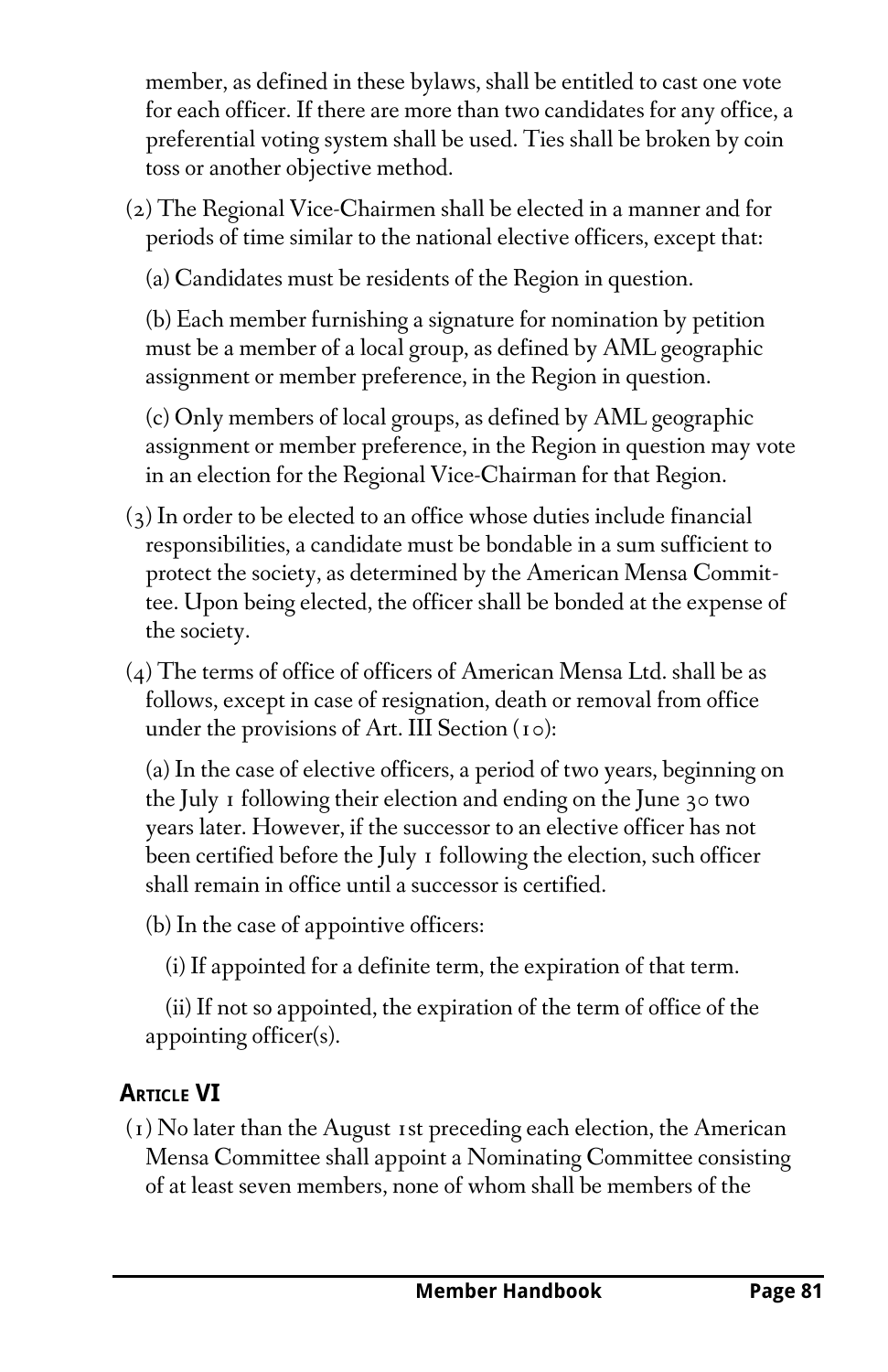member, as defined in these bylaws, shall be entitled to cast one vote for each officer. If there are more than two candidates for any office, a preferential voting system shall be used. Ties shall be broken by coin toss or another objective method.

(2) The Regional Vice-Chairmen shall be elected in a manner and for periods of time similar to the national elective officers, except that:

(a) Candidates must be residents of the Region in question.

(b) Each member furnishing a signature for nomination by petition must be a member of a local group, as defined by AML geographic assignment or member preference, in the Region in question.

(c) Only members of local groups, as defined by AML geographic assignment or member preference, in the Region in question may vote in an election for the Regional Vice-Chairman for that Region.

(3) In order to be elected to an office whose duties include financial responsibilities, a candidate must be bondable in a sum sufficient to protect the society, as determined by the American Mensa Committee. Upon being elected, the officer shall be bonded at the expense of the society.

(4) The terms of office of officers of American Mensa Ltd. shall be as follows, except in case of resignation, death or removal from office under the provisions of Art. III Section (10):

(a) In the case of elective officers, a period of two years, beginning on the July 1 following their election and ending on the June 30 two years later. However, if the successor to an elective officer has not been certified before the July 1 following the election, such officer shall remain in office until a successor is certified.

(b) In the case of appointive officers:

(i) If appointed for a definite term, the expiration of that term.

(ii) If not so appointed, the expiration of the term of office of the appointing officer(s).

## Article VI

(1) No later than the August 1st preceding each election, the American Mensa Committee shall appoint a Nominating Committee consisting of at least seven members, none of whom shall be members of the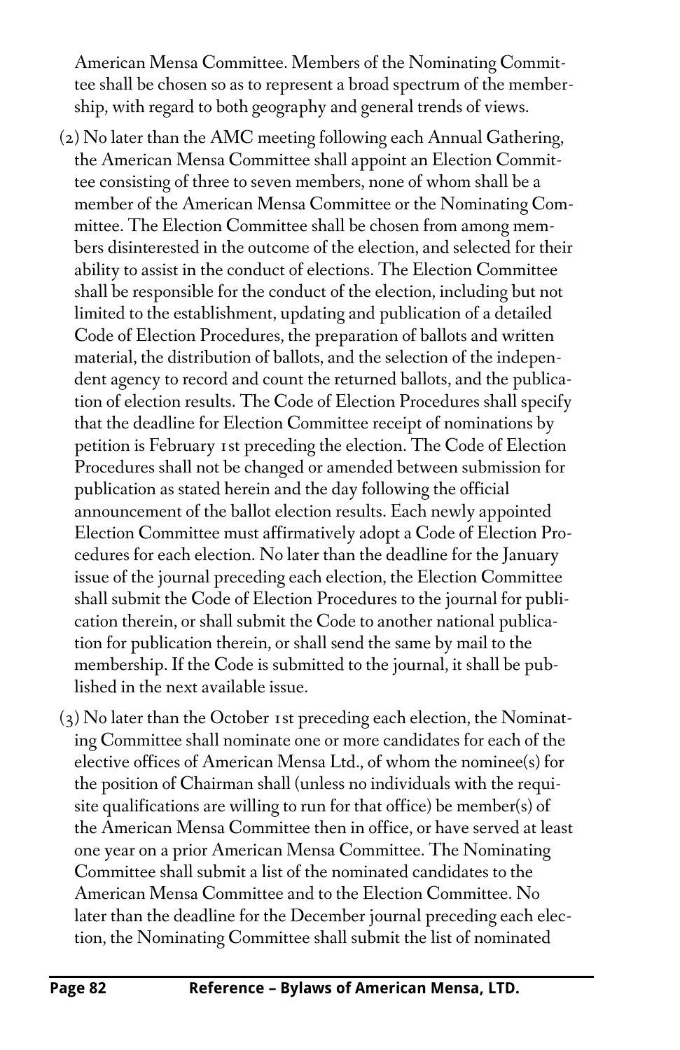American Mensa Committee. Members of the Nominating Committee shall be chosen so as to represent a broad spectrum of the membership, with regard to both geography and general trends of views.

(2) No later than the AMC meeting following each Annual Gathering, the American Mensa Committee shall appoint an Election Committee consisting of three to seven members, none of whom shall be a member of the American Mensa Committee or the Nominating Committee. The Election Committee shall be chosen from among members disinterested in the outcome of the election, and selected for their ability to assist in the conduct of elections. The Election Committee shall be responsible for the conduct of the election, including but not limited to the establishment, updating and publication of a detailed Code of Election Procedures, the preparation of ballots and written material, the distribution of ballots, and the selection of the independent agency to record and count the returned ballots, and the publication of election results. The Code of Election Procedures shall specify that the deadline for Election Committee receipt of nominations by petition is February 1st preceding the election. The Code of Election Procedures shall not be changed or amended between submission for publication as stated herein and the day following the official announcement of the ballot election results. Each newly appointed Election Committee must affirmatively adopt a Code of Election Procedures for each election. No later than the deadline for the January issue of the journal preceding each election, the Election Committee shall submit the Code of Election Procedures to the journal for publication therein, or shall submit the Code to another national publication for publication therein, or shall send the same by mail to the membership. If the Code is submitted to the journal, it shall be published in the next available issue.

(3) No later than the October 1st preceding each election, the Nominating Committee shall nominate one or more candidates for each of the elective offices of American Mensa Ltd., of whom the nominee(s) for the position of Chairman shall (unless no individuals with the requisite qualifications are willing to run for that office) be member(s) of the American Mensa Committee then in office, or have served at least one year on a prior American Mensa Committee. The Nominating Committee shall submit a list of the nominated candidates to the American Mensa Committee and to the Election Committee. No later than the deadline for the December journal preceding each election, the Nominating Committee shall submit the list of nominated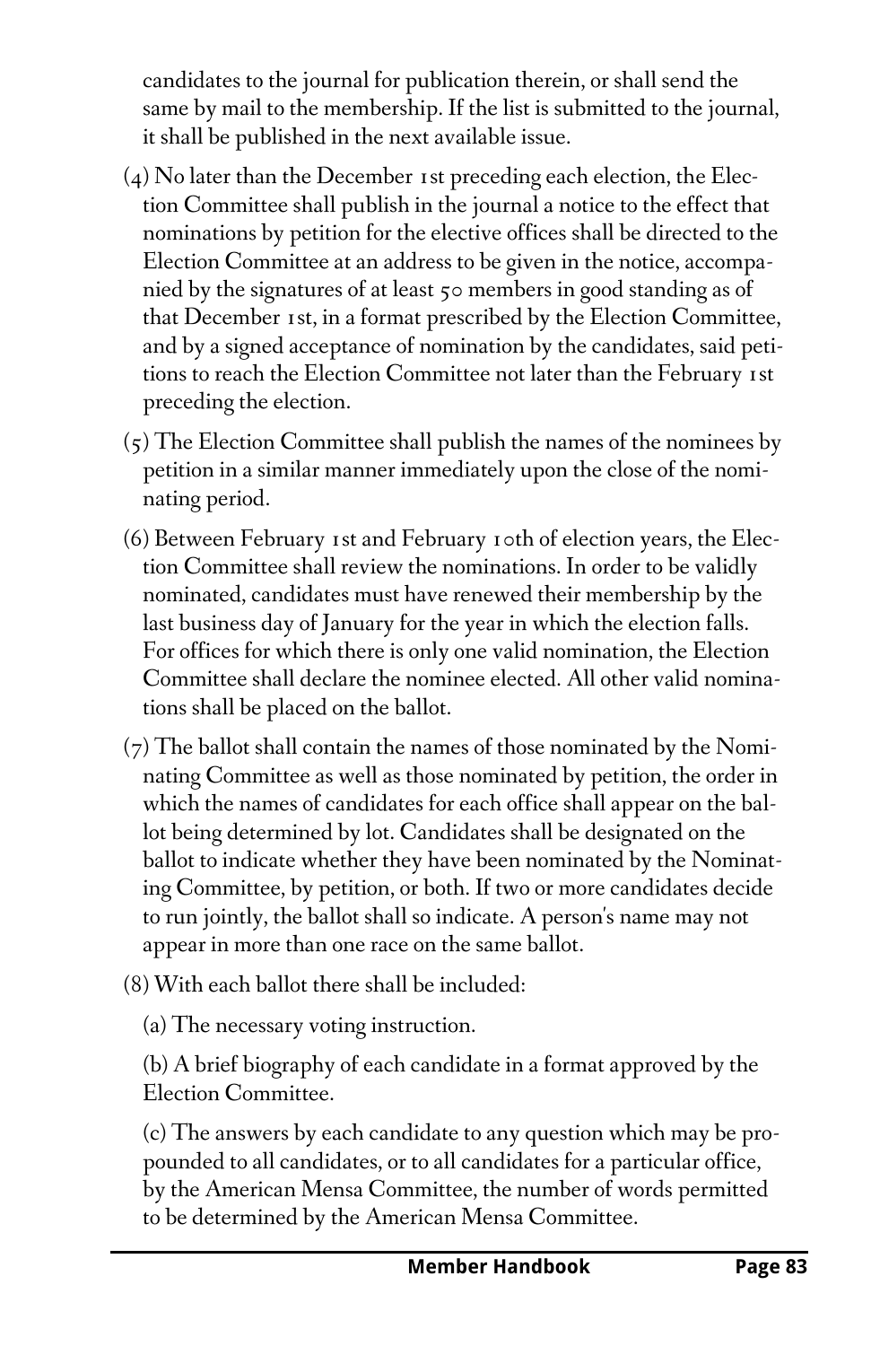candidates to the journal for publication therein, or shall send the same by mail to the membership. If the list is submitted to the journal, it shall be published in the next available issue.

(4) No later than the December 1st preceding each election, the Election Committee shall publish in the journal a notice to the effect that nominations by petition for the elective offices shall be directed to the Election Committee at an address to be given in the notice, accompanied by the signatures of at least 50 members in good standing as of that December 1st, in a format prescribed by the Election Committee, and by a signed acceptance of nomination by the candidates, said petitions to reach the Election Committee not later than the February 1st preceding the election.

(5) The Election Committee shall publish the names of the nominees by petition in a similar manner immediately upon the close of the nominating period.

(6) Between February 1st and February 10th of election years, the Election Committee shall review the nominations. In order to be validly nominated, candidates must have renewed their membership by the last business day of January for the year in which the election falls. For offices for which there is only one valid nomination, the Election Committee shall declare the nominee elected. All other valid nominations shall be placed on the ballot.

(7) The ballot shall contain the names of those nominated by the Nominating Committee as well as those nominated by petition, the order in which the names of candidates for each office shall appear on the ballot being determined by lot. Candidates shall be designated on the ballot to indicate whether they have been nominated by the Nominating Committee, by petition, or both. If two or more candidates decide to run jointly, the ballot shall so indicate. A person's name may not appear in more than one race on the same ballot.

(8) With each ballot there shall be included:

(a) The necessary voting instruction.

(b) A brief biography of each candidate in a format approved by the Election Committee.

(c) The answers by each candidate to any question which may be propounded to all candidates, or to all candidates for a particular office, by the American Mensa Committee, the number of words permitted to be determined by the American Mensa Committee.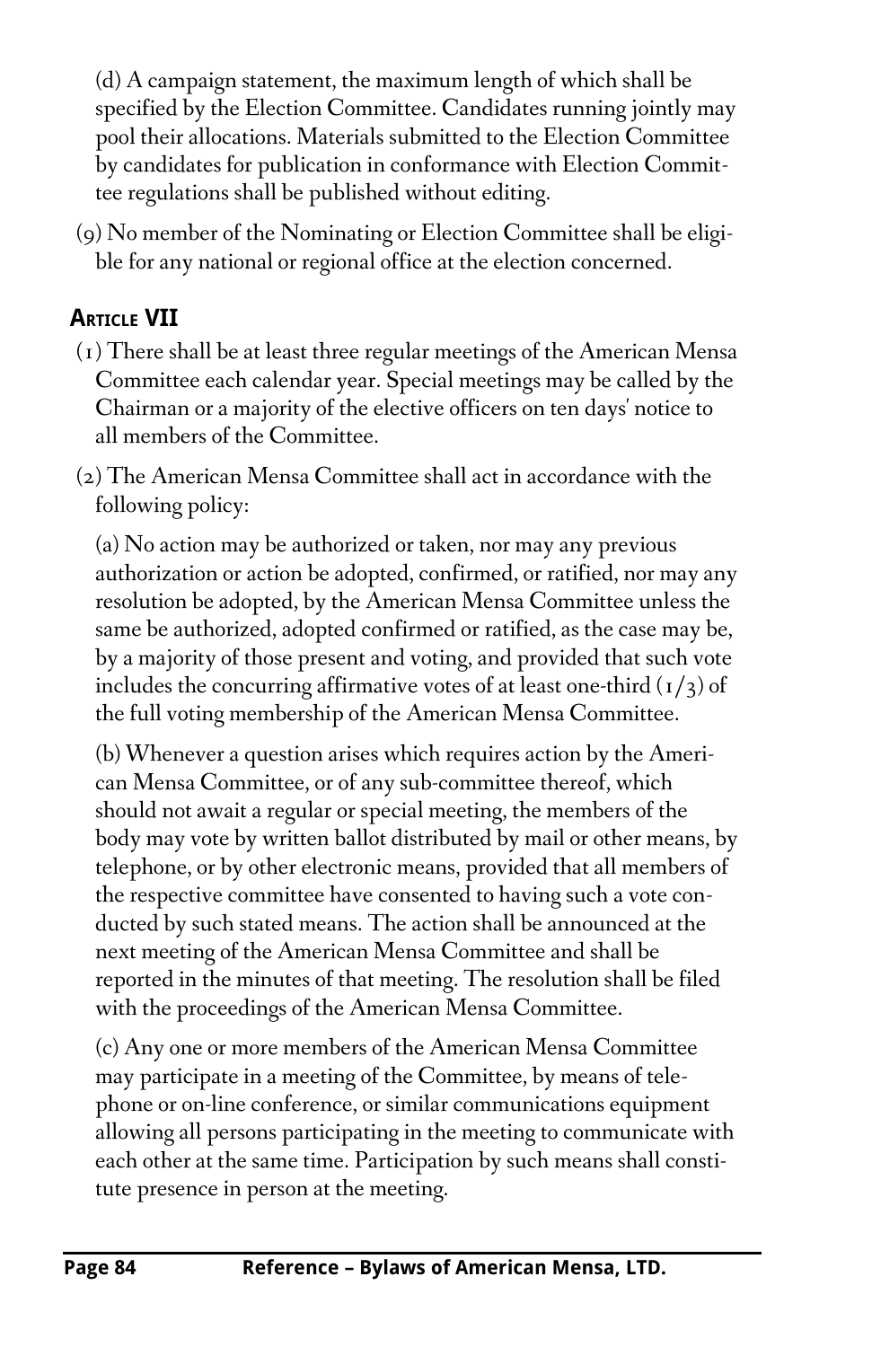(d) A campaign statement, the maximum length of which shall be specified by the Election Committee. Candidates running jointly may pool their allocations. Materials submitted to the Election Committee by candidates for publication in conformance with Election Committee regulations shall be published without editing.

(9) No member of the Nominating or Election Committee shall be eligible for any national or regional office at the election concerned.

## Article VII

(1) There shall be at least three regular meetings of the American Mensa Committee each calendar year. Special meetings may be called by the Chairman or a majority of the elective officers on ten days' notice to all members of the Committee.

(2) The American Mensa Committee shall act in accordance with the following policy:

(a) No action may be authorized or taken, nor may any previous authorization or action be adopted, confirmed, or ratified, nor may any resolution be adopted, by the American Mensa Committee unless the same be authorized, adopted confirmed or ratified, as the case may be, by a majority of those present and voting, and provided that such vote includes the concurring affirmative votes of at least one-third (1/3) of the full voting membership of the American Mensa Committee.

(b) Whenever a question arises which requires action by the American Mensa Committee, or of any sub-committee thereof, which should not await a regular or special meeting, the members of the body may vote by written ballot distributed by mail or other means, by telephone, or by other electronic means, provided that all members of the respective committee have consented to having such a vote conducted by such stated means. The action shall be announced at the next meeting of the American Mensa Committee and shall be reported in the minutes of that meeting. The resolution shall be filed with the proceedings of the American Mensa Committee.

(c) Any one or more members of the American Mensa Committee may participate in a meeting of the Committee, by means of telephone or on-line conference, or similar communications equipment allowing all persons participating in the meeting to communicate with each other at the same time. Participation by such means shall constitute presence in person at the meeting.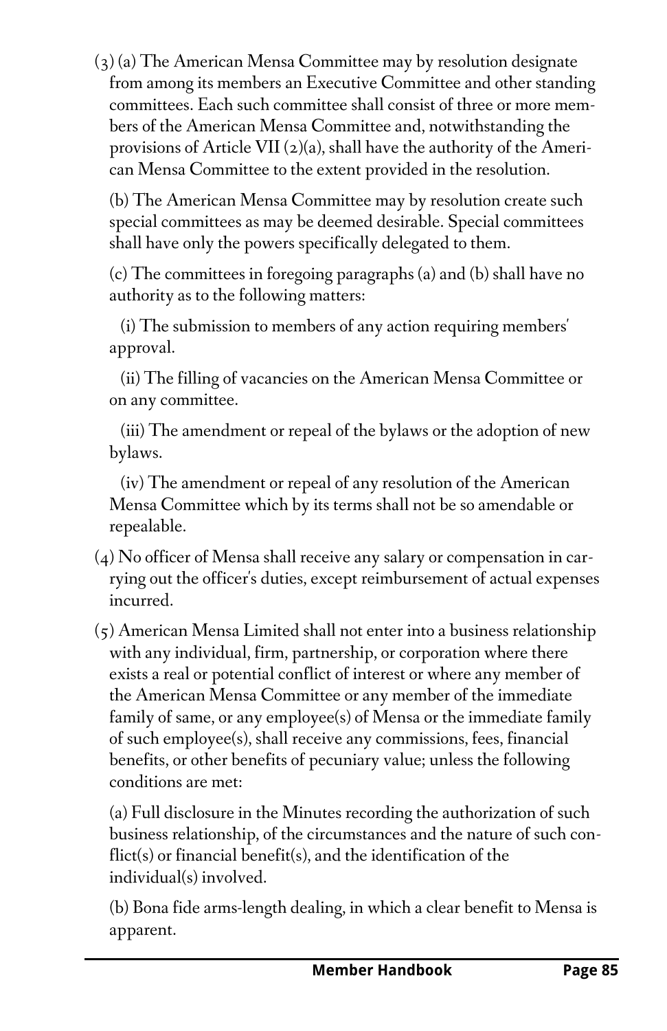(3) (a) The American Mensa Committee may by resolution designate from among its members an Executive Committee and other standing committees. Each such committee shall consist of three or more members of the American Mensa Committee and, notwithstanding the provisions of Article VII (2)(a), shall have the authority of the American Mensa Committee to the extent provided in the resolution.

(b) The American Mensa Committee may by resolution create such special committees as may be deemed desirable. Special committees shall have only the powers specifically delegated to them.

(c) The committees in foregoing paragraphs (a) and (b) shall have no authority as to the following matters:

(i) The submission to members of any action requiring members' approval.

(ii) The filling of vacancies on the American Mensa Committee or on any committee.

(iii) The amendment or repeal of the bylaws or the adoption of new bylaws.

(iv) The amendment or repeal of any resolution of the American Mensa Committee which by its terms shall not be so amendable or repealable.

(4) No officer of Mensa shall receive any salary or compensation in carrying out the officer's duties, except reimbursement of actual expenses incurred.

(5) American Mensa Limited shall not enter into a business relationship with any individual, firm, partnership, or corporation where there exists a real or potential conflict of interest or where any member of the American Mensa Committee or any member of the immediate family of same, or any employee(s) of Mensa or the immediate family of such employee(s), shall receive any commissions, fees, financial benefits, or other benefits of pecuniary value; unless the following conditions are met:

(a) Full disclosure in the Minutes recording the authorization of such business relationship, of the circumstances and the nature of such conflict(s) or financial benefit(s), and the identification of the individual(s) involved.

(b) Bona fide arms-length dealing, in which a clear benefit to Mensa is apparent.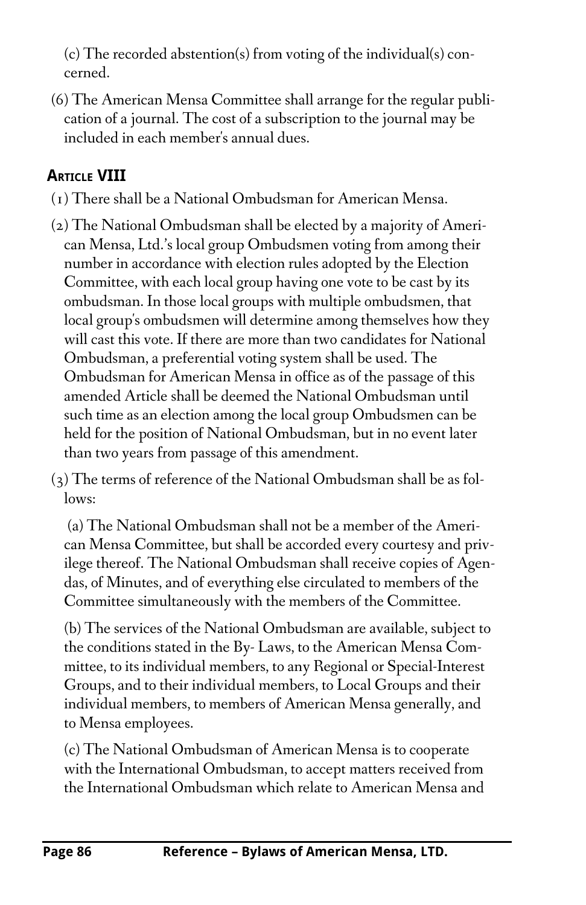(c) The recorded abstention(s) from voting of the individual(s) concerned.

(6) The American Mensa Committee shall arrange for the regular publication of a journal. The cost of a subscription to the journal may be included in each member's annual dues.

## Article VIII

(1) There shall be a National Ombudsman for American Mensa.

(2) The National Ombudsman shall be elected by a majority of American Mensa, Ltd.'s local group Ombudsmen voting from among their number in accordance with election rules adopted by the Election Committee, with each local group having one vote to be cast by its ombudsman. In those local groups with multiple ombudsmen, that local group's ombudsmen will determine among themselves how they will cast this vote. If there are more than two candidates for National Ombudsman, a preferential voting system shall be used. The Ombudsman for American Mensa in office as of the passage of this amended Article shall be deemed the National Ombudsman until such time as an election among the local group Ombudsmen can be held for the position of National Ombudsman, but in no event later than two years from passage of this amendment.

(3) The terms of reference of the National Ombudsman shall be as follows:

(a) The National Ombudsman shall not be a member of the American Mensa Committee, but shall be accorded every courtesy and privilege thereof. The National Ombudsman shall receive copies of Agendas, of Minutes, and of everything else circulated to members of the Committee simultaneously with the members of the Committee.

(b) The services of the National Ombudsman are available, subject to the conditions stated in the By- Laws, to the American Mensa Committee, to its individual members, to any Regional or Special-Interest Groups, and to their individual members, to Local Groups and their individual members, to members of American Mensa generally, and to Mensa employees.

(c) The National Ombudsman of American Mensa is to cooperate with the International Ombudsman, to accept matters received from the International Ombudsman which relate to American Mensa and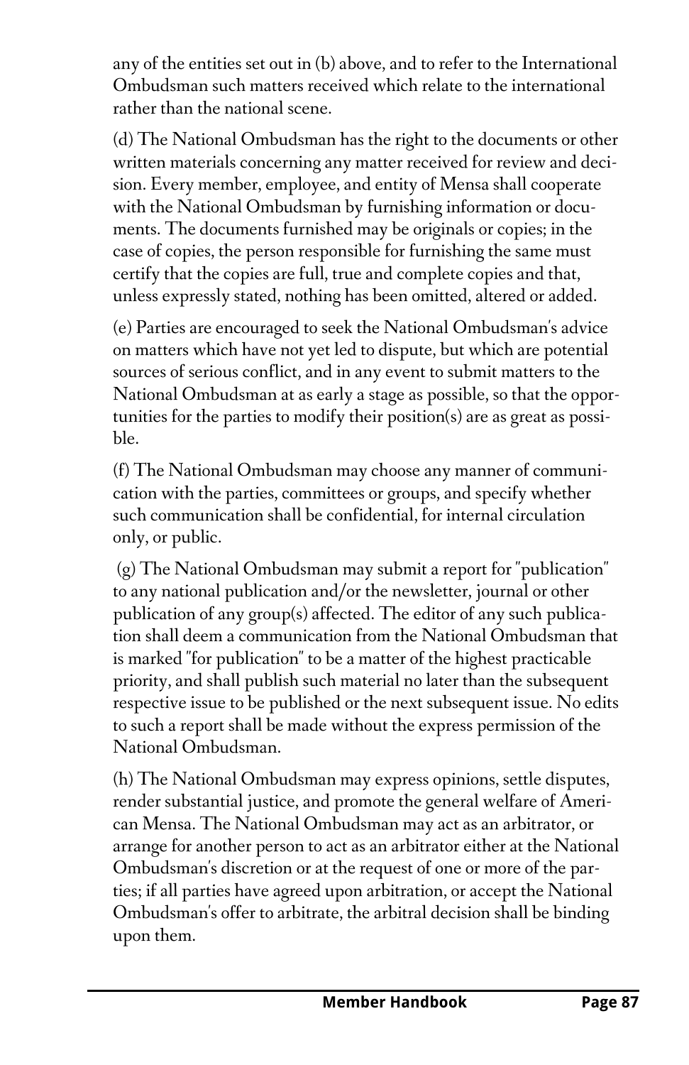any of the entities set out in (b) above, and to refer to the International Ombudsman such matters received which relate to the international rather than the national scene.

(d) The National Ombudsman has the right to the documents or other written materials concerning any matter received for review and decision. Every member, employee, and entity of Mensa shall cooperate with the National Ombudsman by furnishing information or documents. The documents furnished may be originals or copies; in the case of copies, the person responsible for furnishing the same must certify that the copies are full, true and complete copies and that, unless expressly stated, nothing has been omitted, altered or added.

(e) Parties are encouraged to seek the National Ombudsman's advice on matters which have not yet led to dispute, but which are potential sources of serious conflict, and in any event to submit matters to the National Ombudsman at as early a stage as possible, so that the opportunities for the parties to modify their position(s) are as great as possible.

(f) The National Ombudsman may choose any manner of communication with the parties, committees or groups, and specify whether such communication shall be confidential, for internal circulation only, or public.

(g) The National Ombudsman may submit a report for "publication" to any national publication and/or the newsletter, journal or other publication of any group(s) affected. The editor of any such publication shall deem a communication from the National Ombudsman that is marked "for publication" to be a matter of the highest practicable priority, and shall publish such material no later than the subsequent respective issue to be published or the next subsequent issue. No edits to such a report shall be made without the express permission of the National Ombudsman.

(h) The National Ombudsman may express opinions, settle disputes, render substantial justice, and promote the general welfare of American Mensa. The National Ombudsman may act as an arbitrator, or arrange for another person to act as an arbitrator either at the National Ombudsman's discretion or at the request of one or more of the parties; if all parties have agreed upon arbitration, or accept the National Ombudsman's offer to arbitrate, the arbitral decision shall be binding upon them.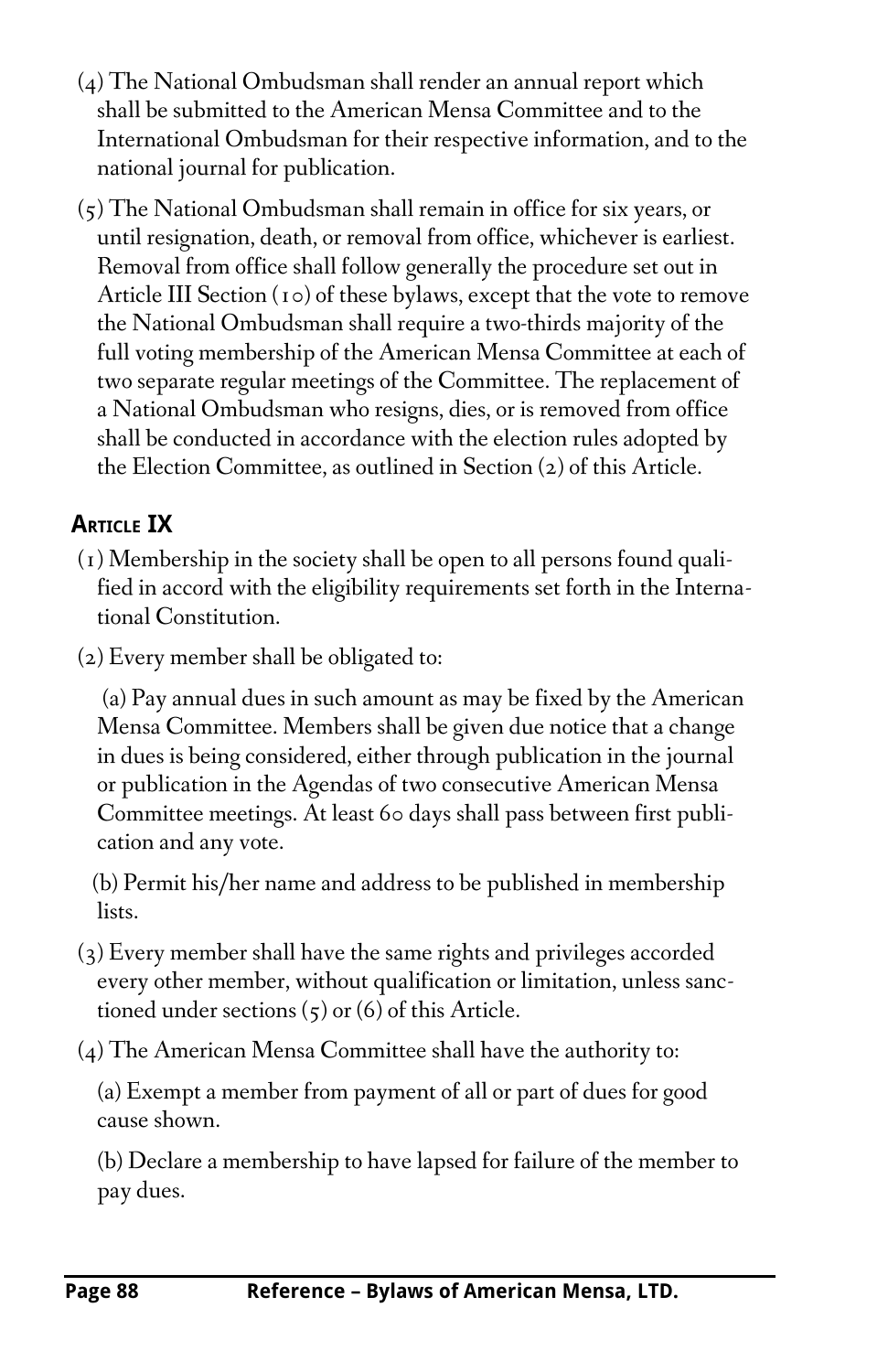(4) The National Ombudsman shall render an annual report which shall be submitted to the American Mensa Committee and to the International Ombudsman for their respective information, and to the national journal for publication.

(5) The National Ombudsman shall remain in office for six years, or until resignation, death, or removal from office, whichever is earliest. Removal from office shall follow generally the procedure set out in Article III Section (10) of these bylaws, except that the vote to remove the National Ombudsman shall require a two-thirds majority of the full voting membership of the American Mensa Committee at each of two separate regular meetings of the Committee. The replacement of a National Ombudsman who resigns, dies, or is removed from office shall be conducted in accordance with the election rules adopted by the Election Committee, as outlined in Section (2) of this Article.

## Article IX

(1) Membership in the society shall be open to all persons found qualified in accord with the eligibility requirements set forth in the International Constitution.

(2) Every member shall be obligated to:

(a) Pay annual dues in such amount as may be fixed by the American Mensa Committee. Members shall be given due notice that a change in dues is being considered, either through publication in the journal or publication in the Agendas of two consecutive American Mensa Committee meetings. At least 60 days shall pass between first publication and any vote.

(b) Permit his/her name and address to be published in membership lists.

(3) Every member shall have the same rights and privileges accorded every other member, without qualification or limitation, unless sanctioned under sections (5) or (6) of this Article.

(4) The American Mensa Committee shall have the authority to:

(a) Exempt a member from payment of all or part of dues for good cause shown.

(b) Declare a membership to have lapsed for failure of the member to pay dues.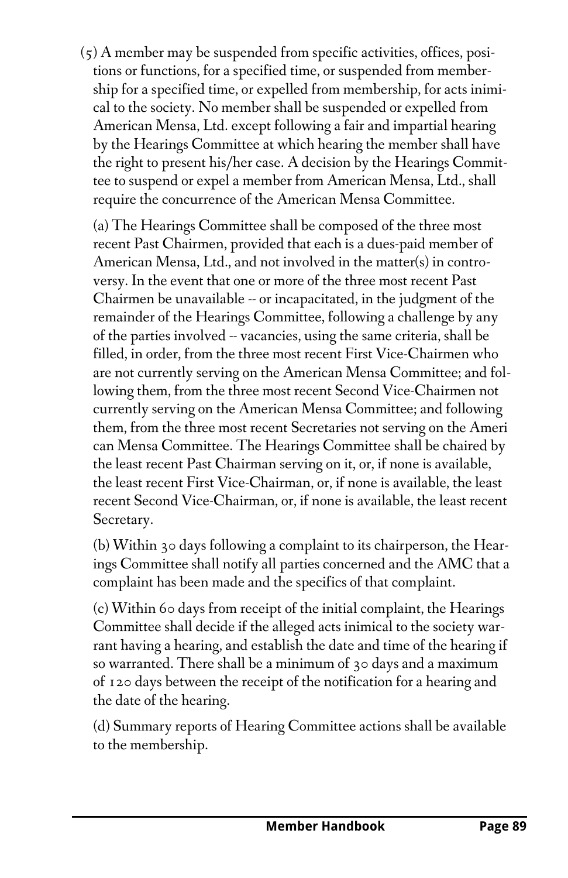(5) A member may be suspended from specific activities, offices, positions or functions, for a specified time, or suspended from membership for a specified time, or expelled from membership, for acts inimical to the society. No member shall be suspended or expelled from American Mensa, Ltd. except following a fair and impartial hearing by the Hearings Committee at which hearing the member shall have the right to present his/her case. A decision by the Hearings Committee to suspend or expel a member from American Mensa, Ltd., shall require the concurrence of the American Mensa Committee.

(a) The Hearings Committee shall be composed of the three most recent Past Chairmen, provided that each is a dues-paid member of American Mensa, Ltd., and not involved in the matter(s) in controversy. In the event that one or more of the three most recent Past Chairmen be unavailable -- or incapacitated, in the judgment of the remainder of the Hearings Committee, following a challenge by any of the parties involved -- vacancies, using the same criteria, shall be filled, in order, from the three most recent First Vice-Chairmen who are not currently serving on the American Mensa Committee; and following them, from the three most recent Second Vice-Chairmen not currently serving on the American Mensa Committee; and following them, from the three most recent Secretaries not serving on the Ameri can Mensa Committee. The Hearings Committee shall be chaired by the least recent Past Chairman serving on it, or, if none is available, the least recent First Vice-Chairman, or, if none is available, the least recent Second Vice-Chairman, or, if none is available, the least recent Secretary.

(b) Within 30 days following a complaint to its chairperson, the Hearings Committee shall notify all parties concerned and the AMC that a complaint has been made and the specifics of that complaint.

(c) Within 60 days from receipt of the initial complaint, the Hearings Committee shall decide if the alleged acts inimical to the society warrant having a hearing, and establish the date and time of the hearing if so warranted. There shall be a minimum of 30 days and a maximum of 120 days between the receipt of the notification for a hearing and the date of the hearing.

(d) Summary reports of Hearing Committee actions shall be available to the membership.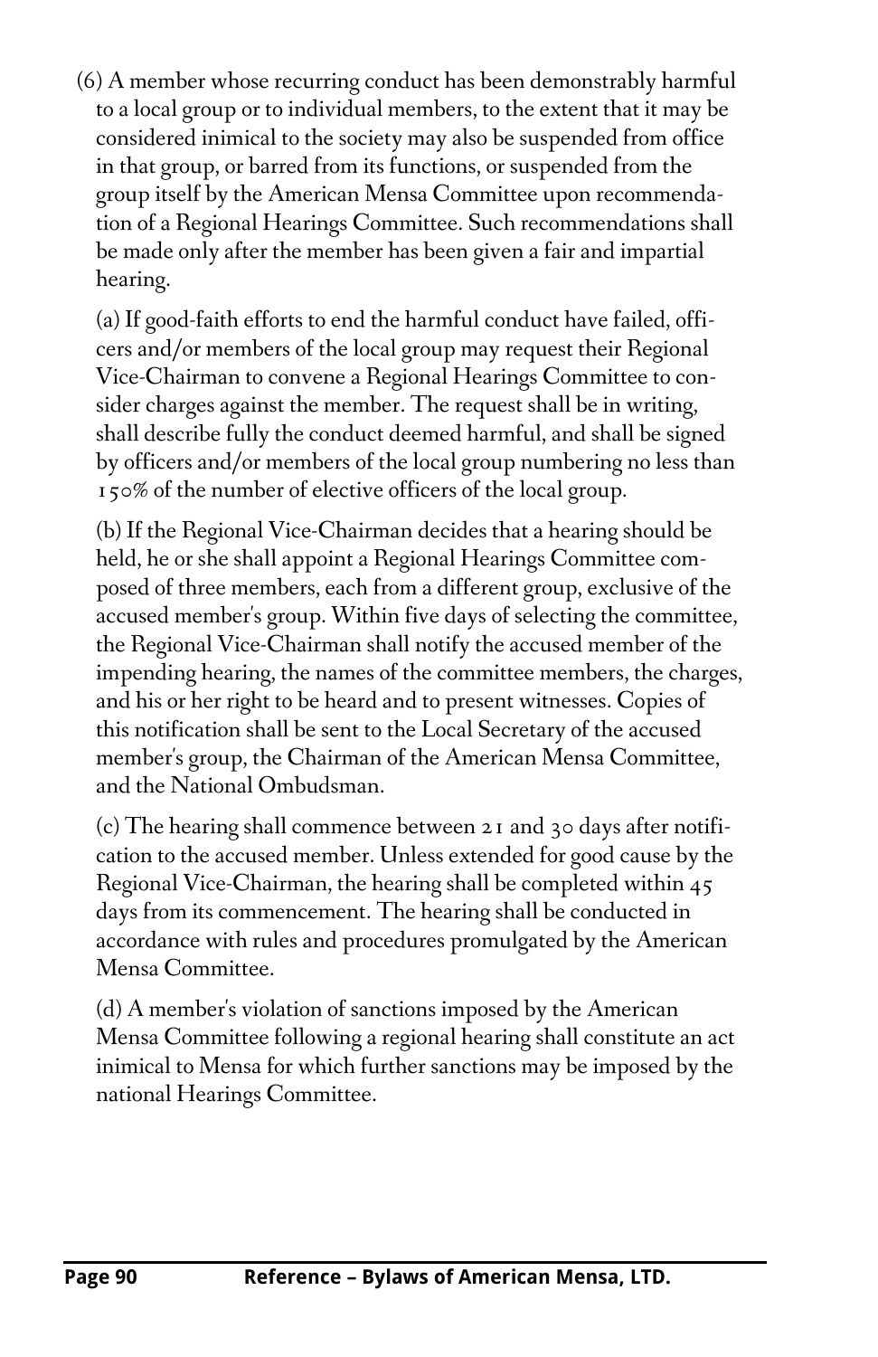(6) A member whose recurring conduct has been demonstrably harmful to a local group or to individual members, to the extent that it may be considered inimical to the society may also be suspended from office in that group, or barred from its functions, or suspended from the group itself by the American Mensa Committee upon recommendation of a Regional Hearings Committee. Such recommendations shall be made only after the member has been given a fair and impartial hearing.

(a) If good-faith efforts to end the harmful conduct have failed, officers and/or members of the local group may request their Regional Vice-Chairman to convene a Regional Hearings Committee to consider charges against the member. The request shall be in writing, shall describe fully the conduct deemed harmful, and shall be signed by officers and/or members of the local group numbering no less than 150% of the number of elective officers of the local group.

(b) If the Regional Vice-Chairman decides that a hearing should be held, he or she shall appoint a Regional Hearings Committee composed of three members, each from a different group, exclusive of the accused member's group. Within five days of selecting the committee, the Regional Vice-Chairman shall notify the accused member of the impending hearing, the names of the committee members, the charges, and his or her right to be heard and to present witnesses. Copies of this notification shall be sent to the Local Secretary of the accused member's group, the Chairman of the American Mensa Committee, and the National Ombudsman.

(c) The hearing shall commence between 21 and 30 days after notification to the accused member. Unless extended for good cause by the Regional Vice-Chairman, the hearing shall be completed within 45 days from its commencement. The hearing shall be conducted in accordance with rules and procedures promulgated by the American Mensa Committee.

(d) A member's violation of sanctions imposed by the American Mensa Committee following a regional hearing shall constitute an act inimical to Mensa for which further sanctions may be imposed by the national Hearings Committee.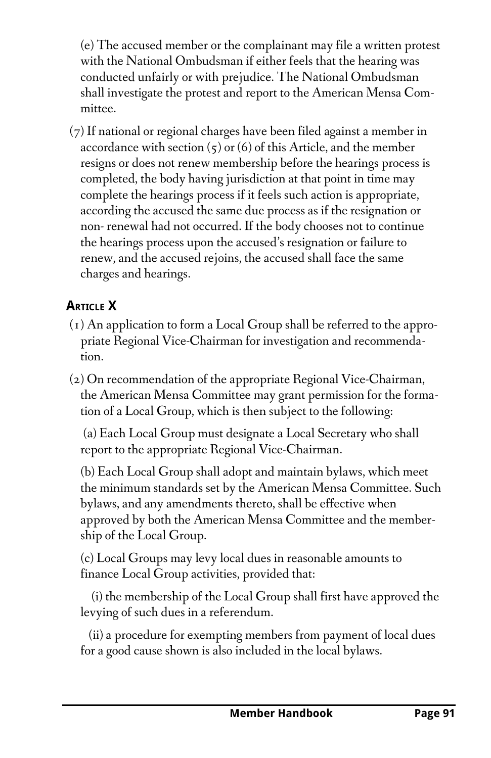(e) The accused member or the complainant may file a written protest with the National Ombudsman if either feels that the hearing was conducted unfairly or with prejudice. The National Ombudsman shall investigate the protest and report to the American Mensa Committee.

(7) If national or regional charges have been filed against a member in accordance with section (5) or (6) of this Article, and the member resigns or does not renew membership before the hearings process is completed, the body having jurisdiction at that point in time may complete the hearings process if it feels such action is appropriate, according the accused the same due process as if the resignation or non- renewal had not occurred. If the body chooses not to continue the hearings process upon the accused's resignation or failure to renew, and the accused rejoins, the accused shall face the same charges and hearings.

## Article X

(1) An application to form a Local Group shall be referred to the appropriate Regional Vice-Chairman for investigation and recommendation.

(2) On recommendation of the appropriate Regional Vice-Chairman, the American Mensa Committee may grant permission for the formation of a Local Group, which is then subject to the following:

(a) Each Local Group must designate a Local Secretary who shall report to the appropriate Regional Vice-Chairman.

(b) Each Local Group shall adopt and maintain bylaws, which meet the minimum standards set by the American Mensa Committee. Such bylaws, and any amendments thereto, shall be effective when approved by both the American Mensa Committee and the membership of the Local Group.

(c) Local Groups may levy local dues in reasonable amounts to finance Local Group activities, provided that:

(i) the membership of the Local Group shall first have approved the levying of such dues in a referendum.

(ii) a procedure for exempting members from payment of local dues for a good cause shown is also included in the local bylaws.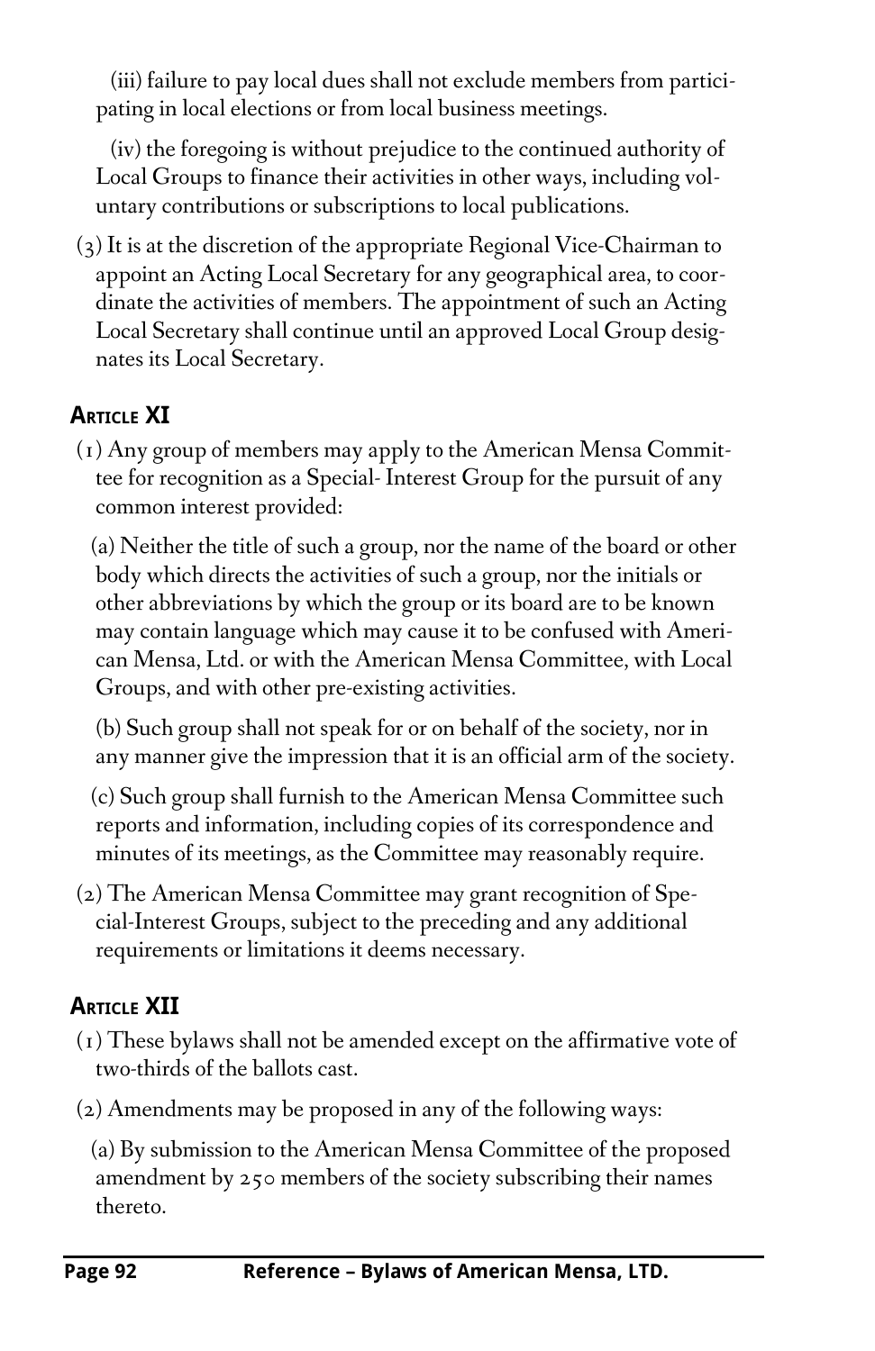(iii) failure to pay local dues shall not exclude members from participating in local elections or from local business meetings.

(iv) the foregoing is without prejudice to the continued authority of Local Groups to finance their activities in other ways, including voluntary contributions or subscriptions to local publications.

(3) It is at the discretion of the appropriate Regional Vice-Chairman to appoint an Acting Local Secretary for any geographical area, to coordinate the activities of members. The appointment of such an Acting Local Secretary shall continue until an approved Local Group designates its Local Secretary.

## Article XI

(1) Any group of members may apply to the American Mensa Committee for recognition as a Special- Interest Group for the pursuit of any common interest provided:

(a) Neither the title of such a group, nor the name of the board or other body which directs the activities of such a group, nor the initials or other abbreviations by which the group or its board are to be known may contain language which may cause it to be confused with American Mensa, Ltd. or with the American Mensa Committee, with Local Groups, and with other pre-existing activities.

(b) Such group shall not speak for or on behalf of the society, nor in any manner give the impression that it is an official arm of the society.

(c) Such group shall furnish to the American Mensa Committee such reports and information, including copies of its correspondence and minutes of its meetings, as the Committee may reasonably require.

(2) The American Mensa Committee may grant recognition of Special-Interest Groups, subject to the preceding and any additional requirements or limitations it deems necessary.

## Article XII

(1) These bylaws shall not be amended except on the affirmative vote of two-thirds of the ballots cast.

(2) Amendments may be proposed in any of the following ways:

(a) By submission to the American Mensa Committee of the proposed amendment by 250 members of the society subscribing their names thereto.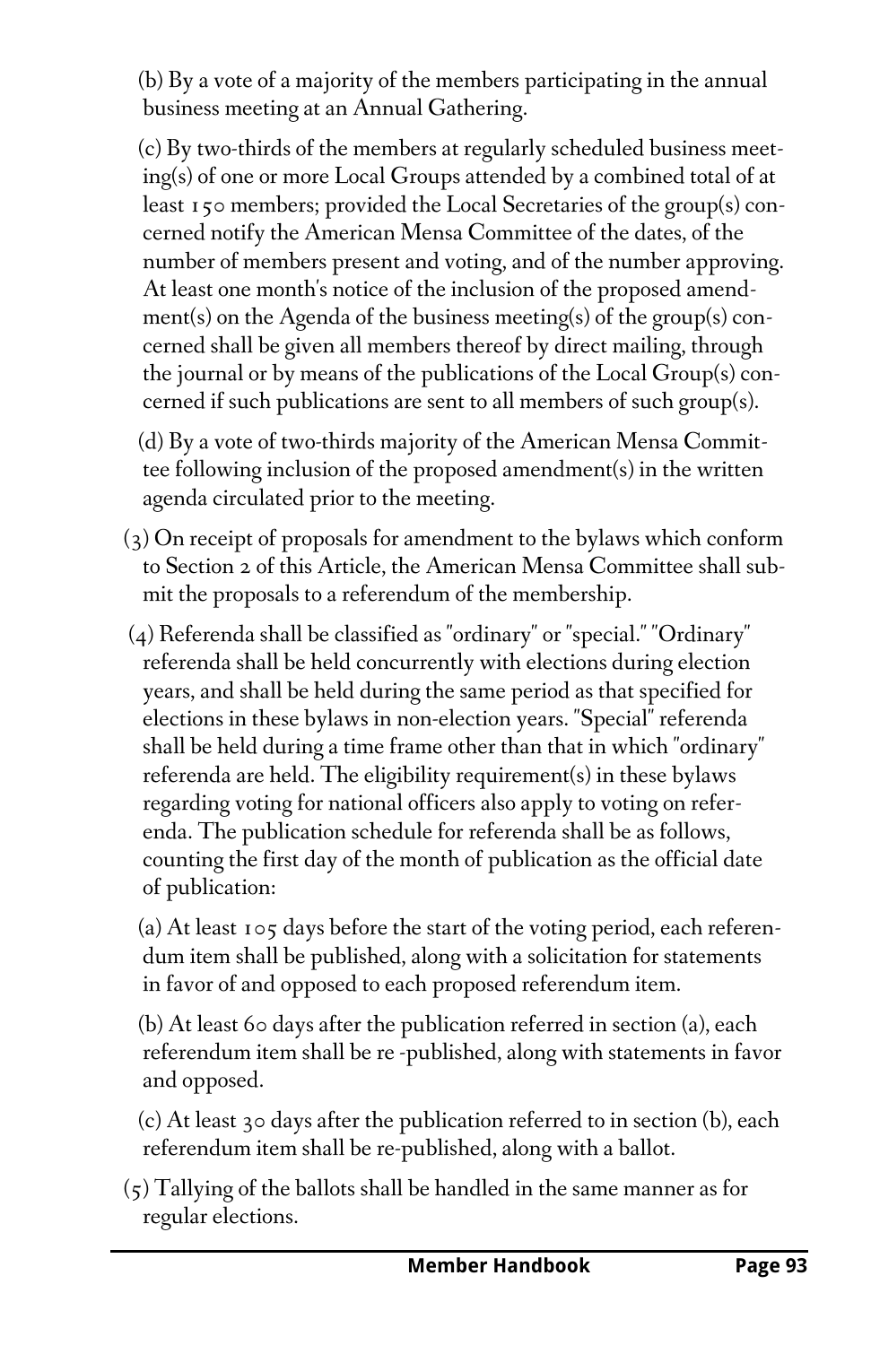(b) By a vote of a majority of the members participating in the annual business meeting at an Annual Gathering.

(c) By two-thirds of the members at regularly scheduled business meeting(s) of one or more Local Groups attended by a combined total of at least 150 members; provided the Local Secretaries of the group(s) concerned notify the American Mensa Committee of the dates, of the number of members present and voting, and of the number approving. At least one month's notice of the inclusion of the proposed amendment(s) on the Agenda of the business meeting(s) of the group(s) concerned shall be given all members thereof by direct mailing, through the journal or by means of the publications of the Local Group(s) concerned if such publications are sent to all members of such group(s).

(d) By a vote of two-thirds majority of the American Mensa Committee following inclusion of the proposed amendment(s) in the written agenda circulated prior to the meeting.

(3) On receipt of proposals for amendment to the bylaws which conform to Section 2 of this Article, the American Mensa Committee shall submit the proposals to a referendum of the membership.

(4) Referenda shall be classified as "ordinary" or "special." "Ordinary" referenda shall be held concurrently with elections during election years, and shall be held during the same period as that specified for elections in these bylaws in non-election years. "Special" referenda shall be held during a time frame other than that in which "ordinary" referenda are held. The eligibility requirement(s) in these bylaws regarding voting for national officers also apply to voting on referenda. The publication schedule for referenda shall be as follows, counting the first day of the month of publication as the official date of publication:

(a) At least 105 days before the start of the voting period, each referendum item shall be published, along with a solicitation for statements in favor of and opposed to each proposed referendum item.

(b) At least 60 days after the publication referred in section (a), each referendum item shall be re -published, along with statements in favor and opposed.

(c) At least 30 days after the publication referred to in section (b), each referendum item shall be re-published, along with a ballot.

(5) Tallying of the ballots shall be handled in the same manner as for regular elections.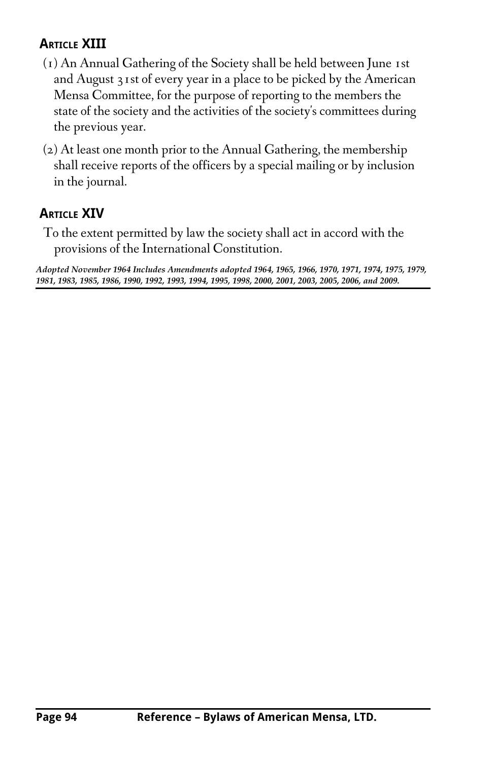## Article XIII

(1) An Annual Gathering of the Society shall be held between June 1st and August 31st of every year in a place to be picked by the American Mensa Committee, for the purpose of reporting to the members the state of the society and the activities of the society's committees during the previous year.

(2) At least one month prior to the Annual Gathering, the membership shall receive reports of the officers by a special mailing or by inclusion in the journal.

## Article XIV

To the extent permitted by law the society shall act in accord with the provisions of the International Constitution.

***Adopted November 1964 Includes Amendments adopted 1964, 1965, 1966, 1970, 1971, 1974, 1975, 1979, 1981, 1983, 1985, 1986, 1990, 1992, 1993, 1994, 1995, 1998, 2000, 2001, 2003, 2005, 2006, and 2009.***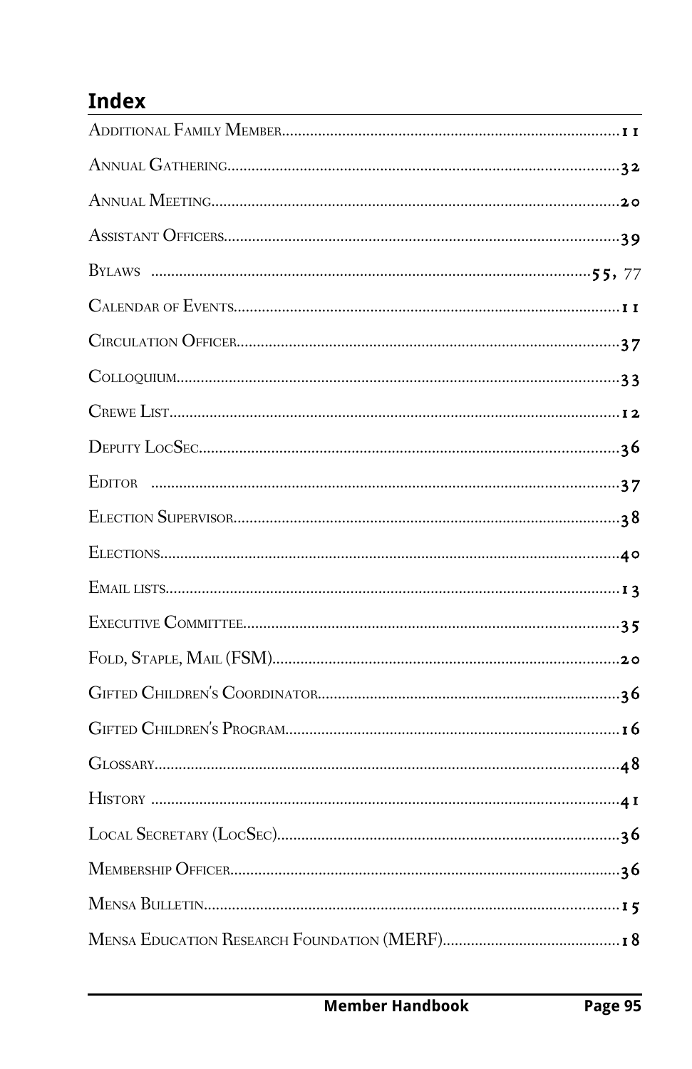## Index

Additional Family Member........11

Annual Gathering........32

Annual Meeting........20

Assistant Officers........39

Bylaws ........55, 77

Calendar of Events........11

Circulation Officer........37

Colloquium........33

Crewe List........12

Deputy LocSec........36

Editor ........37

Election Supervisor........38

Elections........40

Email lists........13

Executive Committee........35

Fold, Staple, Mail (FSM)........20

Gifted Children's Coordinator........36

Gifted Children's Program........16

Glossary........48

History ........41

Local Secretary (LocSec)........36

Membership Officer........36

Mensa Bulletin........15

Mensa Education Research Foundation (MERF)........18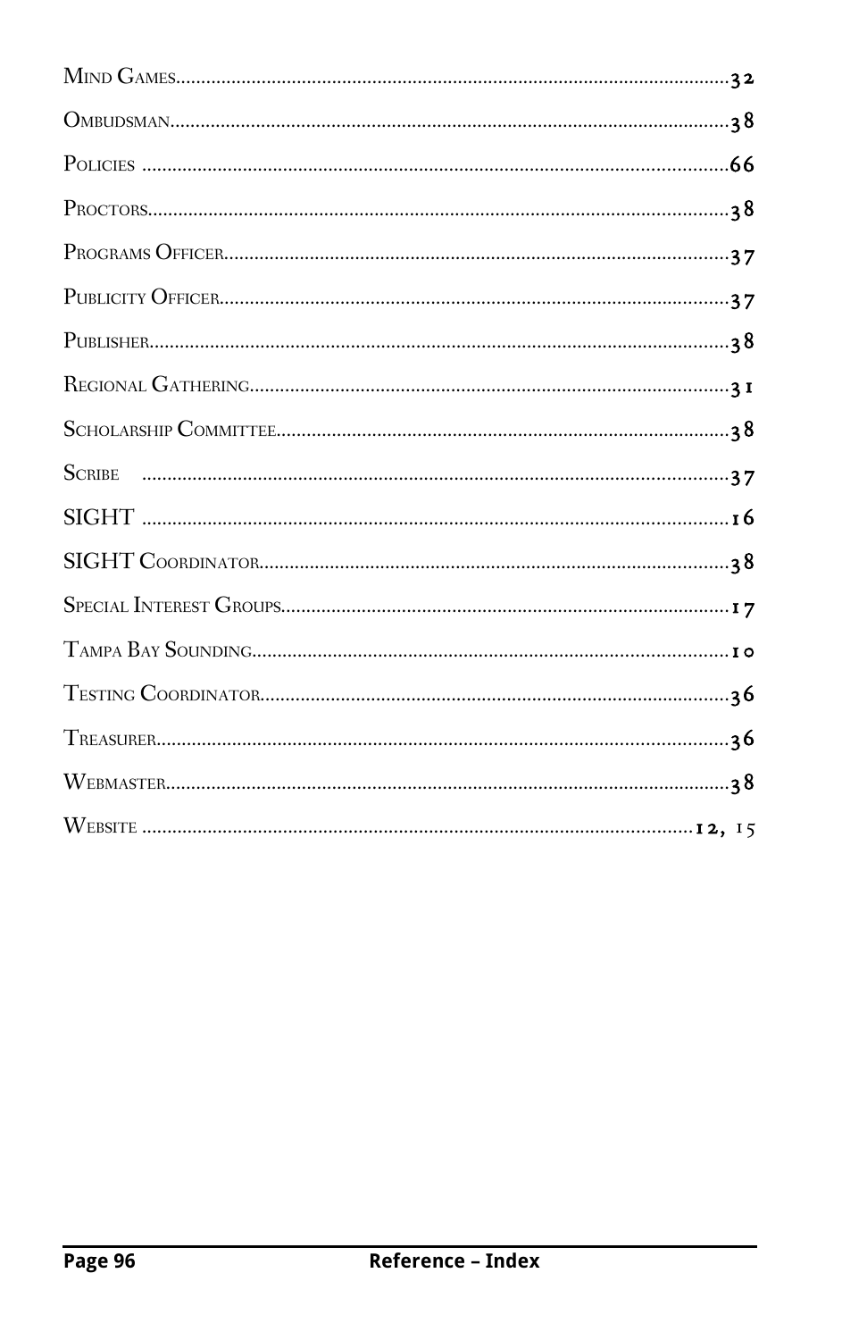Mind Games....................................................................................................32

Ombudsman....................................................................................................38

Policies ..........................................................................................................66

Proctors..........................................................................................................38

Programs Officer...........................................................................................37

Publicity Officer............................................................................................37

Publisher........................................................................................................38

Regional Gathering.......................................................................................31

Scholarship Committee................................................................................38

Scribe ............................................................................................................37

SIGHT ...........................................................................................................16

SIGHT Coordinator.......................................................................................38

Special Interest Groups................................................................................17

Tampa Bay Sounding....................................................................................10

Testing Coordinator......................................................................................36

Treasurer.......................................................................................................36

Webmaster.....................................................................................................38

Website ..........................................................................................12, 15